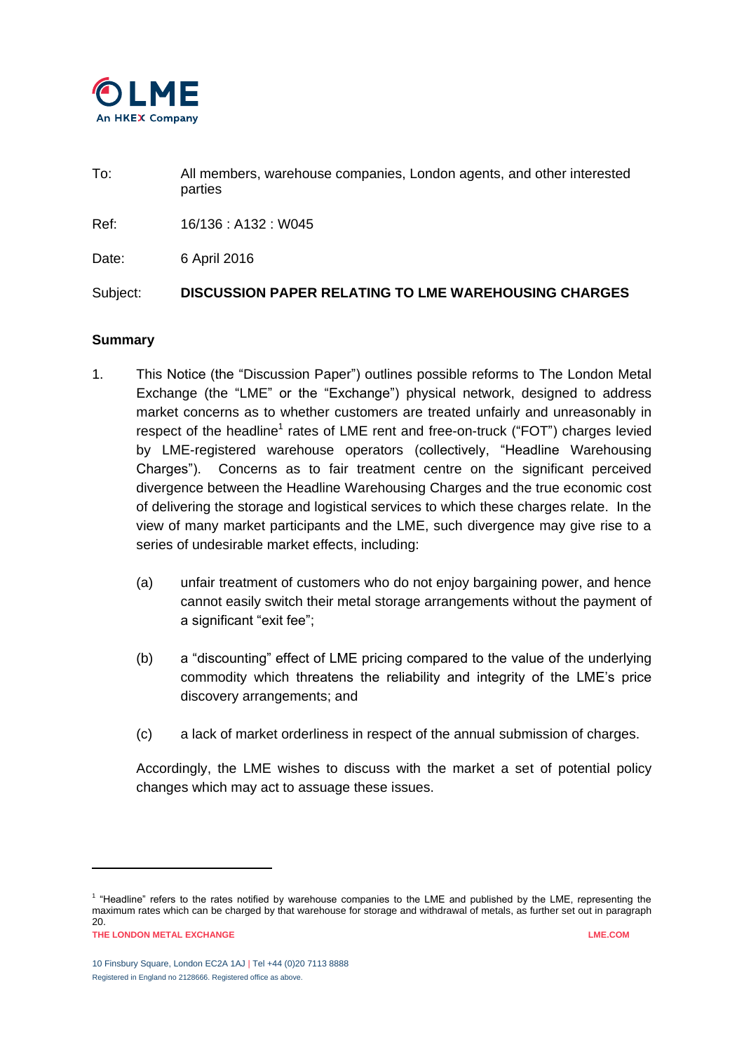To: All members, warehouse companies, London agents, and other interested parties

Ref: 16/136 : A132 : W045

Date: 6 April 2016

Subject: **DISCUSSION PAPER RELATING TO LME WAREHOUSING CHARGES**

## Summary

1. This Notice (the "Discussion Paper") outlines possible reforms to The London Metal Exchange (the "LME" or the "Exchange") physical network, designed to address market concerns as to whether customers are treated unfairly and unreasonably in respect of the headline[1] rates of LME rent and free-on-truck ("FOT") charges levied by LME-registered warehouse operators (collectively, "Headline Warehousing Charges"). Concerns as to fair treatment centre on the significant perceived divergence between the Headline Warehousing Charges and the true economic cost of delivering the storage and logistical services to which these charges relate. In the view of many market participants and the LME, such divergence may give rise to a series of undesirable market effects, including:

   (a) unfair treatment of customers who do not enjoy bargaining power, and hence cannot easily switch their metal storage arrangements without the payment of a significant "exit fee";

   (b) a "discounting" effect of LME pricing compared to the value of the underlying commodity which threatens the reliability and integrity of the LME's price discovery arrangements; and

   (c) a lack of market orderliness in respect of the annual submission of charges.

   Accordingly, the LME wishes to discuss with the market a set of potential policy changes which may act to assuage these issues.

[1] "Headline" refers to the rates notified by warehouse companies to the LME and published by the LME, representing the maximum rates which can be charged by that warehouse for storage and withdrawal of metals, as further set out in paragraph 20.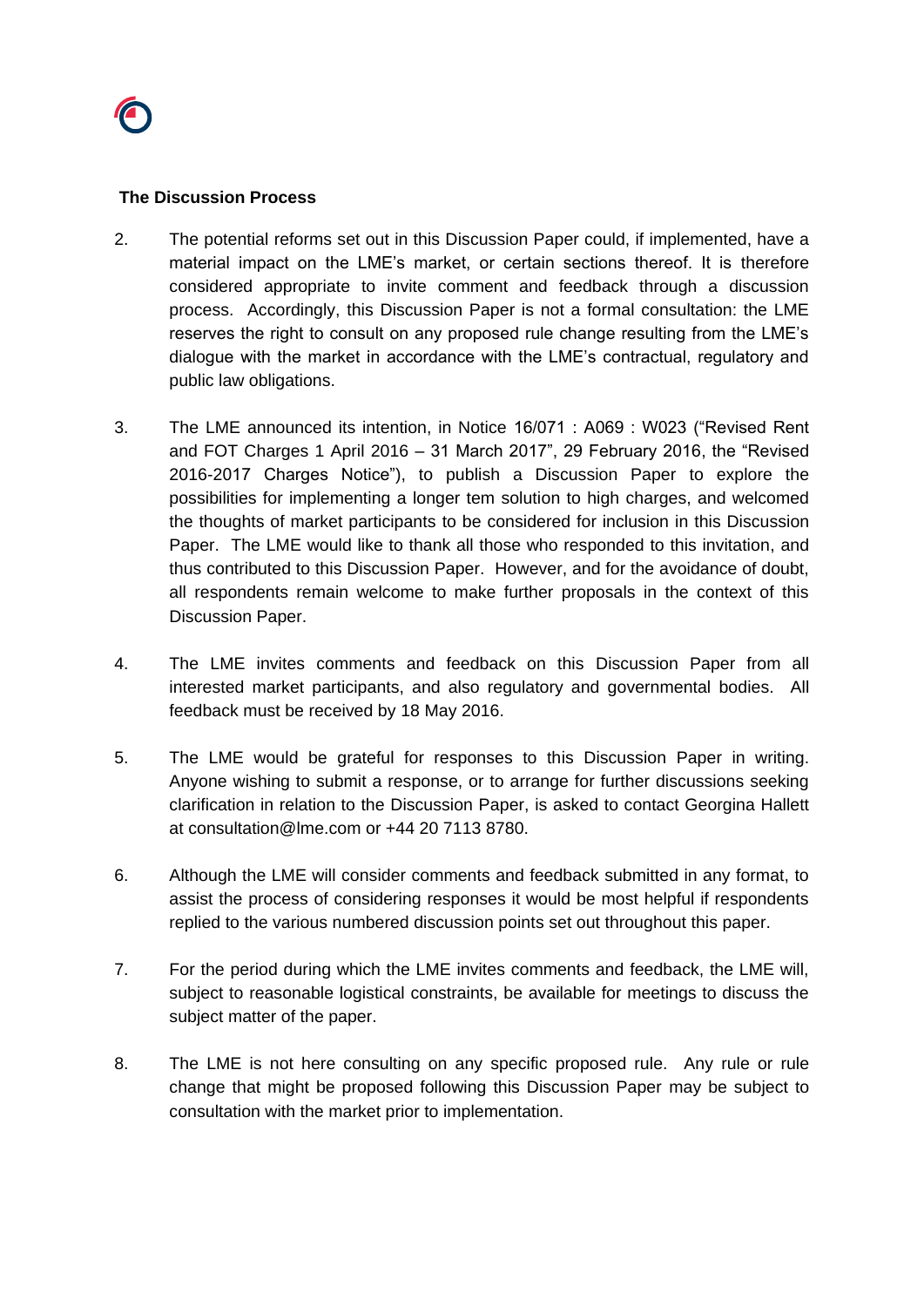## The Discussion Process

2. The potential reforms set out in this Discussion Paper could, if implemented, have a material impact on the LME's market, or certain sections thereof. It is therefore considered appropriate to invite comment and feedback through a discussion process. Accordingly, this Discussion Paper is not a formal consultation: the LME reserves the right to consult on any proposed rule change resulting from the LME's dialogue with the market in accordance with the LME's contractual, regulatory and public law obligations.

3. The LME announced its intention, in Notice 16/071 : A069 : W023 ("Revised Rent and FOT Charges 1 April 2016 – 31 March 2017", 29 February 2016, the "Revised 2016-2017 Charges Notice"), to publish a Discussion Paper to explore the possibilities for implementing a longer tem solution to high charges, and welcomed the thoughts of market participants to be considered for inclusion in this Discussion Paper. The LME would like to thank all those who responded to this invitation, and thus contributed to this Discussion Paper. However, and for the avoidance of doubt, all respondents remain welcome to make further proposals in the context of this Discussion Paper.

4. The LME invites comments and feedback on this Discussion Paper from all interested market participants, and also regulatory and governmental bodies. All feedback must be received by 18 May 2016.

5. The LME would be grateful for responses to this Discussion Paper in writing. Anyone wishing to submit a response, or to arrange for further discussions seeking clarification in relation to the Discussion Paper, is asked to contact Georgina Hallett at consultation@lme.com or +44 20 7113 8780.

6. Although the LME will consider comments and feedback submitted in any format, to assist the process of considering responses it would be most helpful if respondents replied to the various numbered discussion points set out throughout this paper.

7. For the period during which the LME invites comments and feedback, the LME will, subject to reasonable logistical constraints, be available for meetings to discuss the subject matter of the paper.

8. The LME is not here consulting on any specific proposed rule. Any rule or rule change that might be proposed following this Discussion Paper may be subject to consultation with the market prior to implementation.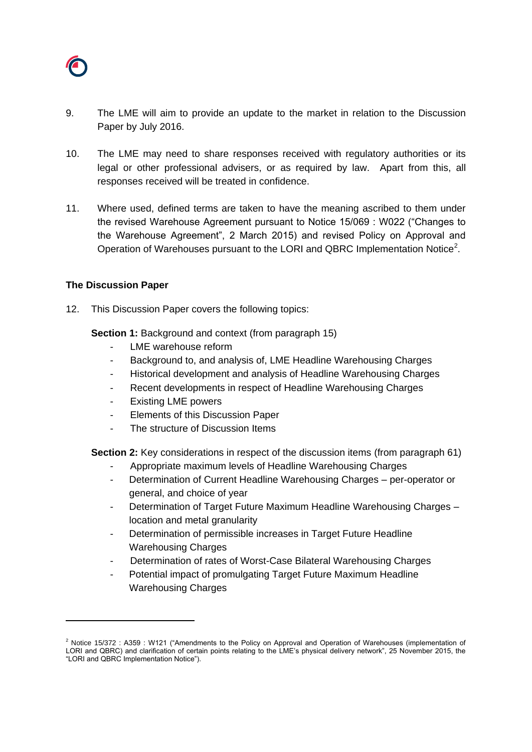9. The LME will aim to provide an update to the market in relation to the Discussion Paper by July 2016.

10. The LME may need to share responses received with regulatory authorities or its legal or other professional advisers, or as required by law. Apart from this, all responses received will be treated in confidence.

11. Where used, defined terms are taken to have the meaning ascribed to them under the revised Warehouse Agreement pursuant to Notice 15/069 : W022 ("Changes to the Warehouse Agreement", 2 March 2015) and revised Policy on Approval and Operation of Warehouses pursuant to the LORI and QBRC Implementation Notice[2].

**The Discussion Paper**

12. This Discussion Paper covers the following topics:

**Section 1:** Background and context (from paragraph 15)

- LME warehouse reform
- Background to, and analysis of, LME Headline Warehousing Charges
- Historical development and analysis of Headline Warehousing Charges
- Recent developments in respect of Headline Warehousing Charges
- Existing LME powers
- Elements of this Discussion Paper
- The structure of Discussion Items

**Section 2:** Key considerations in respect of the discussion items (from paragraph 61)

- Appropriate maximum levels of Headline Warehousing Charges
- Determination of Current Headline Warehousing Charges – per-operator or general, and choice of year
- Determination of Target Future Maximum Headline Warehousing Charges – location and metal granularity
- Determination of permissible increases in Target Future Headline Warehousing Charges
- Determination of rates of Worst-Case Bilateral Warehousing Charges
- Potential impact of promulgating Target Future Maximum Headline Warehousing Charges

[2] Notice 15/372 : A359 : W121 ("Amendments to the Policy on Approval and Operation of Warehouses (implementation of LORI and QBRC) and clarification of certain points relating to the LME's physical delivery network", 25 November 2015, the "LORI and QBRC Implementation Notice").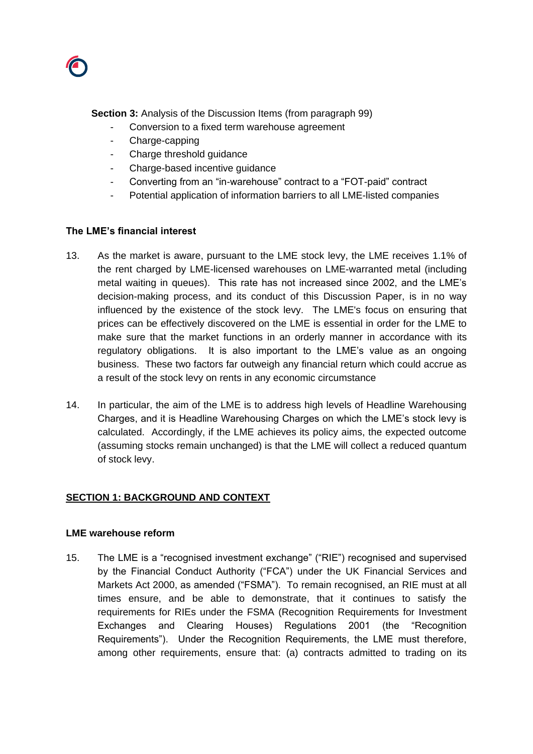**Section 3:** Analysis of the Discussion Items (from paragraph 99)

- Conversion to a fixed term warehouse agreement
- Charge-capping
- Charge threshold guidance
- Charge-based incentive guidance
- Converting from an "in-warehouse" contract to a "FOT-paid" contract
- Potential application of information barriers to all LME-listed companies

**The LME's financial interest**

13. As the market is aware, pursuant to the LME stock levy, the LME receives 1.1% of the rent charged by LME-licensed warehouses on LME-warranted metal (including metal waiting in queues). This rate has not increased since 2002, and the LME's decision-making process, and its conduct of this Discussion Paper, is in no way influenced by the existence of the stock levy. The LME's focus on ensuring that prices can be effectively discovered on the LME is essential in order for the LME to make sure that the market functions in an orderly manner in accordance with its regulatory obligations. It is also important to the LME's value as an ongoing business. These two factors far outweigh any financial return which could accrue as a result of the stock levy on rents in any economic circumstance

14. In particular, the aim of the LME is to address high levels of Headline Warehousing Charges, and it is Headline Warehousing Charges on which the LME's stock levy is calculated. Accordingly, if the LME achieves its policy aims, the expected outcome (assuming stocks remain unchanged) is that the LME will collect a reduced quantum of stock levy.

## SECTION 1: BACKGROUND AND CONTEXT

**LME warehouse reform**

15. The LME is a "recognised investment exchange" ("RIE") recognised and supervised by the Financial Conduct Authority ("FCA") under the UK Financial Services and Markets Act 2000, as amended ("FSMA"). To remain recognised, an RIE must at all times ensure, and be able to demonstrate, that it continues to satisfy the requirements for RIEs under the FSMA (Recognition Requirements for Investment Exchanges and Clearing Houses) Regulations 2001 (the "Recognition Requirements"). Under the Recognition Requirements, the LME must therefore, among other requirements, ensure that: (a) contracts admitted to trading on its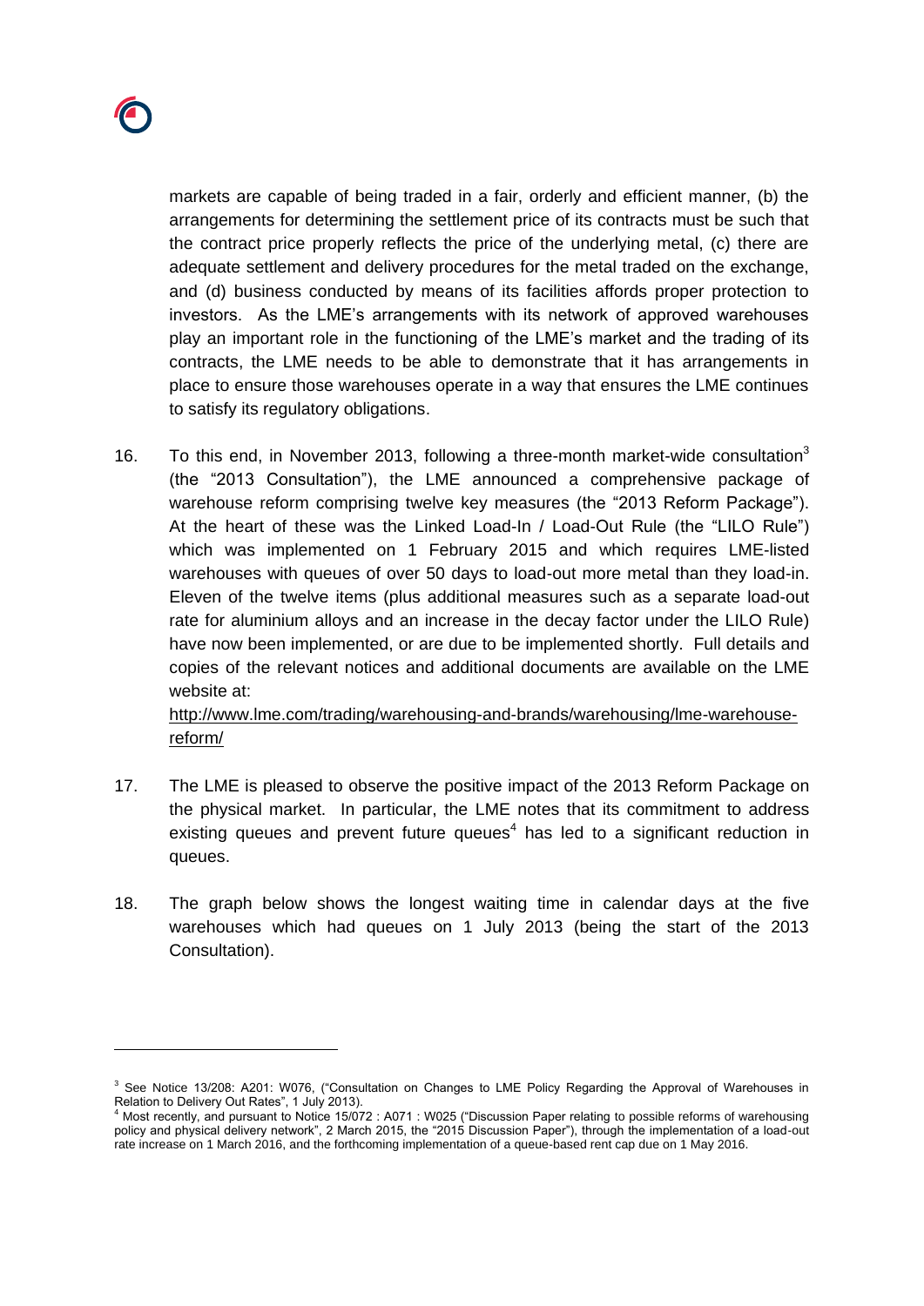markets are capable of being traded in a fair, orderly and efficient manner, (b) the arrangements for determining the settlement price of its contracts must be such that the contract price properly reflects the price of the underlying metal, (c) there are adequate settlement and delivery procedures for the metal traded on the exchange, and (d) business conducted by means of its facilities affords proper protection to investors. As the LME's arrangements with its network of approved warehouses play an important role in the functioning of the LME's market and the trading of its contracts, the LME needs to be able to demonstrate that it has arrangements in place to ensure those warehouses operate in a way that ensures the LME continues to satisfy its regulatory obligations.

16. To this end, in November 2013, following a three-month market-wide consultation[3] (the "2013 Consultation"), the LME announced a comprehensive package of warehouse reform comprising twelve key measures (the "2013 Reform Package"). At the heart of these was the Linked Load-In / Load-Out Rule (the "LILO Rule") which was implemented on 1 February 2015 and which requires LME-listed warehouses with queues of over 50 days to load-out more metal than they load-in. Eleven of the twelve items (plus additional measures such as a separate load-out rate for aluminium alloys and an increase in the decay factor under the LILO Rule) have now been implemented, or are due to be implemented shortly. Full details and copies of the relevant notices and additional documents are available on the LME website at:
[http://www.lme.com/trading/warehousing-and-brands/warehousing/lme-warehouse-reform/](http://www.lme.com/trading/warehousing-and-brands/warehousing/lme-warehouse-reform/)

17. The LME is pleased to observe the positive impact of the 2013 Reform Package on the physical market. In particular, the LME notes that its commitment to address existing queues and prevent future queues[4] has led to a significant reduction in queues.

18. The graph below shows the longest waiting time in calendar days at the five warehouses which had queues on 1 July 2013 (being the start of the 2013 Consultation).

---

[3] See Notice 13/208: A201: W076, ("Consultation on Changes to LME Policy Regarding the Approval of Warehouses in Relation to Delivery Out Rates", 1 July 2013).

[4] Most recently, and pursuant to Notice 15/072 : A071 : W025 ("Discussion Paper relating to possible reforms of warehousing policy and physical delivery network", 2 March 2015, the "2015 Discussion Paper"), through the implementation of a load-out rate increase on 1 March 2016, and the forthcoming implementation of a queue-based rent cap due on 1 May 2016.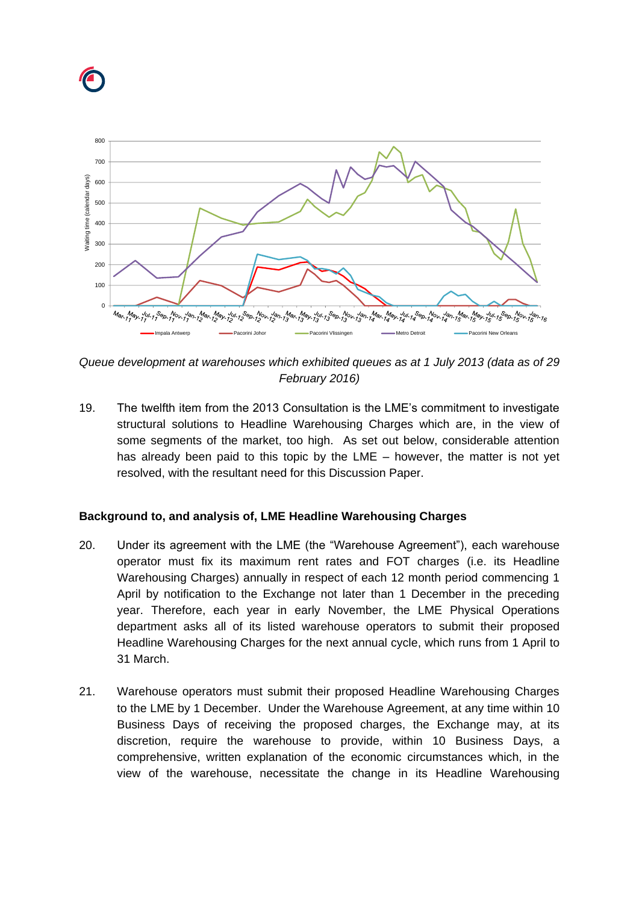*Queue development at warehouses which exhibited queues as at 1 July 2013 (data as of 29 February 2016)*

19. The twelfth item from the 2013 Consultation is the LME's commitment to investigate structural solutions to Headline Warehousing Charges which are, in the view of some segments of the market, too high. As set out below, considerable attention has already been paid to this topic by the LME – however, the matter is not yet resolved, with the resultant need for this Discussion Paper.

**Background to, and analysis of, LME Headline Warehousing Charges**

20. Under its agreement with the LME (the "Warehouse Agreement"), each warehouse operator must fix its maximum rent rates and FOT charges (i.e. its Headline Warehousing Charges) annually in respect of each 12 month period commencing 1 April by notification to the Exchange not later than 1 December in the preceding year. Therefore, each year in early November, the LME Physical Operations department asks all of its listed warehouse operators to submit their proposed Headline Warehousing Charges for the next annual cycle, which runs from 1 April to 31 March.

21. Warehouse operators must submit their proposed Headline Warehousing Charges to the LME by 1 December. Under the Warehouse Agreement, at any time within 10 Business Days of receiving the proposed charges, the Exchange may, at its discretion, require the warehouse to provide, within 10 Business Days, a comprehensive, written explanation of the economic circumstances which, in the view of the warehouse, necessitate the change in its Headline Warehousing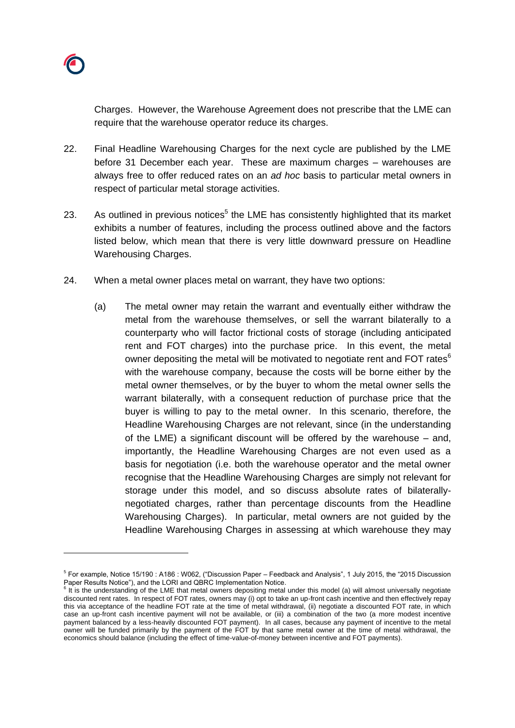Charges. However, the Warehouse Agreement does not prescribe that the LME can require that the warehouse operator reduce its charges.

22. Final Headline Warehousing Charges for the next cycle are published by the LME before 31 December each year. These are maximum charges – warehouses are always free to offer reduced rates on an *ad hoc* basis to particular metal owners in respect of particular metal storage activities.

23. As outlined in previous notices[5] the LME has consistently highlighted that its market exhibits a number of features, including the process outlined above and the factors listed below, which mean that there is very little downward pressure on Headline Warehousing Charges.

24. When a metal owner places metal on warrant, they have two options:

    (a) The metal owner may retain the warrant and eventually either withdraw the metal from the warehouse themselves, or sell the warrant bilaterally to a counterparty who will factor frictional costs of storage (including anticipated rent and FOT charges) into the purchase price. In this event, the metal owner depositing the metal will be motivated to negotiate rent and FOT rates[6] with the warehouse company, because the costs will be borne either by the metal owner themselves, or by the buyer to whom the metal owner sells the warrant bilaterally, with a consequent reduction of purchase price that the buyer is willing to pay to the metal owner. In this scenario, therefore, the Headline Warehousing Charges are not relevant, since (in the understanding of the LME) a significant discount will be offered by the warehouse – and, importantly, the Headline Warehousing Charges are not even used as a basis for negotiation (i.e. both the warehouse operator and the metal owner recognise that the Headline Warehousing Charges are simply not relevant for storage under this model, and so discuss absolute rates of bilaterally-negotiated charges, rather than percentage discounts from the Headline Warehousing Charges). In particular, metal owners are not guided by the Headline Warehousing Charges in assessing at which warehouse they may

---

[5] For example, Notice 15/190 : A186 : W062, ("Discussion Paper – Feedback and Analysis", 1 July 2015, the "2015 Discussion Paper Results Notice"), and the LORI and QBRC Implementation Notice.

[6] It is the understanding of the LME that metal owners depositing metal under this model (a) will almost universally negotiate discounted rent rates. In respect of FOT rates, owners may (i) opt to take an up-front cash incentive and then effectively repay this via acceptance of the headline FOT rate at the time of metal withdrawal, (ii) negotiate a discounted FOT rate, in which case an up-front cash incentive payment will not be available, or (iii) a combination of the two (a more modest incentive payment balanced by a less-heavily discounted FOT payment). In all cases, because any payment of incentive to the metal owner will be funded primarily by the payment of the FOT by that same metal owner at the time of metal withdrawal, the economics should balance (including the effect of time-value-of-money between incentive and FOT payments).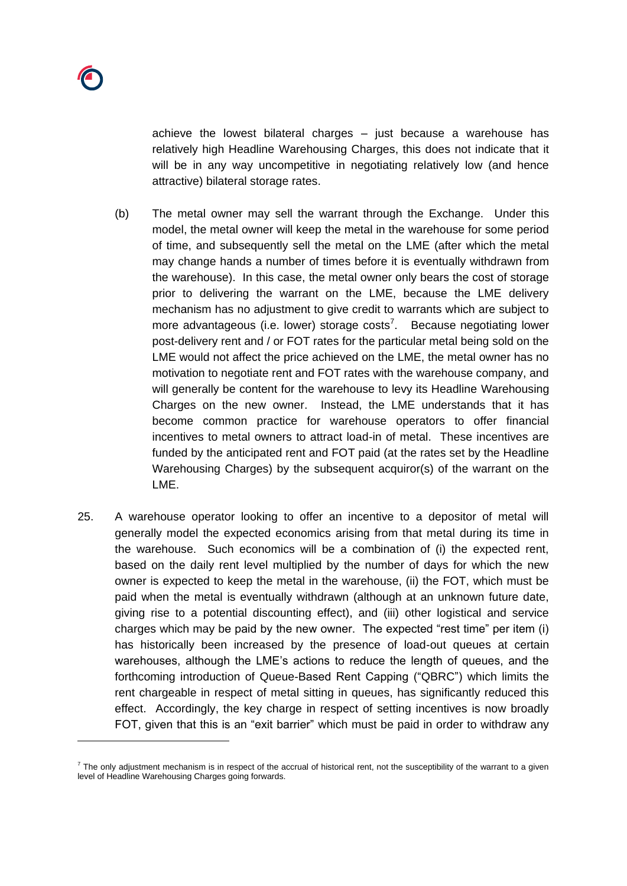achieve the lowest bilateral charges – just because a warehouse has relatively high Headline Warehousing Charges, this does not indicate that it will be in any way uncompetitive in negotiating relatively low (and hence attractive) bilateral storage rates.

(b) The metal owner may sell the warrant through the Exchange. Under this model, the metal owner will keep the metal in the warehouse for some period of time, and subsequently sell the metal on the LME (after which the metal may change hands a number of times before it is eventually withdrawn from the warehouse). In this case, the metal owner only bears the cost of storage prior to delivering the warrant on the LME, because the LME delivery mechanism has no adjustment to give credit to warrants which are subject to more advantageous (i.e. lower) storage costs[7]. Because negotiating lower post-delivery rent and / or FOT rates for the particular metal being sold on the LME would not affect the price achieved on the LME, the metal owner has no motivation to negotiate rent and FOT rates with the warehouse company, and will generally be content for the warehouse to levy its Headline Warehousing Charges on the new owner. Instead, the LME understands that it has become common practice for warehouse operators to offer financial incentives to metal owners to attract load-in of metal. These incentives are funded by the anticipated rent and FOT paid (at the rates set by the Headline Warehousing Charges) by the subsequent acquiror(s) of the warrant on the LME.

25. A warehouse operator looking to offer an incentive to a depositor of metal will generally model the expected economics arising from that metal during its time in the warehouse. Such economics will be a combination of (i) the expected rent, based on the daily rent level multiplied by the number of days for which the new owner is expected to keep the metal in the warehouse, (ii) the FOT, which must be paid when the metal is eventually withdrawn (although at an unknown future date, giving rise to a potential discounting effect), and (iii) other logistical and service charges which may be paid by the new owner. The expected "rest time" per item (i) has historically been increased by the presence of load-out queues at certain warehouses, although the LME's actions to reduce the length of queues, and the forthcoming introduction of Queue-Based Rent Capping ("QBRC") which limits the rent chargeable in respect of metal sitting in queues, has significantly reduced this effect. Accordingly, the key charge in respect of setting incentives is now broadly FOT, given that this is an "exit barrier" which must be paid in order to withdraw any

---

[7] The only adjustment mechanism is in respect of the accrual of historical rent, not the susceptibility of the warrant to a given level of Headline Warehousing Charges going forwards.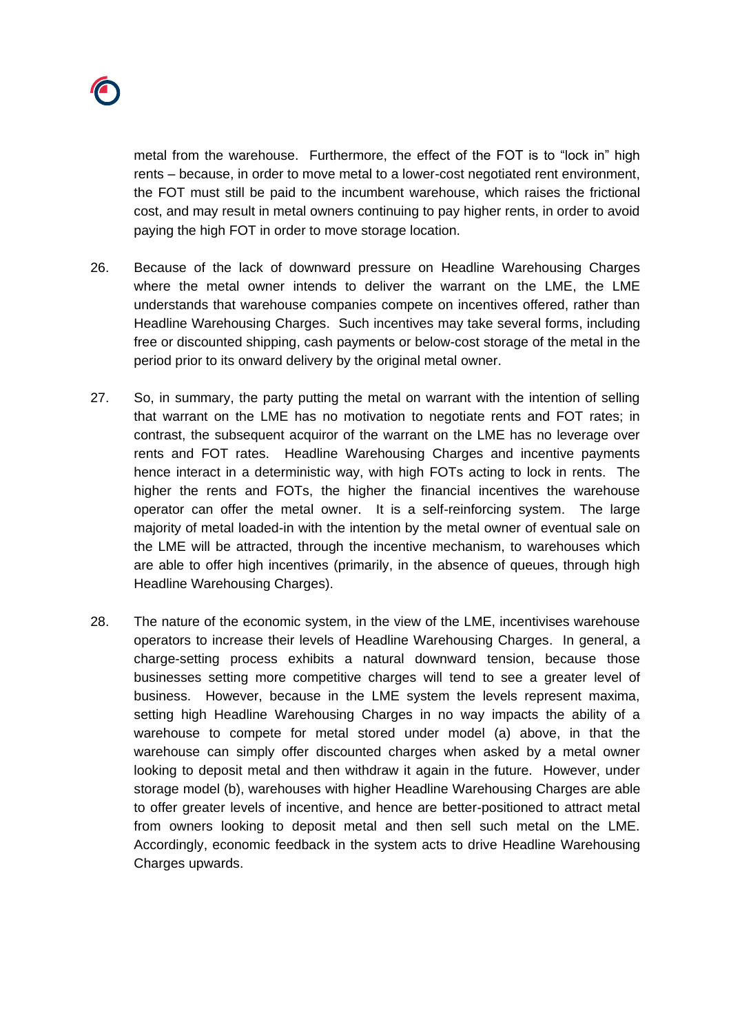metal from the warehouse. Furthermore, the effect of the FOT is to "lock in" high rents – because, in order to move metal to a lower-cost negotiated rent environment, the FOT must still be paid to the incumbent warehouse, which raises the frictional cost, and may result in metal owners continuing to pay higher rents, in order to avoid paying the high FOT in order to move storage location.

26. Because of the lack of downward pressure on Headline Warehousing Charges where the metal owner intends to deliver the warrant on the LME, the LME understands that warehouse companies compete on incentives offered, rather than Headline Warehousing Charges. Such incentives may take several forms, including free or discounted shipping, cash payments or below-cost storage of the metal in the period prior to its onward delivery by the original metal owner.

27. So, in summary, the party putting the metal on warrant with the intention of selling that warrant on the LME has no motivation to negotiate rents and FOT rates; in contrast, the subsequent acquiror of the warrant on the LME has no leverage over rents and FOT rates. Headline Warehousing Charges and incentive payments hence interact in a deterministic way, with high FOTs acting to lock in rents. The higher the rents and FOTs, the higher the financial incentives the warehouse operator can offer the metal owner. It is a self-reinforcing system. The large majority of metal loaded-in with the intention by the metal owner of eventual sale on the LME will be attracted, through the incentive mechanism, to warehouses which are able to offer high incentives (primarily, in the absence of queues, through high Headline Warehousing Charges).

28. The nature of the economic system, in the view of the LME, incentivises warehouse operators to increase their levels of Headline Warehousing Charges. In general, a charge-setting process exhibits a natural downward tension, because those businesses setting more competitive charges will tend to see a greater level of business. However, because in the LME system the levels represent maxima, setting high Headline Warehousing Charges in no way impacts the ability of a warehouse to compete for metal stored under model (a) above, in that the warehouse can simply offer discounted charges when asked by a metal owner looking to deposit metal and then withdraw it again in the future. However, under storage model (b), warehouses with higher Headline Warehousing Charges are able to offer greater levels of incentive, and hence are better-positioned to attract metal from owners looking to deposit metal and then sell such metal on the LME. Accordingly, economic feedback in the system acts to drive Headline Warehousing Charges upwards.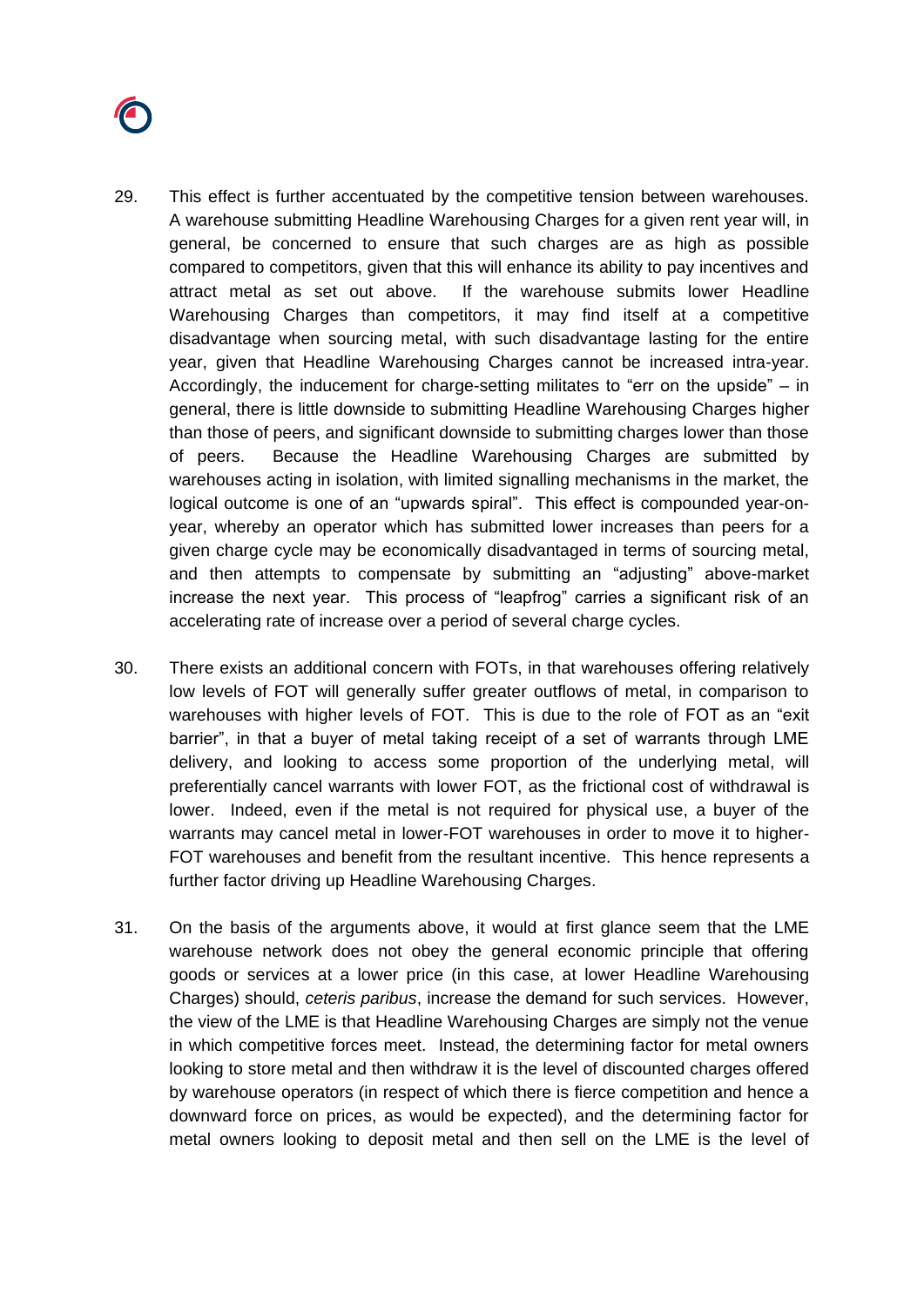29. This effect is further accentuated by the competitive tension between warehouses. A warehouse submitting Headline Warehousing Charges for a given rent year will, in general, be concerned to ensure that such charges are as high as possible compared to competitors, given that this will enhance its ability to pay incentives and attract metal as set out above. If the warehouse submits lower Headline Warehousing Charges than competitors, it may find itself at a competitive disadvantage when sourcing metal, with such disadvantage lasting for the entire year, given that Headline Warehousing Charges cannot be increased intra-year. Accordingly, the inducement for charge-setting militates to "err on the upside" – in general, there is little downside to submitting Headline Warehousing Charges higher than those of peers, and significant downside to submitting charges lower than those of peers. Because the Headline Warehousing Charges are submitted by warehouses acting in isolation, with limited signalling mechanisms in the market, the logical outcome is one of an "upwards spiral". This effect is compounded year-on-year, whereby an operator which has submitted lower increases than peers for a given charge cycle may be economically disadvantaged in terms of sourcing metal, and then attempts to compensate by submitting an "adjusting" above-market increase the next year. This process of "leapfrog" carries a significant risk of an accelerating rate of increase over a period of several charge cycles.

30. There exists an additional concern with FOTs, in that warehouses offering relatively low levels of FOT will generally suffer greater outflows of metal, in comparison to warehouses with higher levels of FOT. This is due to the role of FOT as an "exit barrier", in that a buyer of metal taking receipt of a set of warrants through LME delivery, and looking to access some proportion of the underlying metal, will preferentially cancel warrants with lower FOT, as the frictional cost of withdrawal is lower. Indeed, even if the metal is not required for physical use, a buyer of the warrants may cancel metal in lower-FOT warehouses in order to move it to higher-FOT warehouses and benefit from the resultant incentive. This hence represents a further factor driving up Headline Warehousing Charges.

31. On the basis of the arguments above, it would at first glance seem that the LME warehouse network does not obey the general economic principle that offering goods or services at a lower price (in this case, at lower Headline Warehousing Charges) should, *ceteris paribus*, increase the demand for such services. However, the view of the LME is that Headline Warehousing Charges are simply not the venue in which competitive forces meet. Instead, the determining factor for metal owners looking to store metal and then withdraw it is the level of discounted charges offered by warehouse operators (in respect of which there is fierce competition and hence a downward force on prices, as would be expected), and the determining factor for metal owners looking to deposit metal and then sell on the LME is the level of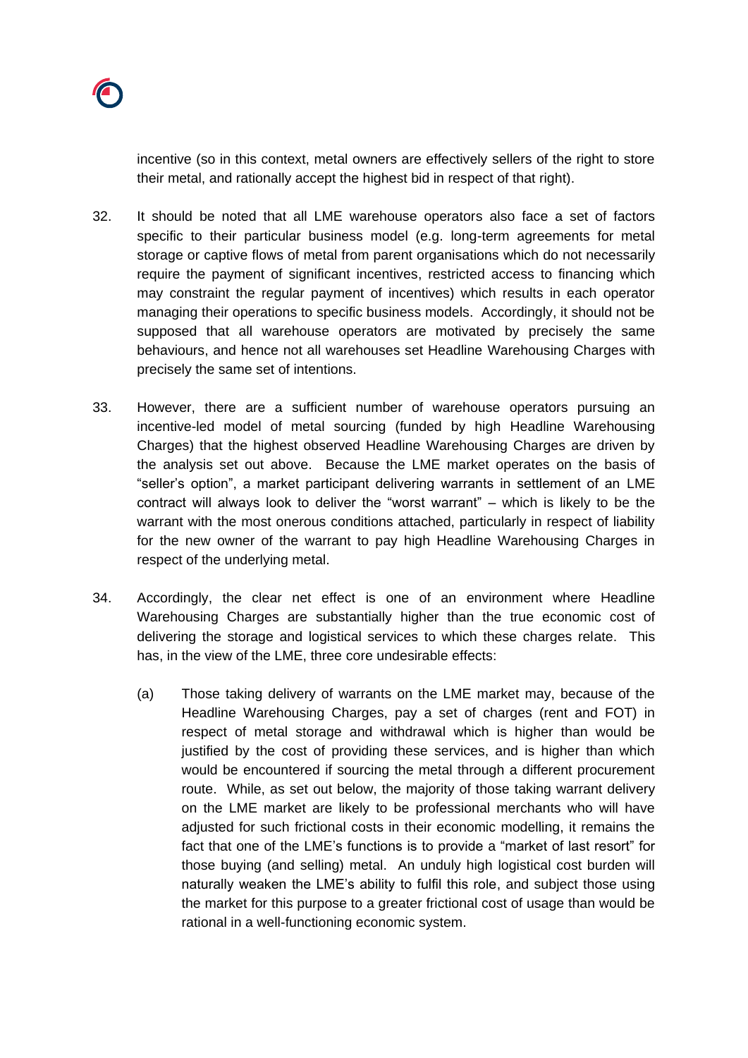incentive (so in this context, metal owners are effectively sellers of the right to store their metal, and rationally accept the highest bid in respect of that right).

32. It should be noted that all LME warehouse operators also face a set of factors specific to their particular business model (e.g. long-term agreements for metal storage or captive flows of metal from parent organisations which do not necessarily require the payment of significant incentives, restricted access to financing which may constraint the regular payment of incentives) which results in each operator managing their operations to specific business models. Accordingly, it should not be supposed that all warehouse operators are motivated by precisely the same behaviours, and hence not all warehouses set Headline Warehousing Charges with precisely the same set of intentions.

33. However, there are a sufficient number of warehouse operators pursuing an incentive-led model of metal sourcing (funded by high Headline Warehousing Charges) that the highest observed Headline Warehousing Charges are driven by the analysis set out above. Because the LME market operates on the basis of "seller's option", a market participant delivering warrants in settlement of an LME contract will always look to deliver the "worst warrant" – which is likely to be the warrant with the most onerous conditions attached, particularly in respect of liability for the new owner of the warrant to pay high Headline Warehousing Charges in respect of the underlying metal.

34. Accordingly, the clear net effect is one of an environment where Headline Warehousing Charges are substantially higher than the true economic cost of delivering the storage and logistical services to which these charges relate. This has, in the view of the LME, three core undesirable effects:

    (a) Those taking delivery of warrants on the LME market may, because of the Headline Warehousing Charges, pay a set of charges (rent and FOT) in respect of metal storage and withdrawal which is higher than would be justified by the cost of providing these services, and is higher than which would be encountered if sourcing the metal through a different procurement route. While, as set out below, the majority of those taking warrant delivery on the LME market are likely to be professional merchants who will have adjusted for such frictional costs in their economic modelling, it remains the fact that one of the LME's functions is to provide a "market of last resort" for those buying (and selling) metal. An unduly high logistical cost burden will naturally weaken the LME's ability to fulfil this role, and subject those using the market for this purpose to a greater frictional cost of usage than would be rational in a well-functioning economic system.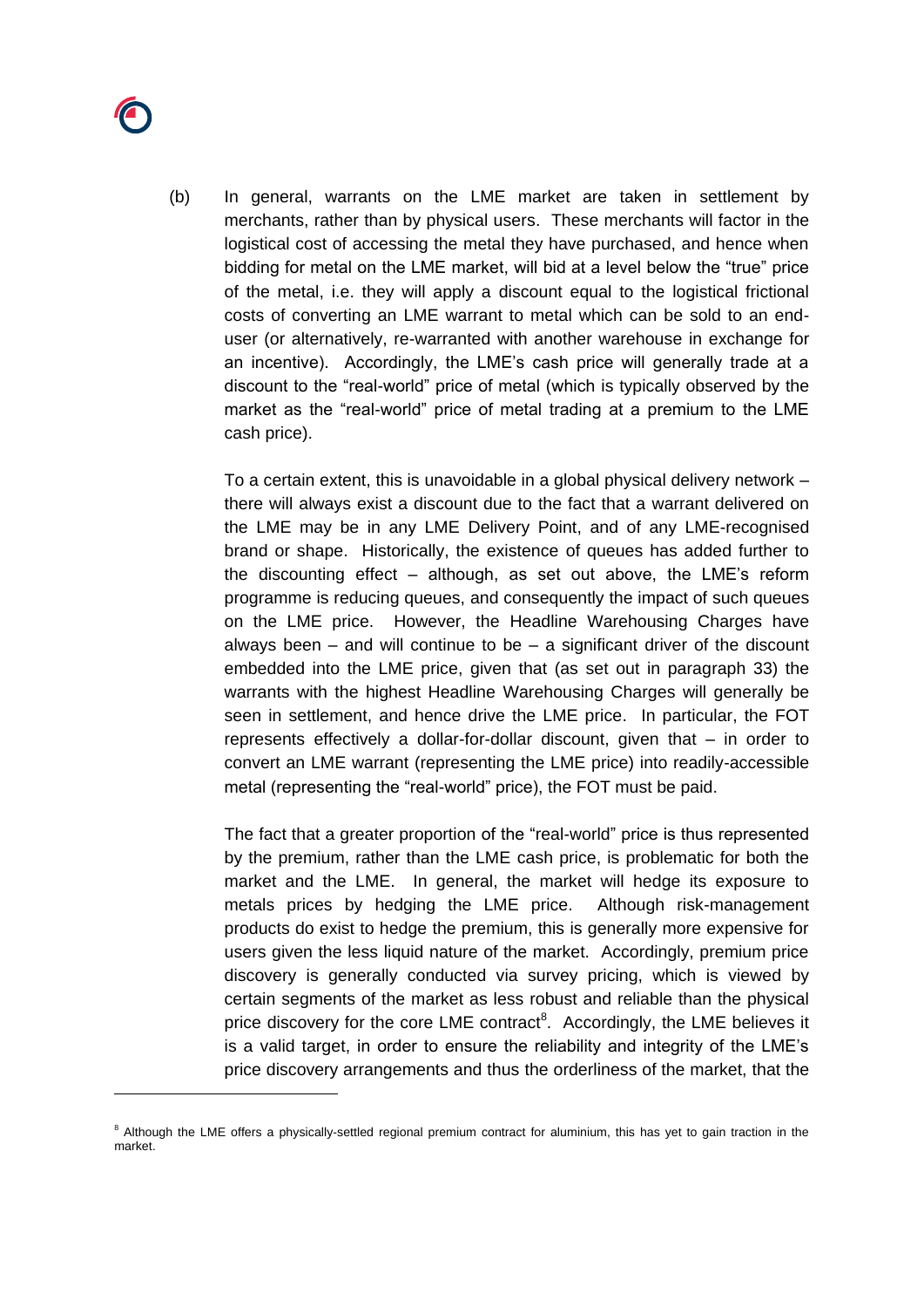(b) In general, warrants on the LME market are taken in settlement by merchants, rather than by physical users. These merchants will factor in the logistical cost of accessing the metal they have purchased, and hence when bidding for metal on the LME market, will bid at a level below the "true" price of the metal, i.e. they will apply a discount equal to the logistical frictional costs of converting an LME warrant to metal which can be sold to an end-user (or alternatively, re-warranted with another warehouse in exchange for an incentive). Accordingly, the LME's cash price will generally trade at a discount to the "real-world" price of metal (which is typically observed by the market as the "real-world" price of metal trading at a premium to the LME cash price).

To a certain extent, this is unavoidable in a global physical delivery network – there will always exist a discount due to the fact that a warrant delivered on the LME may be in any LME Delivery Point, and of any LME-recognised brand or shape. Historically, the existence of queues has added further to the discounting effect – although, as set out above, the LME's reform programme is reducing queues, and consequently the impact of such queues on the LME price. However, the Headline Warehousing Charges have always been – and will continue to be – a significant driver of the discount embedded into the LME price, given that (as set out in paragraph 33) the warrants with the highest Headline Warehousing Charges will generally be seen in settlement, and hence drive the LME price. In particular, the FOT represents effectively a dollar-for-dollar discount, given that – in order to convert an LME warrant (representing the LME price) into readily-accessible metal (representing the "real-world" price), the FOT must be paid.

The fact that a greater proportion of the "real-world" price is thus represented by the premium, rather than the LME cash price, is problematic for both the market and the LME. In general, the market will hedge its exposure to metals prices by hedging the LME price. Although risk-management products do exist to hedge the premium, this is generally more expensive for users given the less liquid nature of the market. Accordingly, premium price discovery is generally conducted via survey pricing, which is viewed by certain segments of the market as less robust and reliable than the physical price discovery for the core LME contract[8]. Accordingly, the LME believes it is a valid target, in order to ensure the reliability and integrity of the LME's price discovery arrangements and thus the orderliness of the market, that the

[8] Although the LME offers a physically-settled regional premium contract for aluminium, this has yet to gain traction in the market.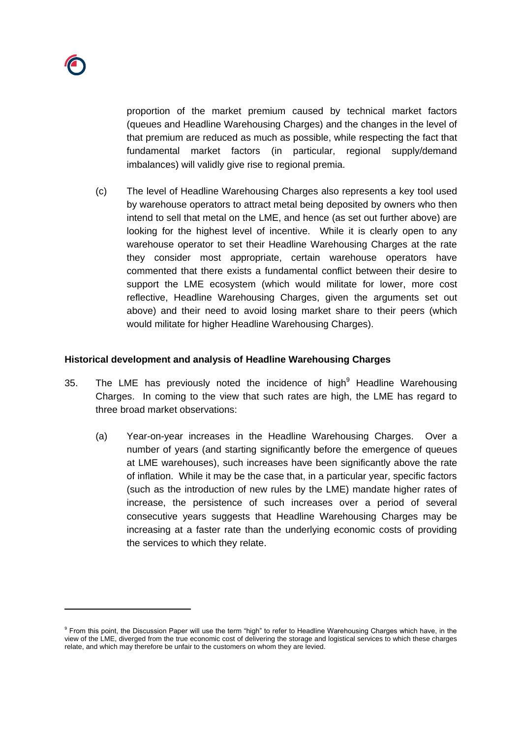proportion of the market premium caused by technical market factors (queues and Headline Warehousing Charges) and the changes in the level of that premium are reduced as much as possible, while respecting the fact that fundamental market factors (in particular, regional supply/demand imbalances) will validly give rise to regional premia.

(c) The level of Headline Warehousing Charges also represents a key tool used by warehouse operators to attract metal being deposited by owners who then intend to sell that metal on the LME, and hence (as set out further above) are looking for the highest level of incentive. While it is clearly open to any warehouse operator to set their Headline Warehousing Charges at the rate they consider most appropriate, certain warehouse operators have commented that there exists a fundamental conflict between their desire to support the LME ecosystem (which would militate for lower, more cost reflective, Headline Warehousing Charges, given the arguments set out above) and their need to avoid losing market share to their peers (which would militate for higher Headline Warehousing Charges).

**Historical development and analysis of Headline Warehousing Charges**

35. The LME has previously noted the incidence of high[9] Headline Warehousing Charges. In coming to the view that such rates are high, the LME has regard to three broad market observations:

(a) Year-on-year increases in the Headline Warehousing Charges. Over a number of years (and starting significantly before the emergence of queues at LME warehouses), such increases have been significantly above the rate of inflation. While it may be the case that, in a particular year, specific factors (such as the introduction of new rules by the LME) mandate higher rates of increase, the persistence of such increases over a period of several consecutive years suggests that Headline Warehousing Charges may be increasing at a faster rate than the underlying economic costs of providing the services to which they relate.

---

[9] From this point, the Discussion Paper will use the term "high" to refer to Headline Warehousing Charges which have, in the view of the LME, diverged from the true economic cost of delivering the storage and logistical services to which these charges relate, and which may therefore be unfair to the customers on whom they are levied.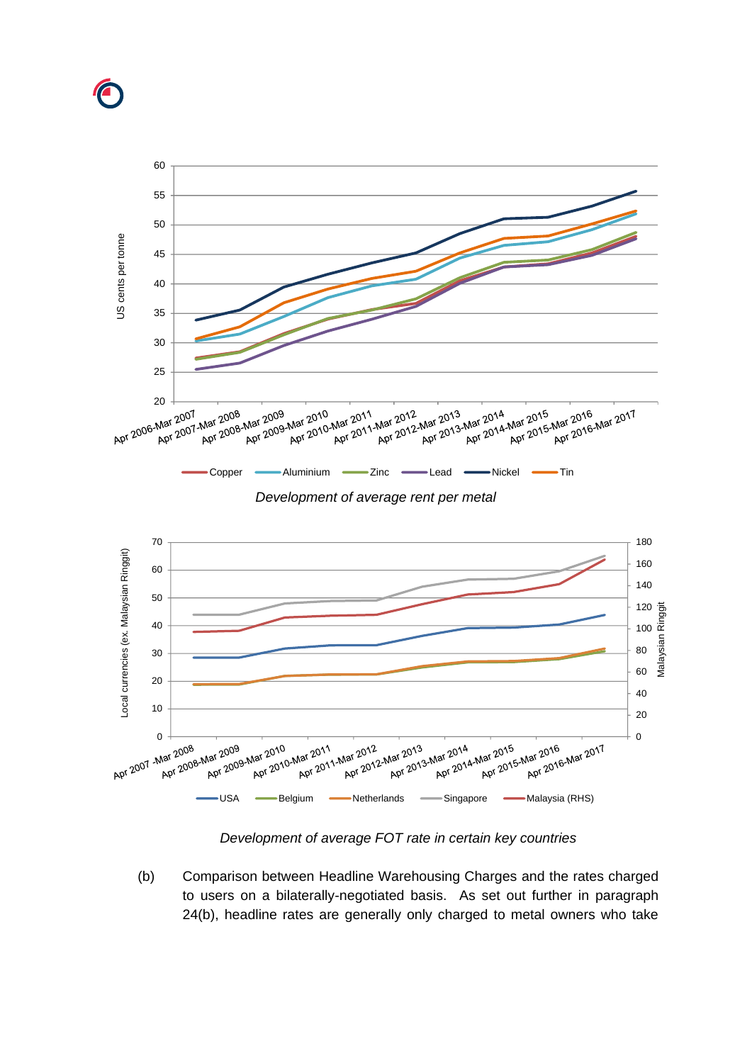*Development of average rent per metal*

*Development of average FOT rate in certain key countries*

(b) Comparison between Headline Warehousing Charges and the rates charged to users on a bilaterally-negotiated basis. As set out further in paragraph 24(b), headline rates are generally only charged to metal owners who take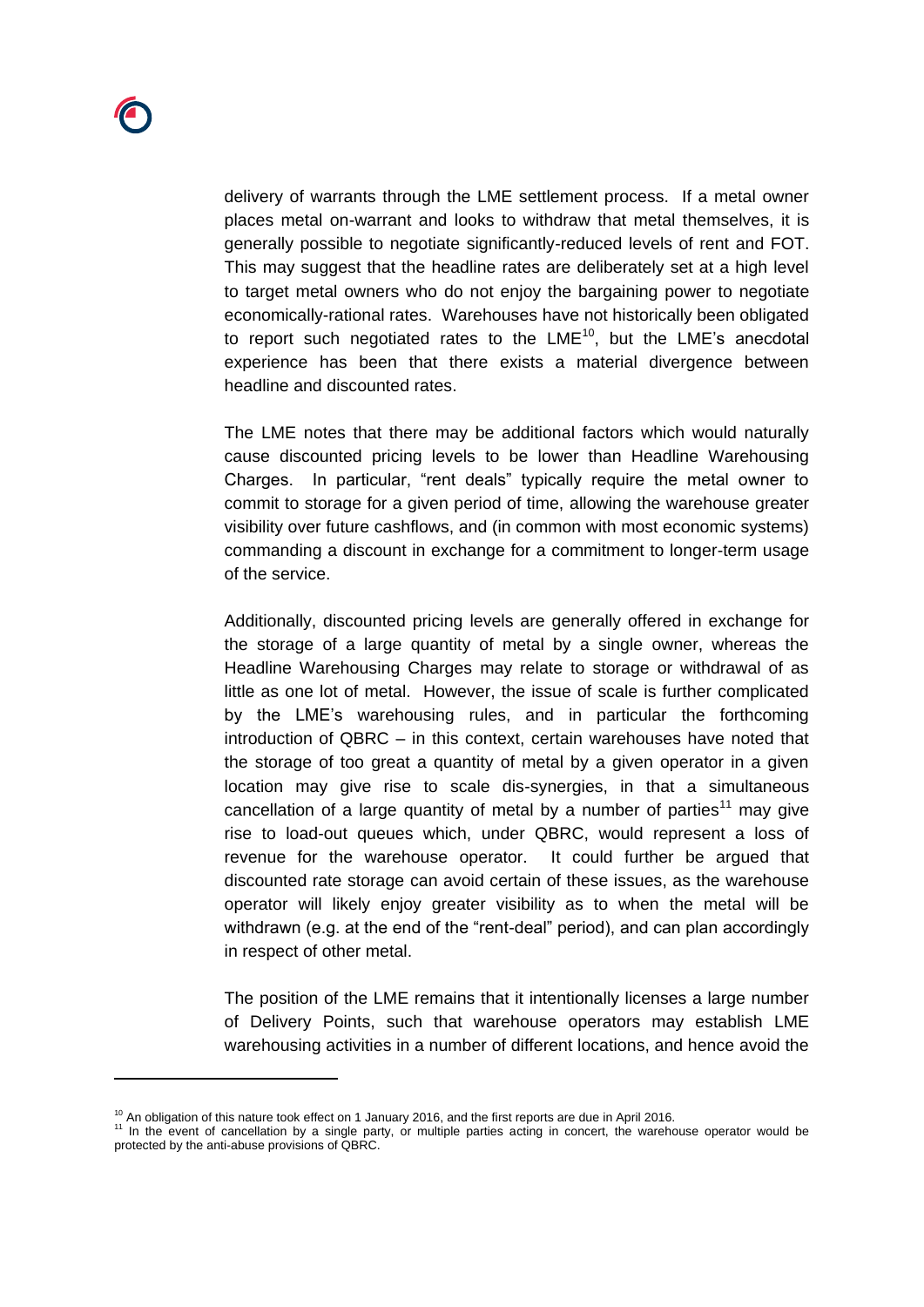delivery of warrants through the LME settlement process. If a metal owner places metal on-warrant and looks to withdraw that metal themselves, it is generally possible to negotiate significantly-reduced levels of rent and FOT. This may suggest that the headline rates are deliberately set at a high level to target metal owners who do not enjoy the bargaining power to negotiate economically-rational rates. Warehouses have not historically been obligated to report such negotiated rates to the LME[10], but the LME's anecdotal experience has been that there exists a material divergence between headline and discounted rates.

The LME notes that there may be additional factors which would naturally cause discounted pricing levels to be lower than Headline Warehousing Charges. In particular, "rent deals" typically require the metal owner to commit to storage for a given period of time, allowing the warehouse greater visibility over future cashflows, and (in common with most economic systems) commanding a discount in exchange for a commitment to longer-term usage of the service.

Additionally, discounted pricing levels are generally offered in exchange for the storage of a large quantity of metal by a single owner, whereas the Headline Warehousing Charges may relate to storage or withdrawal of as little as one lot of metal. However, the issue of scale is further complicated by the LME's warehousing rules, and in particular the forthcoming introduction of QBRC – in this context, certain warehouses have noted that the storage of too great a quantity of metal by a given operator in a given location may give rise to scale dis-synergies, in that a simultaneous cancellation of a large quantity of metal by a number of parties[11] may give rise to load-out queues which, under QBRC, would represent a loss of revenue for the warehouse operator. It could further be argued that discounted rate storage can avoid certain of these issues, as the warehouse operator will likely enjoy greater visibility as to when the metal will be withdrawn (e.g. at the end of the "rent-deal" period), and can plan accordingly in respect of other metal.

The position of the LME remains that it intentionally licenses a large number of Delivery Points, such that warehouse operators may establish LME warehousing activities in a number of different locations, and hence avoid the

---

[10] An obligation of this nature took effect on 1 January 2016, and the first reports are due in April 2016.

[11] In the event of cancellation by a single party, or multiple parties acting in concert, the warehouse operator would be protected by the anti-abuse provisions of QBRC.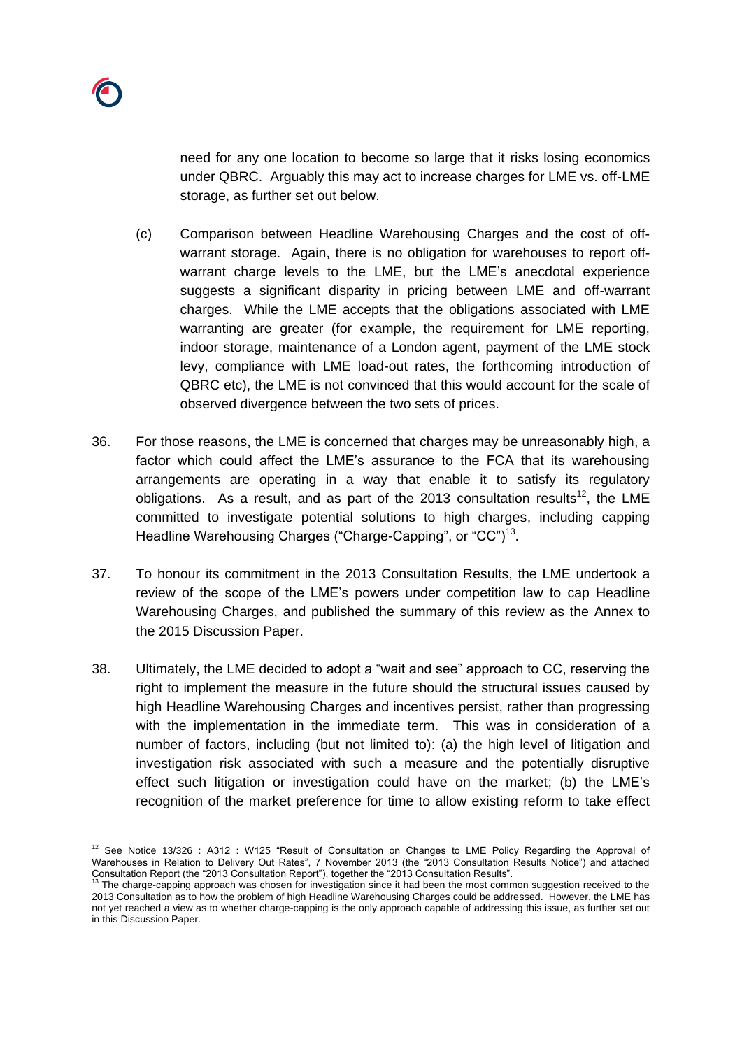need for any one location to become so large that it risks losing economics under QBRC. Arguably this may act to increase charges for LME vs. off-LME storage, as further set out below.

(c) Comparison between Headline Warehousing Charges and the cost of off-warrant storage. Again, there is no obligation for warehouses to report off-warrant charge levels to the LME, but the LME's anecdotal experience suggests a significant disparity in pricing between LME and off-warrant charges. While the LME accepts that the obligations associated with LME warranting are greater (for example, the requirement for LME reporting, indoor storage, maintenance of a London agent, payment of the LME stock levy, compliance with LME load-out rates, the forthcoming introduction of QBRC etc), the LME is not convinced that this would account for the scale of observed divergence between the two sets of prices.

36. For those reasons, the LME is concerned that charges may be unreasonably high, a factor which could affect the LME's assurance to the FCA that its warehousing arrangements are operating in a way that enable it to satisfy its regulatory obligations. As a result, and as part of the 2013 consultation results[12], the LME committed to investigate potential solutions to high charges, including capping Headline Warehousing Charges ("Charge-Capping", or "CC")[13].

37. To honour its commitment in the 2013 Consultation Results, the LME undertook a review of the scope of the LME's powers under competition law to cap Headline Warehousing Charges, and published the summary of this review as the Annex to the 2015 Discussion Paper.

38. Ultimately, the LME decided to adopt a "wait and see" approach to CC, reserving the right to implement the measure in the future should the structural issues caused by high Headline Warehousing Charges and incentives persist, rather than progressing with the implementation in the immediate term. This was in consideration of a number of factors, including (but not limited to): (a) the high level of litigation and investigation risk associated with such a measure and the potentially disruptive effect such litigation or investigation could have on the market; (b) the LME's recognition of the market preference for time to allow existing reform to take effect

---

[12] See Notice 13/326 : A312 : W125 "Result of Consultation on Changes to LME Policy Regarding the Approval of Warehouses in Relation to Delivery Out Rates", 7 November 2013 (the "2013 Consultation Results Notice") and attached Consultation Report (the "2013 Consultation Report"), together the "2013 Consultation Results".

[13] The charge-capping approach was chosen for investigation since it had been the most common suggestion received to the 2013 Consultation as to how the problem of high Headline Warehousing Charges could be addressed. However, the LME has not yet reached a view as to whether charge-capping is the only approach capable of addressing this issue, as further set out in this Discussion Paper.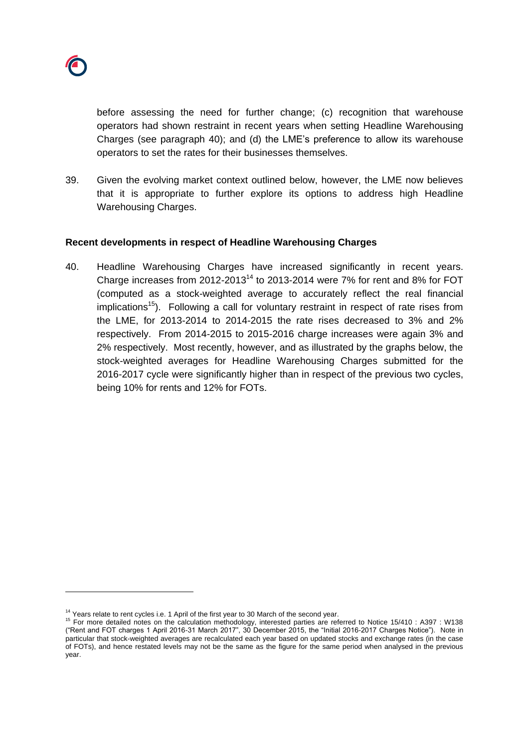before assessing the need for further change; (c) recognition that warehouse operators had shown restraint in recent years when setting Headline Warehousing Charges (see paragraph 40); and (d) the LME's preference to allow its warehouse operators to set the rates for their businesses themselves.

39. Given the evolving market context outlined below, however, the LME now believes that it is appropriate to further explore its options to address high Headline Warehousing Charges.

**Recent developments in respect of Headline Warehousing Charges**

40. Headline Warehousing Charges have increased significantly in recent years. Charge increases from 2012-2013[14] to 2013-2014 were 7% for rent and 8% for FOT (computed as a stock-weighted average to accurately reflect the real financial implications[15]). Following a call for voluntary restraint in respect of rate rises from the LME, for 2013-2014 to 2014-2015 the rate rises decreased to 3% and 2% respectively. From 2014-2015 to 2015-2016 charge increases were again 3% and 2% respectively. Most recently, however, and as illustrated by the graphs below, the stock-weighted averages for Headline Warehousing Charges submitted for the 2016-2017 cycle were significantly higher than in respect of the previous two cycles, being 10% for rents and 12% for FOTs.

[14] Years relate to rent cycles i.e. 1 April of the first year to 30 March of the second year.

[15] For more detailed notes on the calculation methodology, interested parties are referred to Notice 15/410 : A397 : W138 ("Rent and FOT charges 1 April 2016-31 March 2017", 30 December 2015, the "Initial 2016-2017 Charges Notice"). Note in particular that stock-weighted averages are recalculated each year based on updated stocks and exchange rates (in the case of FOTs), and hence restated levels may not be the same as the figure for the same period when analysed in the previous year.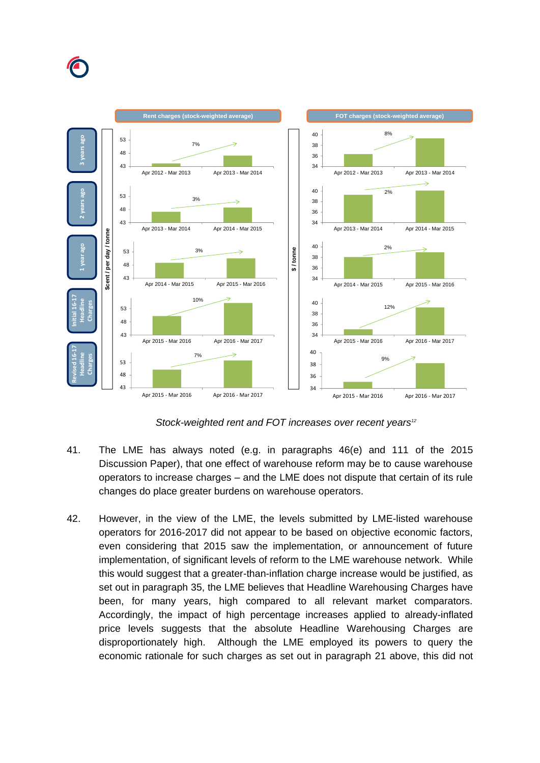*Stock-weighted rent and FOT increases over recent years*[12]

41. The LME has always noted (e.g. in paragraphs 46(e) and 111 of the 2015 Discussion Paper), that one effect of warehouse reform may be to cause warehouse operators to increase charges – and the LME does not dispute that certain of its rule changes do place greater burdens on warehouse operators.

42. However, in the view of the LME, the levels submitted by LME-listed warehouse operators for 2016-2017 did not appear to be based on objective economic factors, even considering that 2015 saw the implementation, or announcement of future implementation, of significant levels of reform to the LME warehouse network. While this would suggest that a greater-than-inflation charge increase would be justified, as set out in paragraph 35, the LME believes that Headline Warehousing Charges have been, for many years, high compared to all relevant market comparators. Accordingly, the impact of high percentage increases applied to already-inflated price levels suggests that the absolute Headline Warehousing Charges are disproportionately high. Although the LME employed its powers to query the economic rationale for such charges as set out in paragraph 21 above, this did not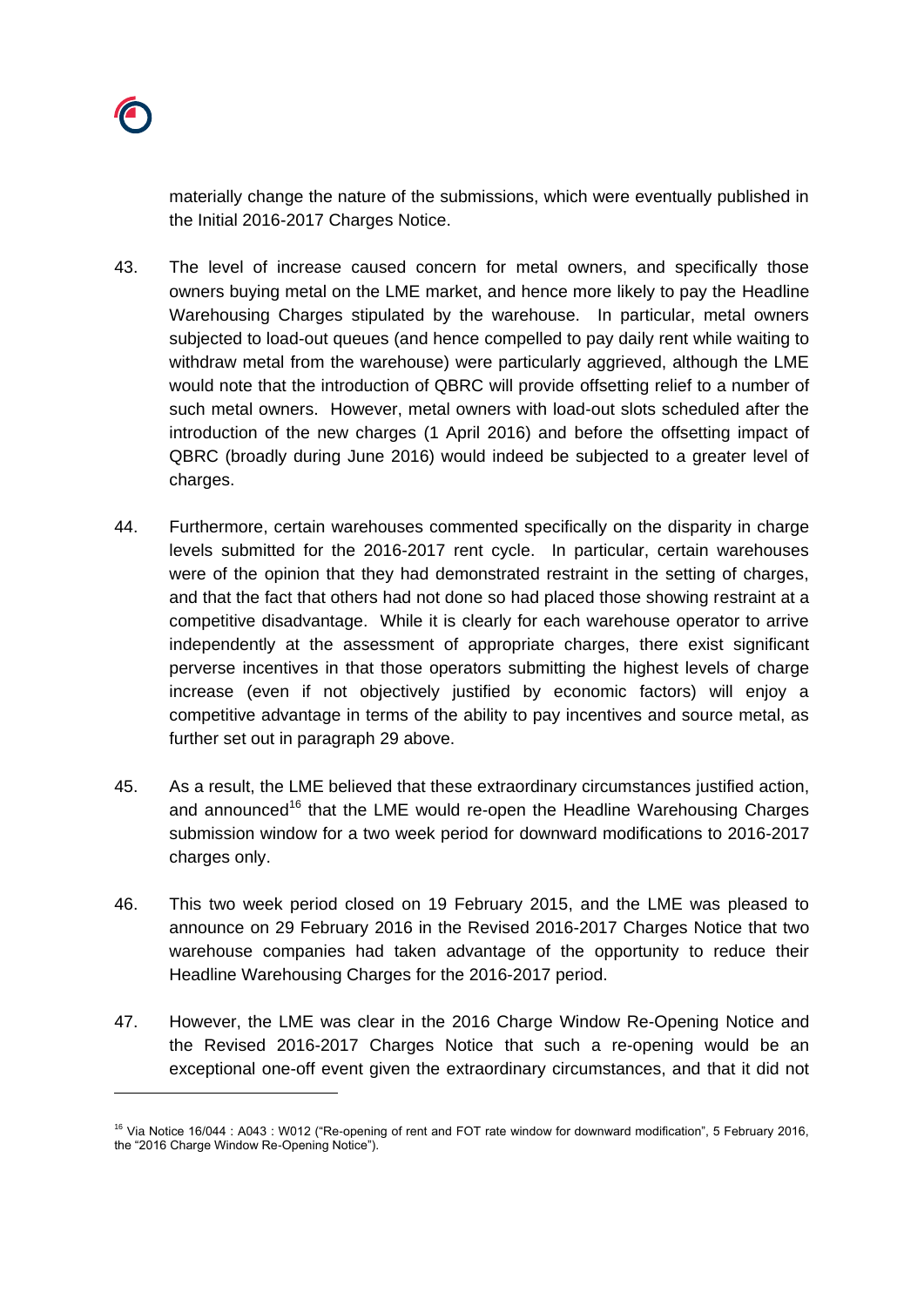materially change the nature of the submissions, which were eventually published in the Initial 2016-2017 Charges Notice.

43. The level of increase caused concern for metal owners, and specifically those owners buying metal on the LME market, and hence more likely to pay the Headline Warehousing Charges stipulated by the warehouse. In particular, metal owners subjected to load-out queues (and hence compelled to pay daily rent while waiting to withdraw metal from the warehouse) were particularly aggrieved, although the LME would note that the introduction of QBRC will provide offsetting relief to a number of such metal owners. However, metal owners with load-out slots scheduled after the introduction of the new charges (1 April 2016) and before the offsetting impact of QBRC (broadly during June 2016) would indeed be subjected to a greater level of charges.

44. Furthermore, certain warehouses commented specifically on the disparity in charge levels submitted for the 2016-2017 rent cycle. In particular, certain warehouses were of the opinion that they had demonstrated restraint in the setting of charges, and that the fact that others had not done so had placed those showing restraint at a competitive disadvantage. While it is clearly for each warehouse operator to arrive independently at the assessment of appropriate charges, there exist significant perverse incentives in that those operators submitting the highest levels of charge increase (even if not objectively justified by economic factors) will enjoy a competitive advantage in terms of the ability to pay incentives and source metal, as further set out in paragraph 29 above.

45. As a result, the LME believed that these extraordinary circumstances justified action, and announced[16] that the LME would re-open the Headline Warehousing Charges submission window for a two week period for downward modifications to 2016-2017 charges only.

46. This two week period closed on 19 February 2015, and the LME was pleased to announce on 29 February 2016 in the Revised 2016-2017 Charges Notice that two warehouse companies had taken advantage of the opportunity to reduce their Headline Warehousing Charges for the 2016-2017 period.

47. However, the LME was clear in the 2016 Charge Window Re-Opening Notice and the Revised 2016-2017 Charges Notice that such a re-opening would be an exceptional one-off event given the extraordinary circumstances, and that it did not

[16] Via Notice 16/044 : A043 : W012 ("Re-opening of rent and FOT rate window for downward modification", 5 February 2016, the "2016 Charge Window Re-Opening Notice").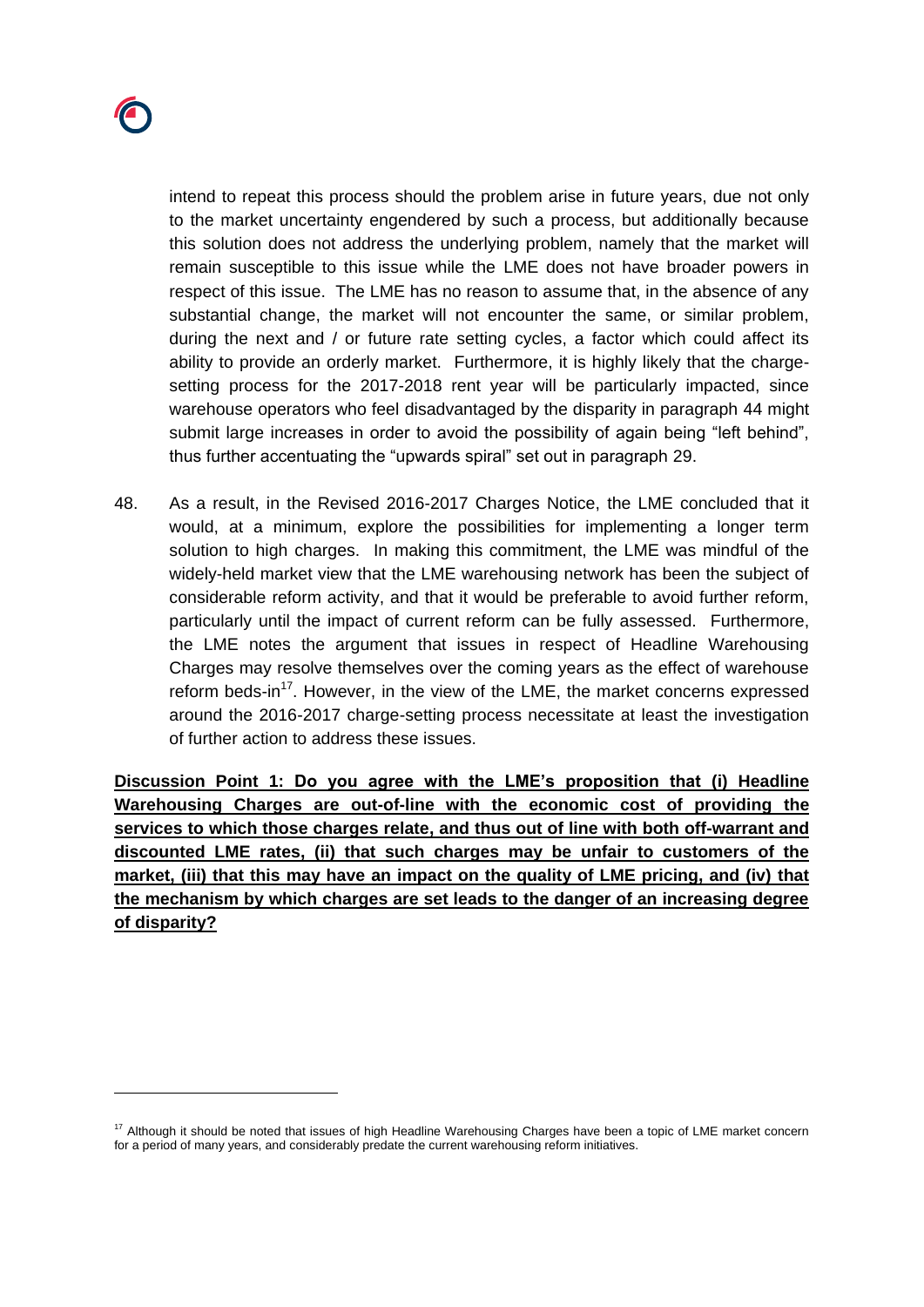intend to repeat this process should the problem arise in future years, due not only to the market uncertainty engendered by such a process, but additionally because this solution does not address the underlying problem, namely that the market will remain susceptible to this issue while the LME does not have broader powers in respect of this issue. The LME has no reason to assume that, in the absence of any substantial change, the market will not encounter the same, or similar problem, during the next and / or future rate setting cycles, a factor which could affect its ability to provide an orderly market. Furthermore, it is highly likely that the charge-setting process for the 2017-2018 rent year will be particularly impacted, since warehouse operators who feel disadvantaged by the disparity in paragraph 44 might submit large increases in order to avoid the possibility of again being "left behind", thus further accentuating the "upwards spiral" set out in paragraph 29.

48. As a result, in the Revised 2016-2017 Charges Notice, the LME concluded that it would, at a minimum, explore the possibilities for implementing a longer term solution to high charges. In making this commitment, the LME was mindful of the widely-held market view that the LME warehousing network has been the subject of considerable reform activity, and that it would be preferable to avoid further reform, particularly until the impact of current reform can be fully assessed. Furthermore, the LME notes the argument that issues in respect of Headline Warehousing Charges may resolve themselves over the coming years as the effect of warehouse reform beds-in[17]. However, in the view of the LME, the market concerns expressed around the 2016-2017 charge-setting process necessitate at least the investigation of further action to address these issues.

**Discussion Point 1: Do you agree with the LME's proposition that (i) Headline Warehousing Charges are out-of-line with the economic cost of providing the services to which those charges relate, and thus out of line with both off-warrant and discounted LME rates, (ii) that such charges may be unfair to customers of the market, (iii) that this may have an impact on the quality of LME pricing, and (iv) that the mechanism by which charges are set leads to the danger of an increasing degree of disparity?**

[17] Although it should be noted that issues of high Headline Warehousing Charges have been a topic of LME market concern for a period of many years, and considerably predate the current warehousing reform initiatives.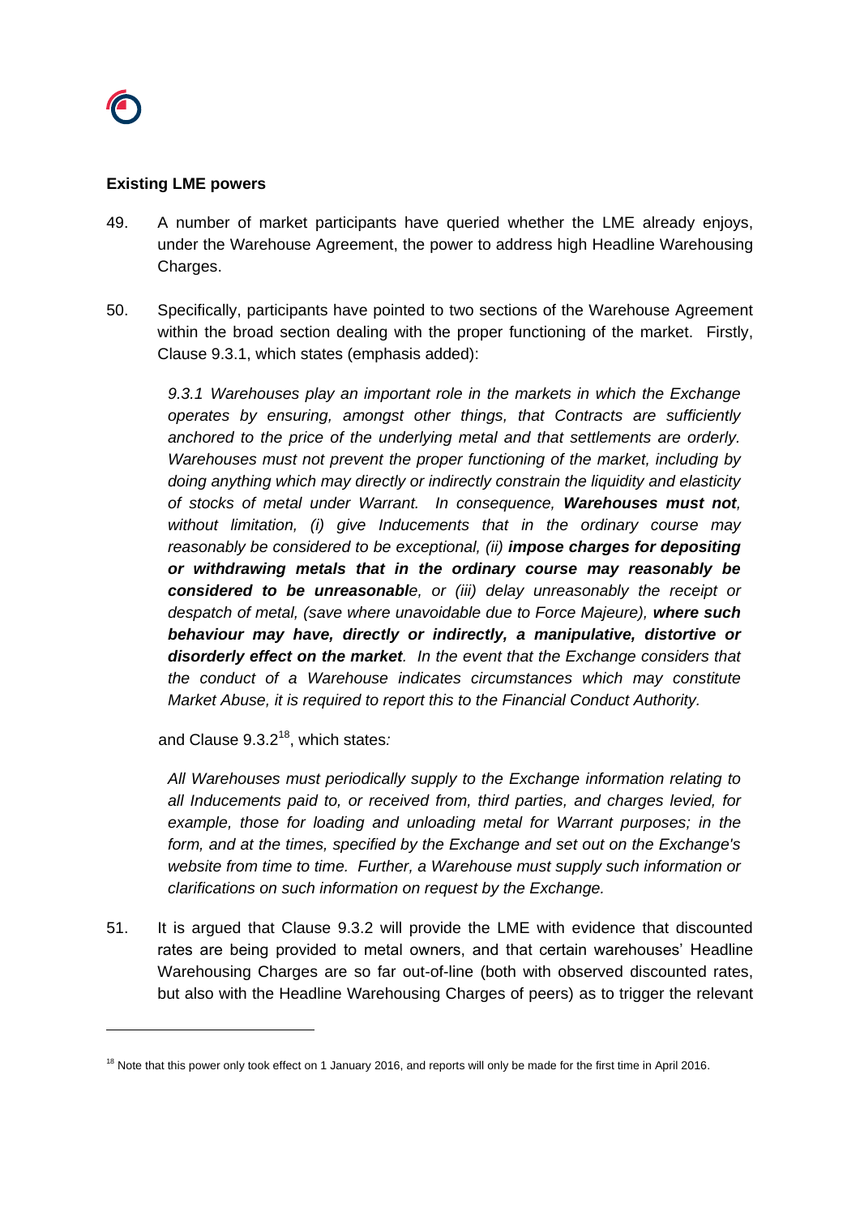**Existing LME powers**

49. A number of market participants have queried whether the LME already enjoys, under the Warehouse Agreement, the power to address high Headline Warehousing Charges.

50. Specifically, participants have pointed to two sections of the Warehouse Agreement within the broad section dealing with the proper functioning of the market. Firstly, Clause 9.3.1, which states (emphasis added):

    *9.3.1 Warehouses play an important role in the markets in which the Exchange operates by ensuring, amongst other things, that Contracts are sufficiently anchored to the price of the underlying metal and that settlements are orderly. Warehouses must not prevent the proper functioning of the market, including by doing anything which may directly or indirectly constrain the liquidity and elasticity of stocks of metal under Warrant. In consequence, **Warehouses must not**, without limitation, (i) give Inducements that in the ordinary course may reasonably be considered to be exceptional, (ii) **impose charges for depositing or withdrawing metals that in the ordinary course may reasonably be considered to be unreasonabl**e, or (iii) delay unreasonably the receipt or despatch of metal, (save where unavoidable due to Force Majeure), **where such behaviour may have, directly or indirectly, a manipulative, distortive or disorderly effect on the market**. In the event that the Exchange considers that the conduct of a Warehouse indicates circumstances which may constitute Market Abuse, it is required to report this to the Financial Conduct Authority.*

    and Clause 9.3.2[18], which states*:*

    *All Warehouses must periodically supply to the Exchange information relating to all Inducements paid to, or received from, third parties, and charges levied, for example, those for loading and unloading metal for Warrant purposes; in the form, and at the times, specified by the Exchange and set out on the Exchange's website from time to time. Further, a Warehouse must supply such information or clarifications on such information on request by the Exchange.*

51. It is argued that Clause 9.3.2 will provide the LME with evidence that discounted rates are being provided to metal owners, and that certain warehouses' Headline Warehousing Charges are so far out-of-line (both with observed discounted rates, but also with the Headline Warehousing Charges of peers) as to trigger the relevant

[18] Note that this power only took effect on 1 January 2016, and reports will only be made for the first time in April 2016.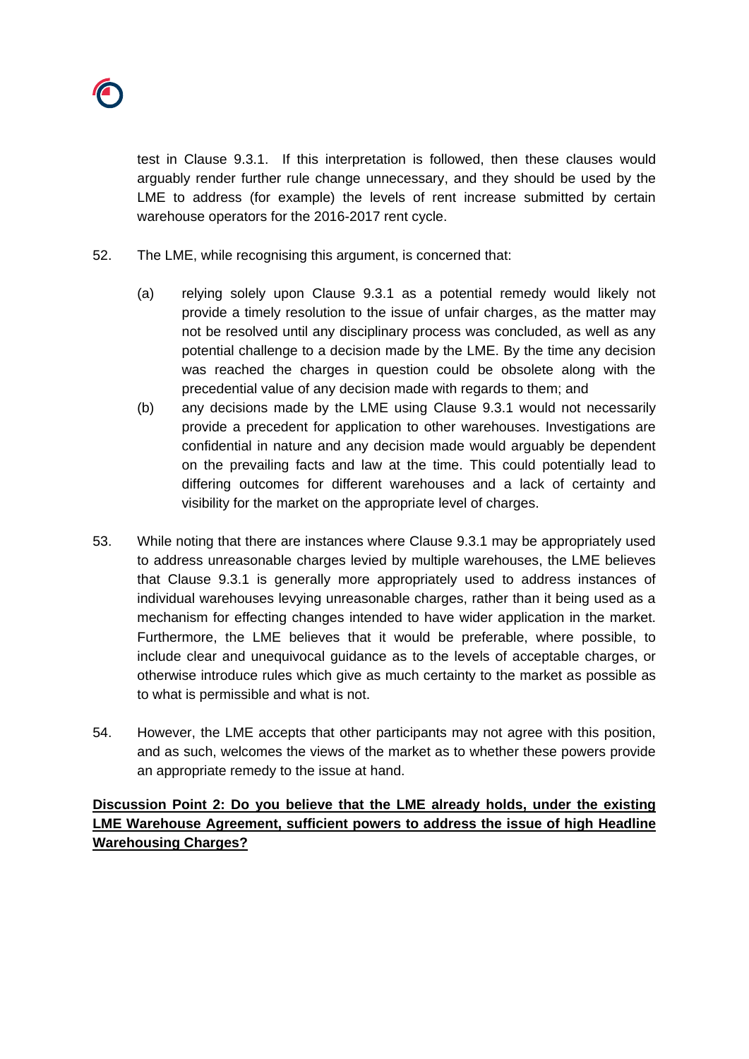test in Clause 9.3.1. If this interpretation is followed, then these clauses would arguably render further rule change unnecessary, and they should be used by the LME to address (for example) the levels of rent increase submitted by certain warehouse operators for the 2016-2017 rent cycle.

52. The LME, while recognising this argument, is concerned that:

    (a) relying solely upon Clause 9.3.1 as a potential remedy would likely not provide a timely resolution to the issue of unfair charges, as the matter may not be resolved until any disciplinary process was concluded, as well as any potential challenge to a decision made by the LME. By the time any decision was reached the charges in question could be obsolete along with the precedential value of any decision made with regards to them; and

    (b) any decisions made by the LME using Clause 9.3.1 would not necessarily provide a precedent for application to other warehouses. Investigations are confidential in nature and any decision made would arguably be dependent on the prevailing facts and law at the time. This could potentially lead to differing outcomes for different warehouses and a lack of certainty and visibility for the market on the appropriate level of charges.

53. While noting that there are instances where Clause 9.3.1 may be appropriately used to address unreasonable charges levied by multiple warehouses, the LME believes that Clause 9.3.1 is generally more appropriately used to address instances of individual warehouses levying unreasonable charges, rather than it being used as a mechanism for effecting changes intended to have wider application in the market. Furthermore, the LME believes that it would be preferable, where possible, to include clear and unequivocal guidance as to the levels of acceptable charges, or otherwise introduce rules which give as much certainty to the market as possible as to what is permissible and what is not.

54. However, the LME accepts that other participants may not agree with this position, and as such, welcomes the views of the market as to whether these powers provide an appropriate remedy to the issue at hand.

**Discussion Point 2: Do you believe that the LME already holds, under the existing LME Warehouse Agreement, sufficient powers to address the issue of high Headline Warehousing Charges?**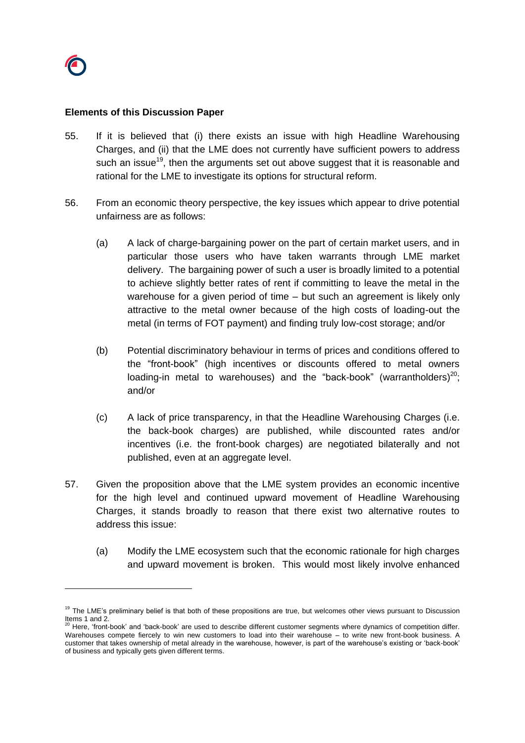**Elements of this Discussion Paper**

55. If it is believed that (i) there exists an issue with high Headline Warehousing Charges, and (ii) that the LME does not currently have sufficient powers to address such an issue[19], then the arguments set out above suggest that it is reasonable and rational for the LME to investigate its options for structural reform.

56. From an economic theory perspective, the key issues which appear to drive potential unfairness are as follows:

    (a) A lack of charge-bargaining power on the part of certain market users, and in particular those users who have taken warrants through LME market delivery. The bargaining power of such a user is broadly limited to a potential to achieve slightly better rates of rent if committing to leave the metal in the warehouse for a given period of time – but such an agreement is likely only attractive to the metal owner because of the high costs of loading-out the metal (in terms of FOT payment) and finding truly low-cost storage; and/or

    (b) Potential discriminatory behaviour in terms of prices and conditions offered to the "front-book" (high incentives or discounts offered to metal owners loading-in metal to warehouses) and the "back-book" (warrantholders)[20]; and/or

    (c) A lack of price transparency, in that the Headline Warehousing Charges (i.e. the back-book charges) are published, while discounted rates and/or incentives (i.e. the front-book charges) are negotiated bilaterally and not published, even at an aggregate level.

57. Given the proposition above that the LME system provides an economic incentive for the high level and continued upward movement of Headline Warehousing Charges, it stands broadly to reason that there exist two alternative routes to address this issue:

    (a) Modify the LME ecosystem such that the economic rationale for high charges and upward movement is broken. This would most likely involve enhanced

---

[19] The LME's preliminary belief is that both of these propositions are true, but welcomes other views pursuant to Discussion Items 1 and 2.

[20] Here, 'front-book' and 'back-book' are used to describe different customer segments where dynamics of competition differ. Warehouses compete fiercely to win new customers to load into their warehouse – to write new front-book business. A customer that takes ownership of metal already in the warehouse, however, is part of the warehouse's existing or 'back-book' of business and typically gets given different terms.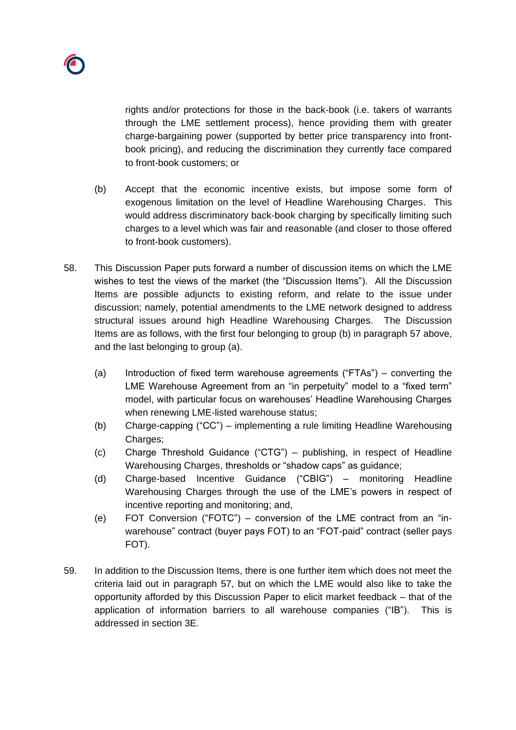rights and/or protections for those in the back-book (i.e. takers of warrants through the LME settlement process), hence providing them with greater charge-bargaining power (supported by better price transparency into front-book pricing), and reducing the discrimination they currently face compared to front-book customers; or

(b) Accept that the economic incentive exists, but impose some form of exogenous limitation on the level of Headline Warehousing Charges. This would address discriminatory back-book charging by specifically limiting such charges to a level which was fair and reasonable (and closer to those offered to front-book customers).

58. This Discussion Paper puts forward a number of discussion items on which the LME wishes to test the views of the market (the "Discussion Items"). All the Discussion Items are possible adjuncts to existing reform, and relate to the issue under discussion; namely, potential amendments to the LME network designed to address structural issues around high Headline Warehousing Charges. The Discussion Items are as follows, with the first four belonging to group (b) in paragraph 57 above, and the last belonging to group (a).

   (a) Introduction of fixed term warehouse agreements ("FTAs") – converting the LME Warehouse Agreement from an "in perpetuity" model to a "fixed term" model, with particular focus on warehouses' Headline Warehousing Charges when renewing LME-listed warehouse status;

   (b) Charge-capping ("CC") – implementing a rule limiting Headline Warehousing Charges;

   (c) Charge Threshold Guidance ("CTG") – publishing, in respect of Headline Warehousing Charges, thresholds or "shadow caps" as guidance;

   (d) Charge-based Incentive Guidance ("CBIG") – monitoring Headline Warehousing Charges through the use of the LME's powers in respect of incentive reporting and monitoring; and,

   (e) FOT Conversion ("FOTC") – conversion of the LME contract from an "in-warehouse" contract (buyer pays FOT) to an "FOT-paid" contract (seller pays FOT).

59. In addition to the Discussion Items, there is one further item which does not meet the criteria laid out in paragraph 57, but on which the LME would also like to take the opportunity afforded by this Discussion Paper to elicit market feedback – that of the application of information barriers to all warehouse companies ("IB"). This is addressed in section 3E.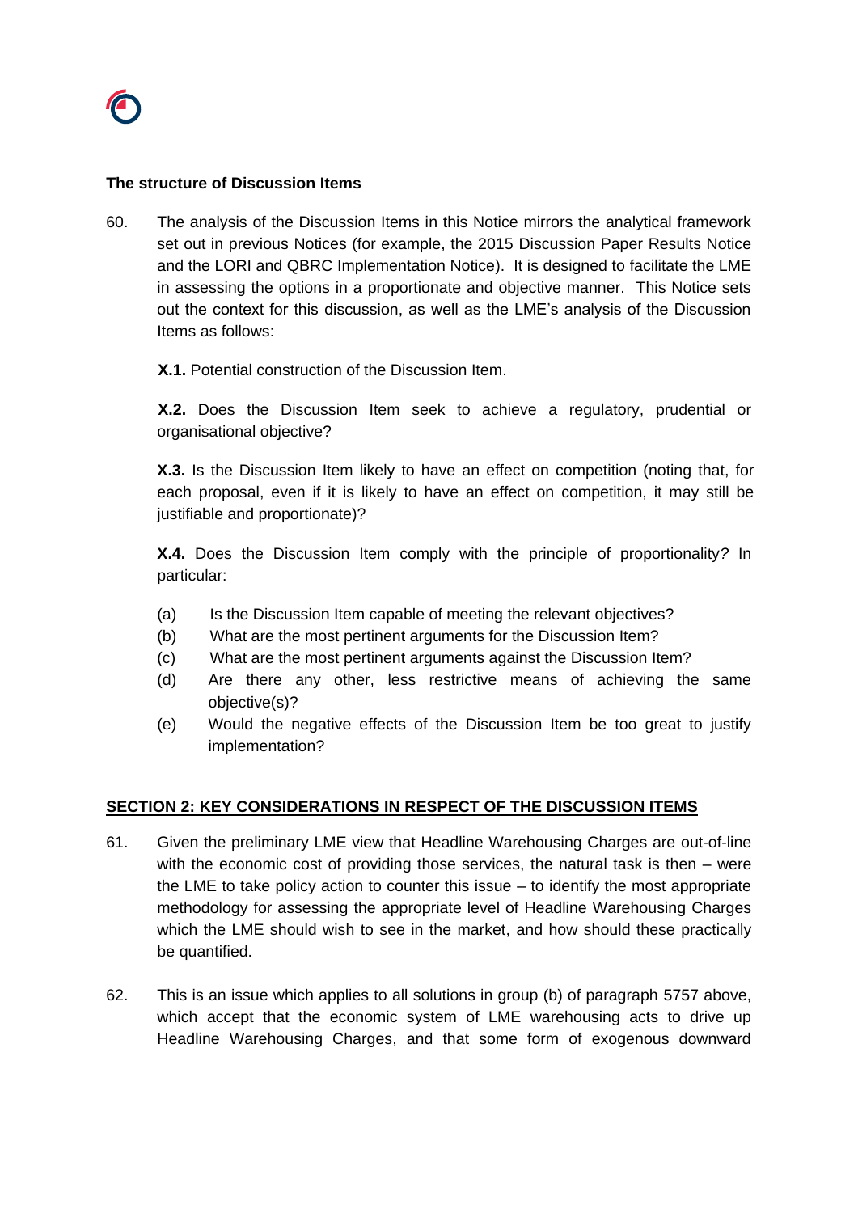**The structure of Discussion Items**

60. The analysis of the Discussion Items in this Notice mirrors the analytical framework set out in previous Notices (for example, the 2015 Discussion Paper Results Notice and the LORI and QBRC Implementation Notice). It is designed to facilitate the LME in assessing the options in a proportionate and objective manner. This Notice sets out the context for this discussion, as well as the LME's analysis of the Discussion Items as follows:

    **X.1.** Potential construction of the Discussion Item.

    **X.2.** Does the Discussion Item seek to achieve a regulatory, prudential or organisational objective?

    **X.3.** Is the Discussion Item likely to have an effect on competition (noting that, for each proposal, even if it is likely to have an effect on competition, it may still be justifiable and proportionate)?

    **X.4.** Does the Discussion Item comply with the principle of proportionality*?* In particular:

    (a) Is the Discussion Item capable of meeting the relevant objectives?
    (b) What are the most pertinent arguments for the Discussion Item?
    (c) What are the most pertinent arguments against the Discussion Item?
    (d) Are there any other, less restrictive means of achieving the same objective(s)?
    (e) Would the negative effects of the Discussion Item be too great to justify implementation?

## SECTION 2: KEY CONSIDERATIONS IN RESPECT OF THE DISCUSSION ITEMS

61. Given the preliminary LME view that Headline Warehousing Charges are out-of-line with the economic cost of providing those services, the natural task is then – were the LME to take policy action to counter this issue – to identify the most appropriate methodology for assessing the appropriate level of Headline Warehousing Charges which the LME should wish to see in the market, and how should these practically be quantified.

62. This is an issue which applies to all solutions in group (b) of paragraph 5757 above, which accept that the economic system of LME warehousing acts to drive up Headline Warehousing Charges, and that some form of exogenous downward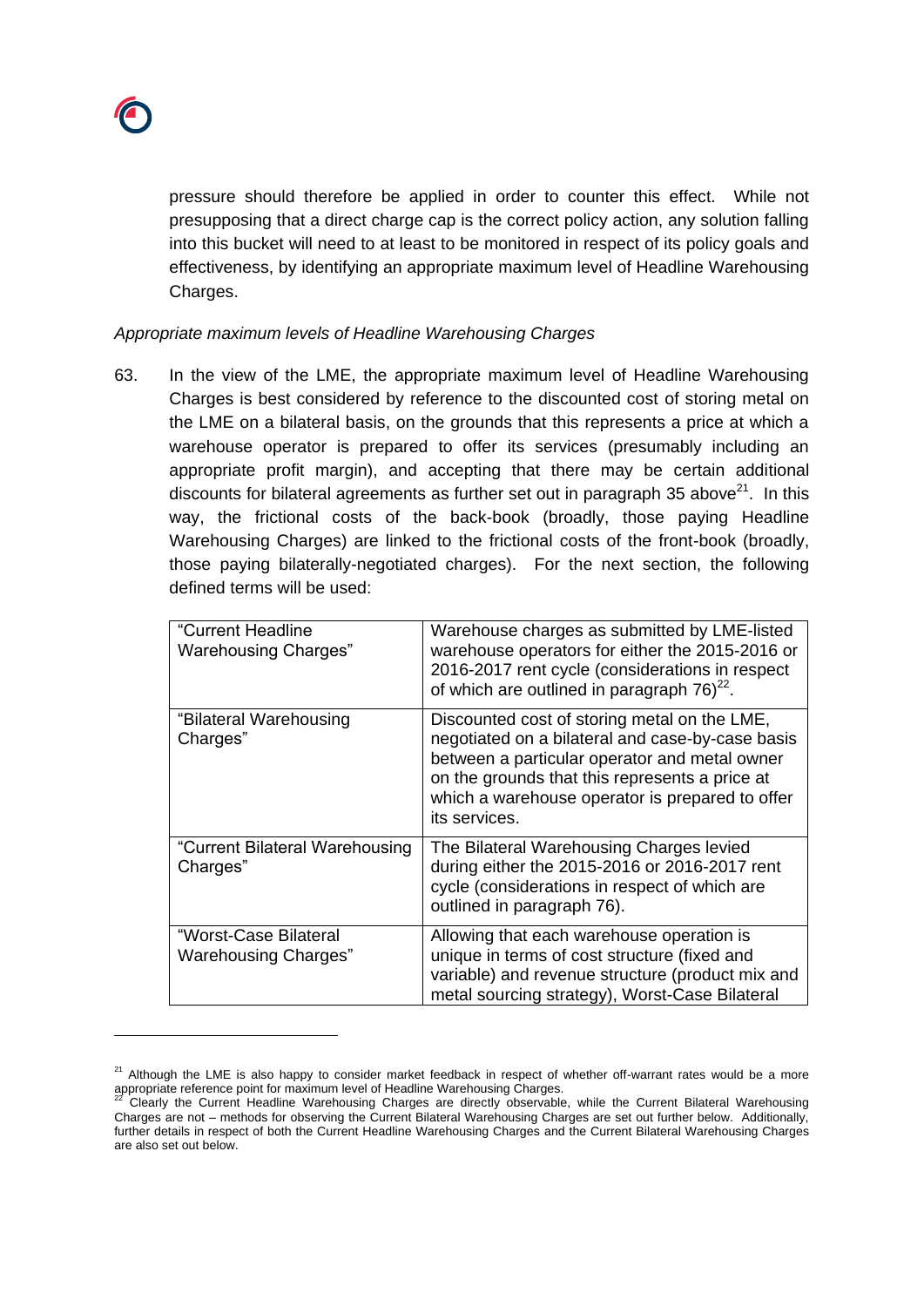pressure should therefore be applied in order to counter this effect. While not presupposing that a direct charge cap is the correct policy action, any solution falling into this bucket will need to at least to be monitored in respect of its policy goals and effectiveness, by identifying an appropriate maximum level of Headline Warehousing Charges.

*Appropriate maximum levels of Headline Warehousing Charges*

63. In the view of the LME, the appropriate maximum level of Headline Warehousing Charges is best considered by reference to the discounted cost of storing metal on the LME on a bilateral basis, on the grounds that this represents a price at which a warehouse operator is prepared to offer its services (presumably including an appropriate profit margin), and accepting that there may be certain additional discounts for bilateral agreements as further set out in paragraph 35 above[21]. In this way, the frictional costs of the back-book (broadly, those paying Headline Warehousing Charges) are linked to the frictional costs of the front-book (broadly, those paying bilaterally-negotiated charges). For the next section, the following defined terms will be used:

| | |
|---|---|
| "Current Headline Warehousing Charges" | Warehouse charges as submitted by LME-listed warehouse operators for either the 2015-2016 or 2016-2017 rent cycle (considerations in respect of which are outlined in paragraph 76)[22]. |
| "Bilateral Warehousing Charges" | Discounted cost of storing metal on the LME, negotiated on a bilateral and case-by-case basis between a particular operator and metal owner on the grounds that this represents a price at which a warehouse operator is prepared to offer its services. |
| "Current Bilateral Warehousing Charges" | The Bilateral Warehousing Charges levied during either the 2015-2016 or 2016-2017 rent cycle (considerations in respect of which are outlined in paragraph 76). |
| "Worst-Case Bilateral Warehousing Charges" | Allowing that each warehouse operation is unique in terms of cost structure (fixed and variable) and revenue structure (product mix and metal sourcing strategy), Worst-Case Bilateral |

[21] Although the LME is also happy to consider market feedback in respect of whether off-warrant rates would be a more appropriate reference point for maximum level of Headline Warehousing Charges.

[22] Clearly the Current Headline Warehousing Charges are directly observable, while the Current Bilateral Warehousing Charges are not – methods for observing the Current Bilateral Warehousing Charges are set out further below. Additionally, further details in respect of both the Current Headline Warehousing Charges and the Current Bilateral Warehousing Charges are also set out below.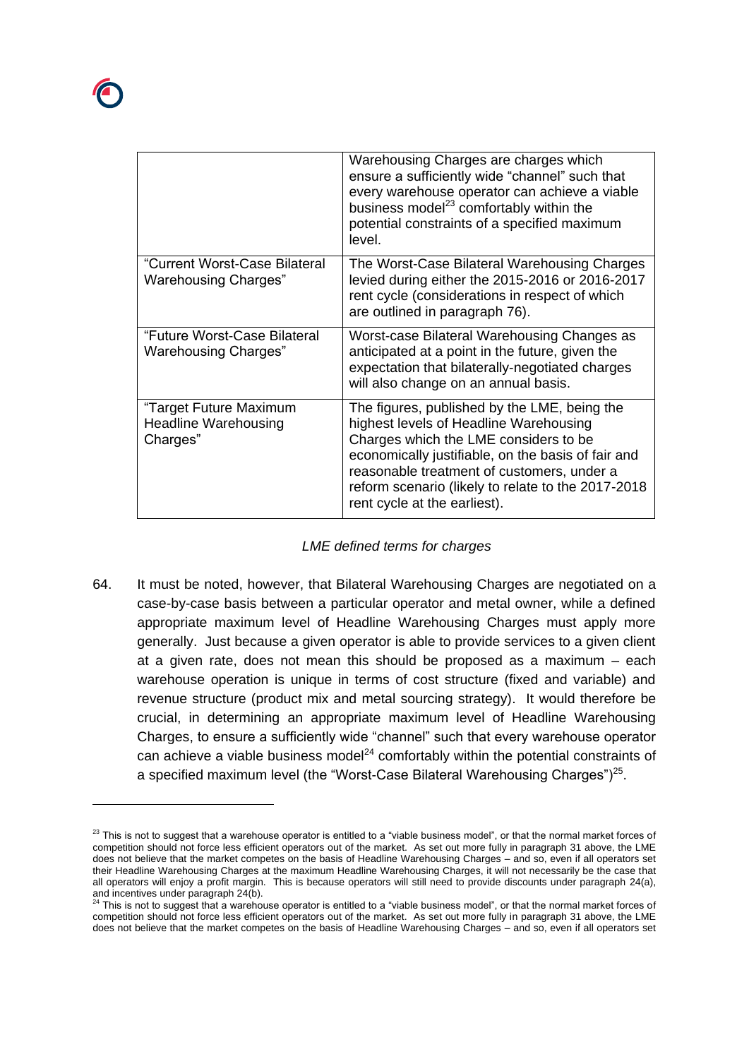| | |
|---|---|
| | Warehousing Charges are charges which ensure a sufficiently wide "channel" such that every warehouse operator can achieve a viable business model[23] comfortably within the potential constraints of a specified maximum level. |
| "Current Worst-Case Bilateral Warehousing Charges" | The Worst-Case Bilateral Warehousing Charges levied during either the 2015-2016 or 2016-2017 rent cycle (considerations in respect of which are outlined in paragraph 76). |
| "Future Worst-Case Bilateral Warehousing Charges" | Worst-case Bilateral Warehousing Changes as anticipated at a point in the future, given the expectation that bilaterally-negotiated charges will also change on an annual basis. |
| "Target Future Maximum Headline Warehousing Charges" | The figures, published by the LME, being the highest levels of Headline Warehousing Charges which the LME considers to be economically justifiable, on the basis of fair and reasonable treatment of customers, under a reform scenario (likely to relate to the 2017-2018 rent cycle at the earliest). |

*LME defined terms for charges*

64. It must be noted, however, that Bilateral Warehousing Charges are negotiated on a case-by-case basis between a particular operator and metal owner, while a defined appropriate maximum level of Headline Warehousing Charges must apply more generally. Just because a given operator is able to provide services to a given client at a given rate, does not mean this should be proposed as a maximum – each warehouse operation is unique in terms of cost structure (fixed and variable) and revenue structure (product mix and metal sourcing strategy). It would therefore be crucial, in determining an appropriate maximum level of Headline Warehousing Charges, to ensure a sufficiently wide "channel" such that every warehouse operator can achieve a viable business model[24] comfortably within the potential constraints of a specified maximum level (the "Worst-Case Bilateral Warehousing Charges")[25].

---

[23] This is not to suggest that a warehouse operator is entitled to a "viable business model", or that the normal market forces of competition should not force less efficient operators out of the market. As set out more fully in paragraph 31 above, the LME does not believe that the market competes on the basis of Headline Warehousing Charges – and so, even if all operators set their Headline Warehousing Charges at the maximum Headline Warehousing Charges, it will not necessarily be the case that all operators will enjoy a profit margin. This is because operators will still need to provide discounts under paragraph 24(a), and incentives under paragraph 24(b).

[24] This is not to suggest that a warehouse operator is entitled to a "viable business model", or that the normal market forces of competition should not force less efficient operators out of the market. As set out more fully in paragraph 31 above, the LME does not believe that the market competes on the basis of Headline Warehousing Charges – and so, even if all operators set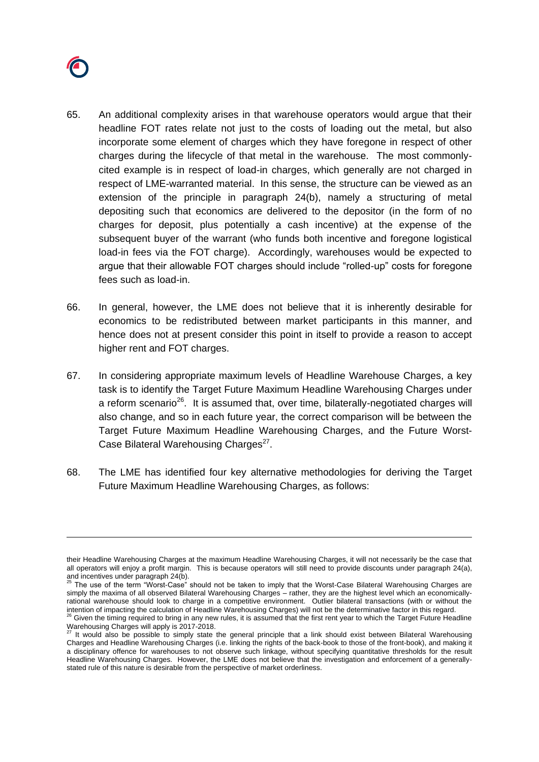65. An additional complexity arises in that warehouse operators would argue that their headline FOT rates relate not just to the costs of loading out the metal, but also incorporate some element of charges which they have foregone in respect of other charges during the lifecycle of that metal in the warehouse. The most commonly-cited example is in respect of load-in charges, which generally are not charged in respect of LME-warranted material. In this sense, the structure can be viewed as an extension of the principle in paragraph 24(b), namely a structuring of metal depositing such that economics are delivered to the depositor (in the form of no charges for deposit, plus potentially a cash incentive) at the expense of the subsequent buyer of the warrant (who funds both incentive and foregone logistical load-in fees via the FOT charge). Accordingly, warehouses would be expected to argue that their allowable FOT charges should include "rolled-up" costs for foregone fees such as load-in.

66. In general, however, the LME does not believe that it is inherently desirable for economics to be redistributed between market participants in this manner, and hence does not at present consider this point in itself to provide a reason to accept higher rent and FOT charges.

67. In considering appropriate maximum levels of Headline Warehouse Charges, a key task is to identify the Target Future Maximum Headline Warehousing Charges under a reform scenario[26]. It is assumed that, over time, bilaterally-negotiated charges will also change, and so in each future year, the correct comparison will be between the Target Future Maximum Headline Warehousing Charges, and the Future Worst-Case Bilateral Warehousing Charges[27].

68. The LME has identified four key alternative methodologies for deriving the Target Future Maximum Headline Warehousing Charges, as follows:

---

their Headline Warehousing Charges at the maximum Headline Warehousing Charges, it will not necessarily be the case that all operators will enjoy a profit margin. This is because operators will still need to provide discounts under paragraph 24(a), and incentives under paragraph 24(b).

[25] The use of the term "Worst-Case" should not be taken to imply that the Worst-Case Bilateral Warehousing Charges are simply the maxima of all observed Bilateral Warehousing Charges – rather, they are the highest level which an economically-rational warehouse should look to charge in a competitive environment. Outlier bilateral transactions (with or without the intention of impacting the calculation of Headline Warehousing Charges) will not be the determinative factor in this regard.

[26] Given the timing required to bring in any new rules, it is assumed that the first rent year to which the Target Future Headline Warehousing Charges will apply is 2017-2018.

[27] It would also be possible to simply state the general principle that a link should exist between Bilateral Warehousing Charges and Headline Warehousing Charges (i.e. linking the rights of the back-book to those of the front-book), and making it a disciplinary offence for warehouses to not observe such linkage, without specifying quantitative thresholds for the result Headline Warehousing Charges. However, the LME does not believe that the investigation and enforcement of a generally-stated rule of this nature is desirable from the perspective of market orderliness.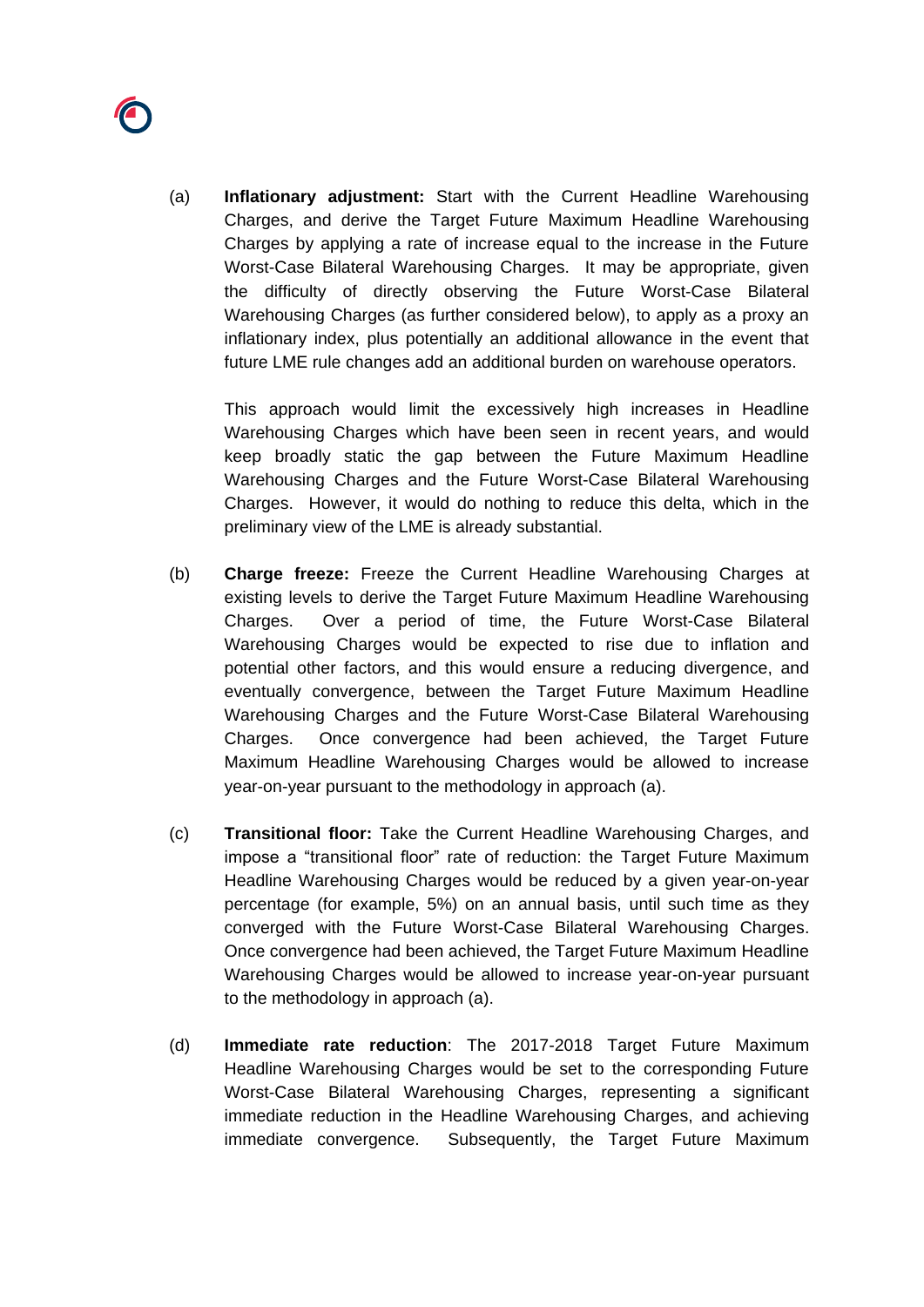(a) **Inflationary adjustment:** Start with the Current Headline Warehousing Charges, and derive the Target Future Maximum Headline Warehousing Charges by applying a rate of increase equal to the increase in the Future Worst-Case Bilateral Warehousing Charges. It may be appropriate, given the difficulty of directly observing the Future Worst-Case Bilateral Warehousing Charges (as further considered below), to apply as a proxy an inflationary index, plus potentially an additional allowance in the event that future LME rule changes add an additional burden on warehouse operators.

This approach would limit the excessively high increases in Headline Warehousing Charges which have been seen in recent years, and would keep broadly static the gap between the Future Maximum Headline Warehousing Charges and the Future Worst-Case Bilateral Warehousing Charges. However, it would do nothing to reduce this delta, which in the preliminary view of the LME is already substantial.

(b) **Charge freeze:** Freeze the Current Headline Warehousing Charges at existing levels to derive the Target Future Maximum Headline Warehousing Charges. Over a period of time, the Future Worst-Case Bilateral Warehousing Charges would be expected to rise due to inflation and potential other factors, and this would ensure a reducing divergence, and eventually convergence, between the Target Future Maximum Headline Warehousing Charges and the Future Worst-Case Bilateral Warehousing Charges. Once convergence had been achieved, the Target Future Maximum Headline Warehousing Charges would be allowed to increase year-on-year pursuant to the methodology in approach (a).

(c) **Transitional floor:** Take the Current Headline Warehousing Charges, and impose a "transitional floor" rate of reduction: the Target Future Maximum Headline Warehousing Charges would be reduced by a given year-on-year percentage (for example, 5%) on an annual basis, until such time as they converged with the Future Worst-Case Bilateral Warehousing Charges. Once convergence had been achieved, the Target Future Maximum Headline Warehousing Charges would be allowed to increase year-on-year pursuant to the methodology in approach (a).

(d) **Immediate rate reduction**: The 2017-2018 Target Future Maximum Headline Warehousing Charges would be set to the corresponding Future Worst-Case Bilateral Warehousing Charges, representing a significant immediate reduction in the Headline Warehousing Charges, and achieving immediate convergence. Subsequently, the Target Future Maximum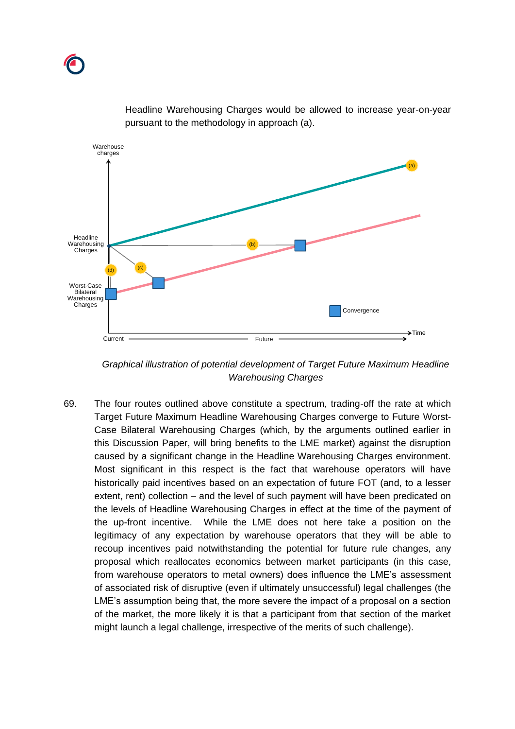Headline Warehousing Charges would be allowed to increase year-on-year pursuant to the methodology in approach (a).

*Graphical illustration of potential development of Target Future Maximum Headline Warehousing Charges*

69. The four routes outlined above constitute a spectrum, trading-off the rate at which Target Future Maximum Headline Warehousing Charges converge to Future Worst-Case Bilateral Warehousing Charges (which, by the arguments outlined earlier in this Discussion Paper, will bring benefits to the LME market) against the disruption caused by a significant change in the Headline Warehousing Charges environment. Most significant in this respect is the fact that warehouse operators will have historically paid incentives based on an expectation of future FOT (and, to a lesser extent, rent) collection – and the level of such payment will have been predicated on the levels of Headline Warehousing Charges in effect at the time of the payment of the up-front incentive. While the LME does not here take a position on the legitimacy of any expectation by warehouse operators that they will be able to recoup incentives paid notwithstanding the potential for future rule changes, any proposal which reallocates economics between market participants (in this case, from warehouse operators to metal owners) does influence the LME's assessment of associated risk of disruptive (even if ultimately unsuccessful) legal challenges (the LME's assumption being that, the more severe the impact of a proposal on a section of the market, the more likely it is that a participant from that section of the market might launch a legal challenge, irrespective of the merits of such challenge).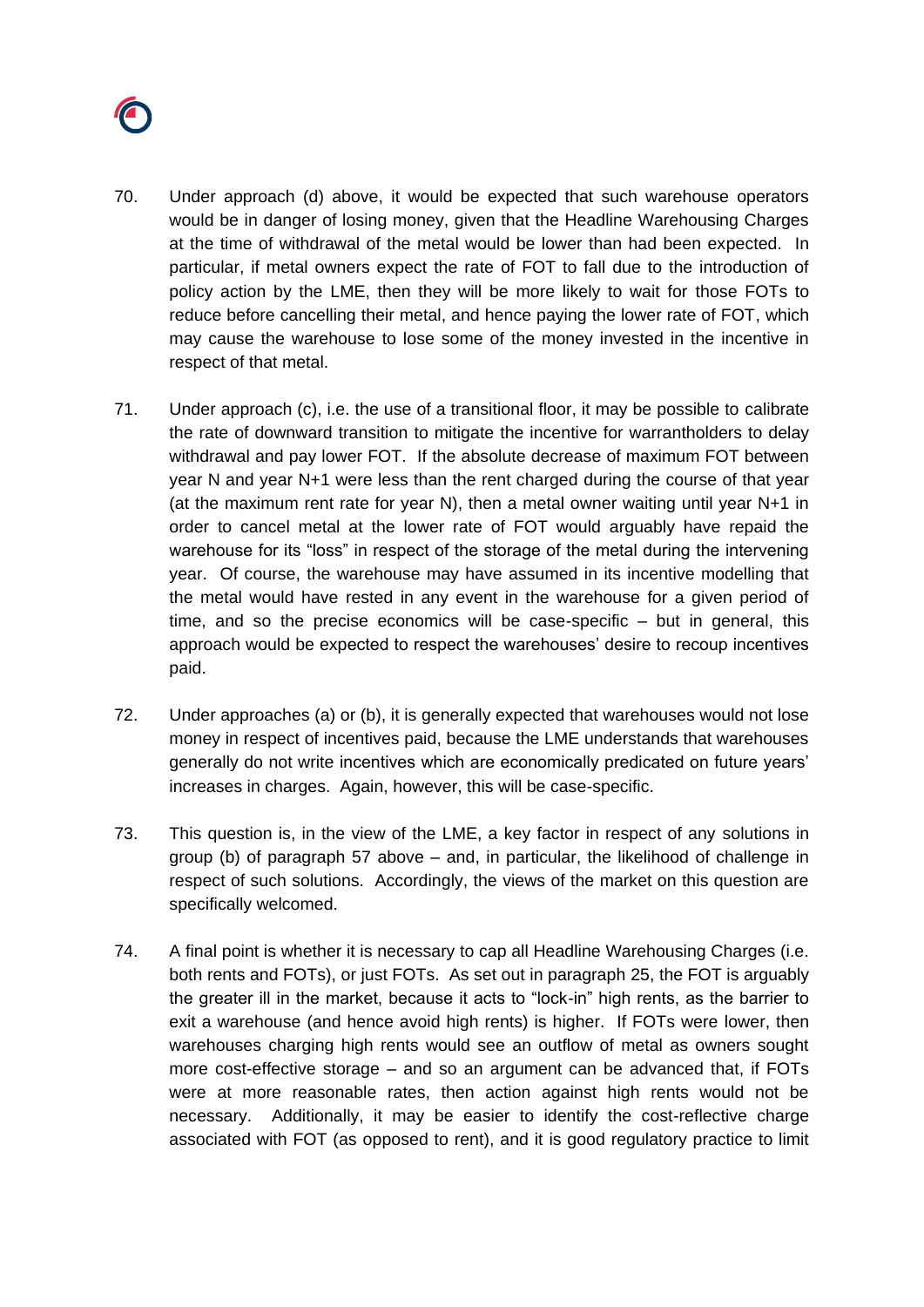70. Under approach (d) above, it would be expected that such warehouse operators would be in danger of losing money, given that the Headline Warehousing Charges at the time of withdrawal of the metal would be lower than had been expected. In particular, if metal owners expect the rate of FOT to fall due to the introduction of policy action by the LME, then they will be more likely to wait for those FOTs to reduce before cancelling their metal, and hence paying the lower rate of FOT, which may cause the warehouse to lose some of the money invested in the incentive in respect of that metal.

71. Under approach (c), i.e. the use of a transitional floor, it may be possible to calibrate the rate of downward transition to mitigate the incentive for warrantholders to delay withdrawal and pay lower FOT. If the absolute decrease of maximum FOT between year N and year N+1 were less than the rent charged during the course of that year (at the maximum rent rate for year N), then a metal owner waiting until year N+1 in order to cancel metal at the lower rate of FOT would arguably have repaid the warehouse for its "loss" in respect of the storage of the metal during the intervening year. Of course, the warehouse may have assumed in its incentive modelling that the metal would have rested in any event in the warehouse for a given period of time, and so the precise economics will be case-specific – but in general, this approach would be expected to respect the warehouses' desire to recoup incentives paid.

72. Under approaches (a) or (b), it is generally expected that warehouses would not lose money in respect of incentives paid, because the LME understands that warehouses generally do not write incentives which are economically predicated on future years' increases in charges. Again, however, this will be case-specific.

73. This question is, in the view of the LME, a key factor in respect of any solutions in group (b) of paragraph 57 above – and, in particular, the likelihood of challenge in respect of such solutions. Accordingly, the views of the market on this question are specifically welcomed.

74. A final point is whether it is necessary to cap all Headline Warehousing Charges (i.e. both rents and FOTs), or just FOTs. As set out in paragraph 25, the FOT is arguably the greater ill in the market, because it acts to "lock-in" high rents, as the barrier to exit a warehouse (and hence avoid high rents) is higher. If FOTs were lower, then warehouses charging high rents would see an outflow of metal as owners sought more cost-effective storage – and so an argument can be advanced that, if FOTs were at more reasonable rates, then action against high rents would not be necessary. Additionally, it may be easier to identify the cost-reflective charge associated with FOT (as opposed to rent), and it is good regulatory practice to limit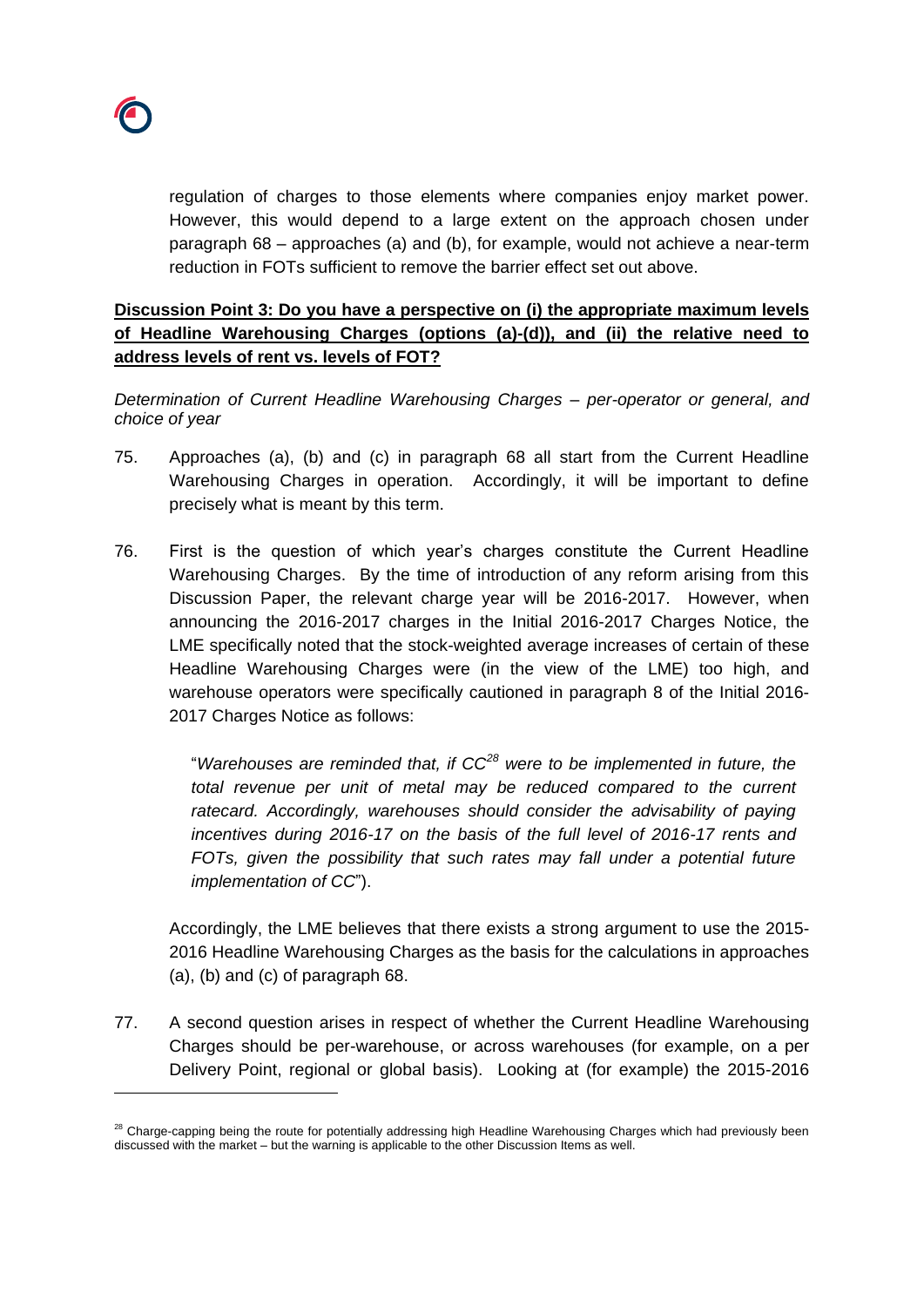regulation of charges to those elements where companies enjoy market power. However, this would depend to a large extent on the approach chosen under paragraph 68 – approaches (a) and (b), for example, would not achieve a near-term reduction in FOTs sufficient to remove the barrier effect set out above.

**Discussion Point 3: Do you have a perspective on (i) the appropriate maximum levels of Headline Warehousing Charges (options (a)-(d)), and (ii) the relative need to address levels of rent vs. levels of FOT?**

*Determination of Current Headline Warehousing Charges – per-operator or general, and choice of year*

75. Approaches (a), (b) and (c) in paragraph 68 all start from the Current Headline Warehousing Charges in operation. Accordingly, it will be important to define precisely what is meant by this term.

76. First is the question of which year's charges constitute the Current Headline Warehousing Charges. By the time of introduction of any reform arising from this Discussion Paper, the relevant charge year will be 2016-2017. However, when announcing the 2016-2017 charges in the Initial 2016-2017 Charges Notice, the LME specifically noted that the stock-weighted average increases of certain of these Headline Warehousing Charges were (in the view of the LME) too high, and warehouse operators were specifically cautioned in paragraph 8 of the Initial 2016-2017 Charges Notice as follows:

    "*Warehouses are reminded that, if CC*[28] *were to be implemented in future, the total revenue per unit of metal may be reduced compared to the current ratecard. Accordingly, warehouses should consider the advisability of paying incentives during 2016-17 on the basis of the full level of 2016-17 rents and FOTs, given the possibility that such rates may fall under a potential future implementation of CC*").

    Accordingly, the LME believes that there exists a strong argument to use the 2015-2016 Headline Warehousing Charges as the basis for the calculations in approaches (a), (b) and (c) of paragraph 68.

77. A second question arises in respect of whether the Current Headline Warehousing Charges should be per-warehouse, or across warehouses (for example, on a per Delivery Point, regional or global basis). Looking at (for example) the 2015-2016

[28] Charge-capping being the route for potentially addressing high Headline Warehousing Charges which had previously been discussed with the market – but the warning is applicable to the other Discussion Items as well.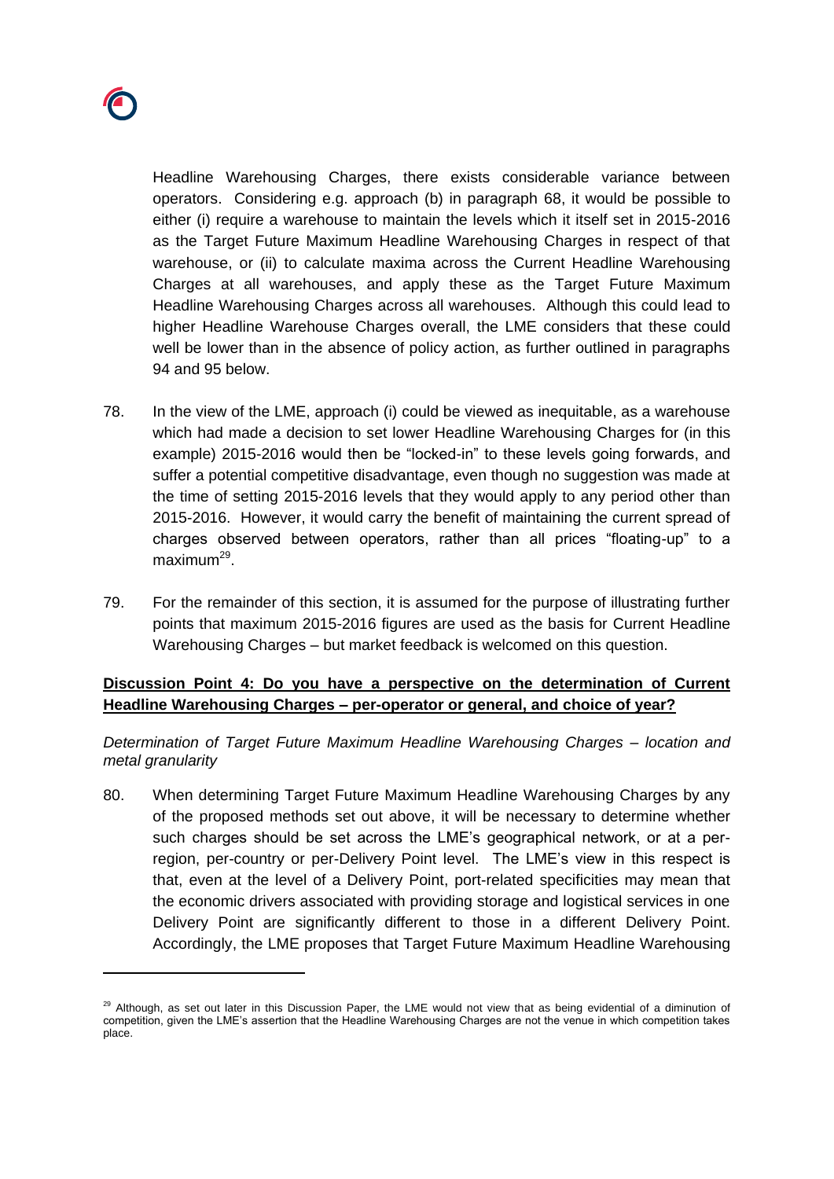Headline Warehousing Charges, there exists considerable variance between operators. Considering e.g. approach (b) in paragraph 68, it would be possible to either (i) require a warehouse to maintain the levels which it itself set in 2015-2016 as the Target Future Maximum Headline Warehousing Charges in respect of that warehouse, or (ii) to calculate maxima across the Current Headline Warehousing Charges at all warehouses, and apply these as the Target Future Maximum Headline Warehousing Charges across all warehouses. Although this could lead to higher Headline Warehouse Charges overall, the LME considers that these could well be lower than in the absence of policy action, as further outlined in paragraphs 94 and 95 below.

78. In the view of the LME, approach (i) could be viewed as inequitable, as a warehouse which had made a decision to set lower Headline Warehousing Charges for (in this example) 2015-2016 would then be "locked-in" to these levels going forwards, and suffer a potential competitive disadvantage, even though no suggestion was made at the time of setting 2015-2016 levels that they would apply to any period other than 2015-2016. However, it would carry the benefit of maintaining the current spread of charges observed between operators, rather than all prices "floating-up" to a maximum[29].

79. For the remainder of this section, it is assumed for the purpose of illustrating further points that maximum 2015-2016 figures are used as the basis for Current Headline Warehousing Charges – but market feedback is welcomed on this question.

**Discussion Point 4: Do you have a perspective on the determination of Current Headline Warehousing Charges – per-operator or general, and choice of year?**

*Determination of Target Future Maximum Headline Warehousing Charges – location and metal granularity*

80. When determining Target Future Maximum Headline Warehousing Charges by any of the proposed methods set out above, it will be necessary to determine whether such charges should be set across the LME's geographical network, or at a per-region, per-country or per-Delivery Point level. The LME's view in this respect is that, even at the level of a Delivery Point, port-related specificities may mean that the economic drivers associated with providing storage and logistical services in one Delivery Point are significantly different to those in a different Delivery Point. Accordingly, the LME proposes that Target Future Maximum Headline Warehousing

[29] Although, as set out later in this Discussion Paper, the LME would not view that as being evidential of a diminution of competition, given the LME's assertion that the Headline Warehousing Charges are not the venue in which competition takes place.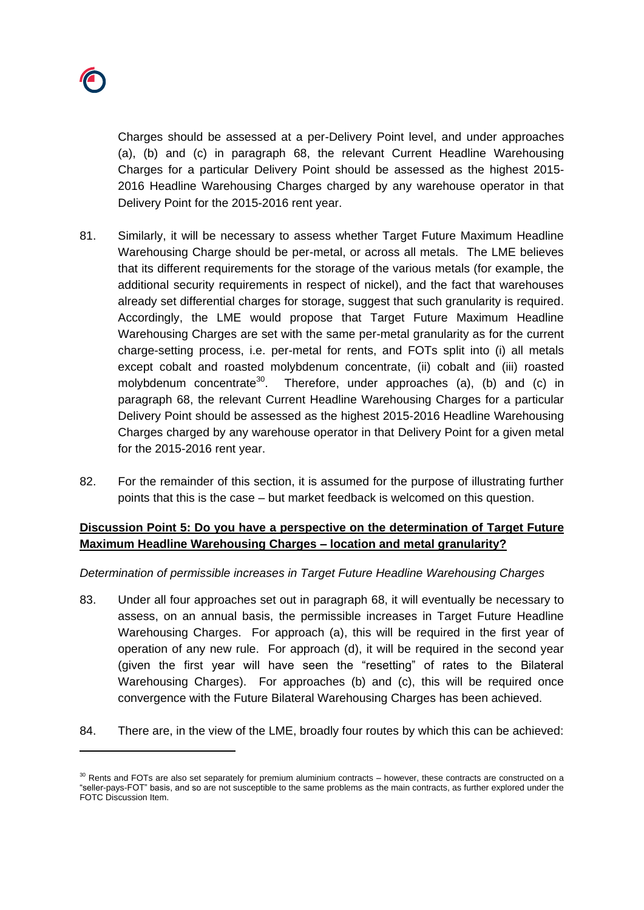Charges should be assessed at a per-Delivery Point level, and under approaches (a), (b) and (c) in paragraph 68, the relevant Current Headline Warehousing Charges for a particular Delivery Point should be assessed as the highest 2015-2016 Headline Warehousing Charges charged by any warehouse operator in that Delivery Point for the 2015-2016 rent year.

81. Similarly, it will be necessary to assess whether Target Future Maximum Headline Warehousing Charge should be per-metal, or across all metals. The LME believes that its different requirements for the storage of the various metals (for example, the additional security requirements in respect of nickel), and the fact that warehouses already set differential charges for storage, suggest that such granularity is required. Accordingly, the LME would propose that Target Future Maximum Headline Warehousing Charges are set with the same per-metal granularity as for the current charge-setting process, i.e. per-metal for rents, and FOTs split into (i) all metals except cobalt and roasted molybdenum concentrate, (ii) cobalt and (iii) roasted molybdenum concentrate[30]. Therefore, under approaches (a), (b) and (c) in paragraph 68, the relevant Current Headline Warehousing Charges for a particular Delivery Point should be assessed as the highest 2015-2016 Headline Warehousing Charges charged by any warehouse operator in that Delivery Point for a given metal for the 2015-2016 rent year.

82. For the remainder of this section, it is assumed for the purpose of illustrating further points that this is the case – but market feedback is welcomed on this question.

**<u>Discussion Point 5: Do you have a perspective on the determination of Target Future Maximum Headline Warehousing Charges – location and metal granularity?</u>**

*Determination of permissible increases in Target Future Headline Warehousing Charges*

83. Under all four approaches set out in paragraph 68, it will eventually be necessary to assess, on an annual basis, the permissible increases in Target Future Headline Warehousing Charges. For approach (a), this will be required in the first year of operation of any new rule. For approach (d), it will be required in the second year (given the first year will have seen the "resetting" of rates to the Bilateral Warehousing Charges). For approaches (b) and (c), this will be required once convergence with the Future Bilateral Warehousing Charges has been achieved.

84. There are, in the view of the LME, broadly four routes by which this can be achieved:

---

[30] Rents and FOTs are also set separately for premium aluminium contracts – however, these contracts are constructed on a "seller-pays-FOT" basis, and so are not susceptible to the same problems as the main contracts, as further explored under the FOTC Discussion Item.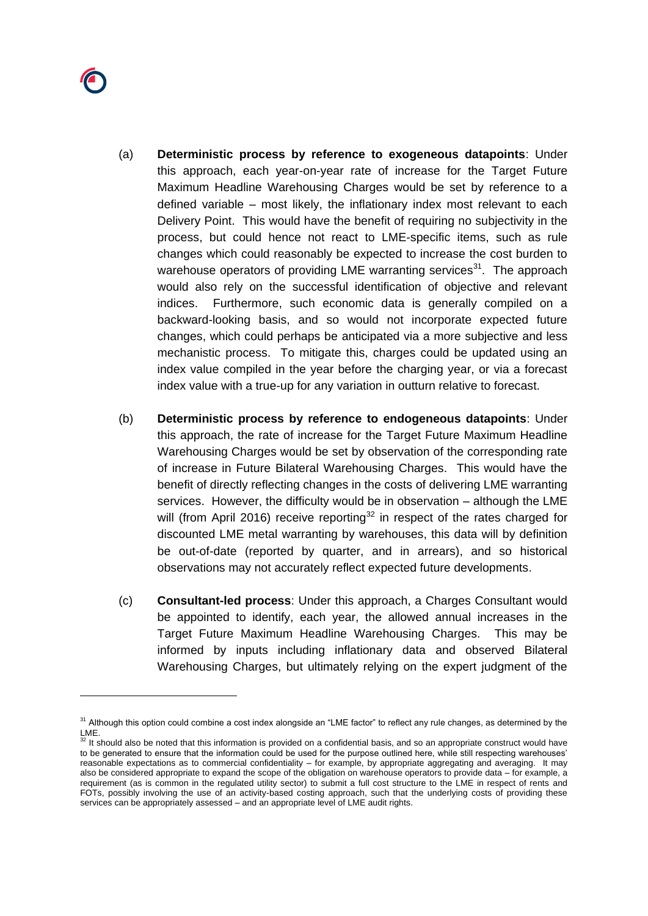(a) **Deterministic process by reference to exogeneous datapoints**: Under this approach, each year-on-year rate of increase for the Target Future Maximum Headline Warehousing Charges would be set by reference to a defined variable – most likely, the inflationary index most relevant to each Delivery Point. This would have the benefit of requiring no subjectivity in the process, but could hence not react to LME-specific items, such as rule changes which could reasonably be expected to increase the cost burden to warehouse operators of providing LME warranting services[31]. The approach would also rely on the successful identification of objective and relevant indices. Furthermore, such economic data is generally compiled on a backward-looking basis, and so would not incorporate expected future changes, which could perhaps be anticipated via a more subjective and less mechanistic process. To mitigate this, charges could be updated using an index value compiled in the year before the charging year, or via a forecast index value with a true-up for any variation in outturn relative to forecast.

(b) **Deterministic process by reference to endogeneous datapoints**: Under this approach, the rate of increase for the Target Future Maximum Headline Warehousing Charges would be set by observation of the corresponding rate of increase in Future Bilateral Warehousing Charges. This would have the benefit of directly reflecting changes in the costs of delivering LME warranting services. However, the difficulty would be in observation – although the LME will (from April 2016) receive reporting[32] in respect of the rates charged for discounted LME metal warranting by warehouses, this data will by definition be out-of-date (reported by quarter, and in arrears), and so historical observations may not accurately reflect expected future developments.

(c) **Consultant-led process**: Under this approach, a Charges Consultant would be appointed to identify, each year, the allowed annual increases in the Target Future Maximum Headline Warehousing Charges. This may be informed by inputs including inflationary data and observed Bilateral Warehousing Charges, but ultimately relying on the expert judgment of the

---

[31] Although this option could combine a cost index alongside an "LME factor" to reflect any rule changes, as determined by the LME.

[32] It should also be noted that this information is provided on a confidential basis, and so an appropriate construct would have to be generated to ensure that the information could be used for the purpose outlined here, while still respecting warehouses' reasonable expectations as to commercial confidentiality – for example, by appropriate aggregating and averaging. It may also be considered appropriate to expand the scope of the obligation on warehouse operators to provide data – for example, a requirement (as is common in the regulated utility sector) to submit a full cost structure to the LME in respect of rents and FOTs, possibly involving the use of an activity-based costing approach, such that the underlying costs of providing these services can be appropriately assessed – and an appropriate level of LME audit rights.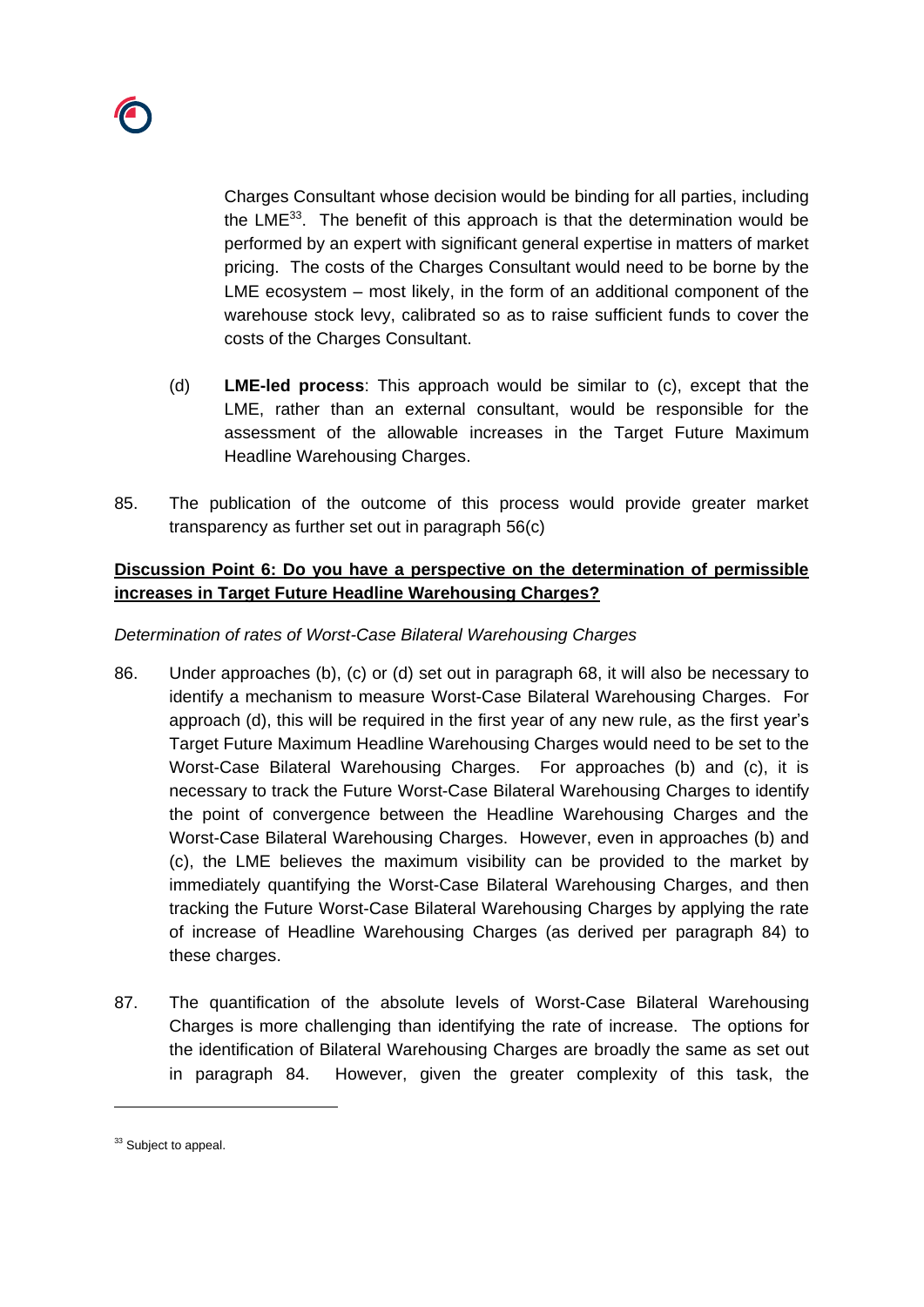Charges Consultant whose decision would be binding for all parties, including the LME[33]. The benefit of this approach is that the determination would be performed by an expert with significant general expertise in matters of market pricing. The costs of the Charges Consultant would need to be borne by the LME ecosystem – most likely, in the form of an additional component of the warehouse stock levy, calibrated so as to raise sufficient funds to cover the costs of the Charges Consultant.

(d) **LME-led process**: This approach would be similar to (c), except that the LME, rather than an external consultant, would be responsible for the assessment of the allowable increases in the Target Future Maximum Headline Warehousing Charges.

85. The publication of the outcome of this process would provide greater market transparency as further set out in paragraph 56(c)

**<u>Discussion Point 6: Do you have a perspective on the determination of permissible increases in Target Future Headline Warehousing Charges?</u>**

*Determination of rates of Worst-Case Bilateral Warehousing Charges*

86. Under approaches (b), (c) or (d) set out in paragraph 68, it will also be necessary to identify a mechanism to measure Worst-Case Bilateral Warehousing Charges. For approach (d), this will be required in the first year of any new rule, as the first year's Target Future Maximum Headline Warehousing Charges would need to be set to the Worst-Case Bilateral Warehousing Charges. For approaches (b) and (c), it is necessary to track the Future Worst-Case Bilateral Warehousing Charges to identify the point of convergence between the Headline Warehousing Charges and the Worst-Case Bilateral Warehousing Charges. However, even in approaches (b) and (c), the LME believes the maximum visibility can be provided to the market by immediately quantifying the Worst-Case Bilateral Warehousing Charges, and then tracking the Future Worst-Case Bilateral Warehousing Charges by applying the rate of increase of Headline Warehousing Charges (as derived per paragraph 84) to these charges.

87. The quantification of the absolute levels of Worst-Case Bilateral Warehousing Charges is more challenging than identifying the rate of increase. The options for the identification of Bilateral Warehousing Charges are broadly the same as set out in paragraph 84. However, given the greater complexity of this task, the

[33] Subject to appeal.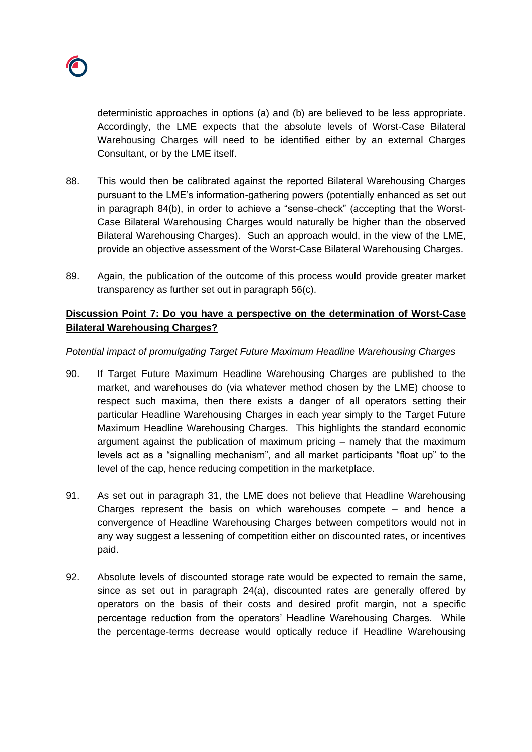deterministic approaches in options (a) and (b) are believed to be less appropriate. Accordingly, the LME expects that the absolute levels of Worst-Case Bilateral Warehousing Charges will need to be identified either by an external Charges Consultant, or by the LME itself.

88. This would then be calibrated against the reported Bilateral Warehousing Charges pursuant to the LME's information-gathering powers (potentially enhanced as set out in paragraph 84(b), in order to achieve a "sense-check" (accepting that the Worst-Case Bilateral Warehousing Charges would naturally be higher than the observed Bilateral Warehousing Charges). Such an approach would, in the view of the LME, provide an objective assessment of the Worst-Case Bilateral Warehousing Charges.

89. Again, the publication of the outcome of this process would provide greater market transparency as further set out in paragraph 56(c).

**Discussion Point 7: Do you have a perspective on the determination of Worst-Case Bilateral Warehousing Charges?**

*Potential impact of promulgating Target Future Maximum Headline Warehousing Charges*

90. If Target Future Maximum Headline Warehousing Charges are published to the market, and warehouses do (via whatever method chosen by the LME) choose to respect such maxima, then there exists a danger of all operators setting their particular Headline Warehousing Charges in each year simply to the Target Future Maximum Headline Warehousing Charges. This highlights the standard economic argument against the publication of maximum pricing – namely that the maximum levels act as a "signalling mechanism", and all market participants "float up" to the level of the cap, hence reducing competition in the marketplace.

91. As set out in paragraph 31, the LME does not believe that Headline Warehousing Charges represent the basis on which warehouses compete – and hence a convergence of Headline Warehousing Charges between competitors would not in any way suggest a lessening of competition either on discounted rates, or incentives paid.

92. Absolute levels of discounted storage rate would be expected to remain the same, since as set out in paragraph 24(a), discounted rates are generally offered by operators on the basis of their costs and desired profit margin, not a specific percentage reduction from the operators' Headline Warehousing Charges. While the percentage-terms decrease would optically reduce if Headline Warehousing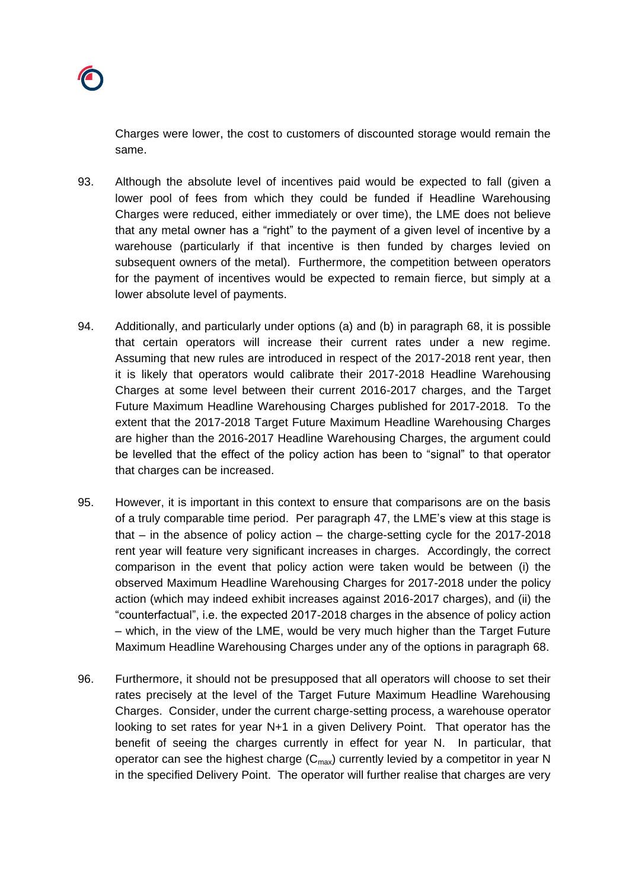Charges were lower, the cost to customers of discounted storage would remain the same.

93. Although the absolute level of incentives paid would be expected to fall (given a lower pool of fees from which they could be funded if Headline Warehousing Charges were reduced, either immediately or over time), the LME does not believe that any metal owner has a "right" to the payment of a given level of incentive by a warehouse (particularly if that incentive is then funded by charges levied on subsequent owners of the metal). Furthermore, the competition between operators for the payment of incentives would be expected to remain fierce, but simply at a lower absolute level of payments.

94. Additionally, and particularly under options (a) and (b) in paragraph 68, it is possible that certain operators will increase their current rates under a new regime. Assuming that new rules are introduced in respect of the 2017-2018 rent year, then it is likely that operators would calibrate their 2017-2018 Headline Warehousing Charges at some level between their current 2016-2017 charges, and the Target Future Maximum Headline Warehousing Charges published for 2017-2018. To the extent that the 2017-2018 Target Future Maximum Headline Warehousing Charges are higher than the 2016-2017 Headline Warehousing Charges, the argument could be levelled that the effect of the policy action has been to "signal" to that operator that charges can be increased.

95. However, it is important in this context to ensure that comparisons are on the basis of a truly comparable time period. Per paragraph 47, the LME's view at this stage is that – in the absence of policy action – the charge-setting cycle for the 2017-2018 rent year will feature very significant increases in charges. Accordingly, the correct comparison in the event that policy action were taken would be between (i) the observed Maximum Headline Warehousing Charges for 2017-2018 under the policy action (which may indeed exhibit increases against 2016-2017 charges), and (ii) the "counterfactual", i.e. the expected 2017-2018 charges in the absence of policy action – which, in the view of the LME, would be very much higher than the Target Future Maximum Headline Warehousing Charges under any of the options in paragraph 68.

96. Furthermore, it should not be presupposed that all operators will choose to set their rates precisely at the level of the Target Future Maximum Headline Warehousing Charges. Consider, under the current charge-setting process, a warehouse operator looking to set rates for year N+1 in a given Delivery Point. That operator has the benefit of seeing the charges currently in effect for year N. In particular, that operator can see the highest charge ($C_{max}$) currently levied by a competitor in year N in the specified Delivery Point. The operator will further realise that charges are very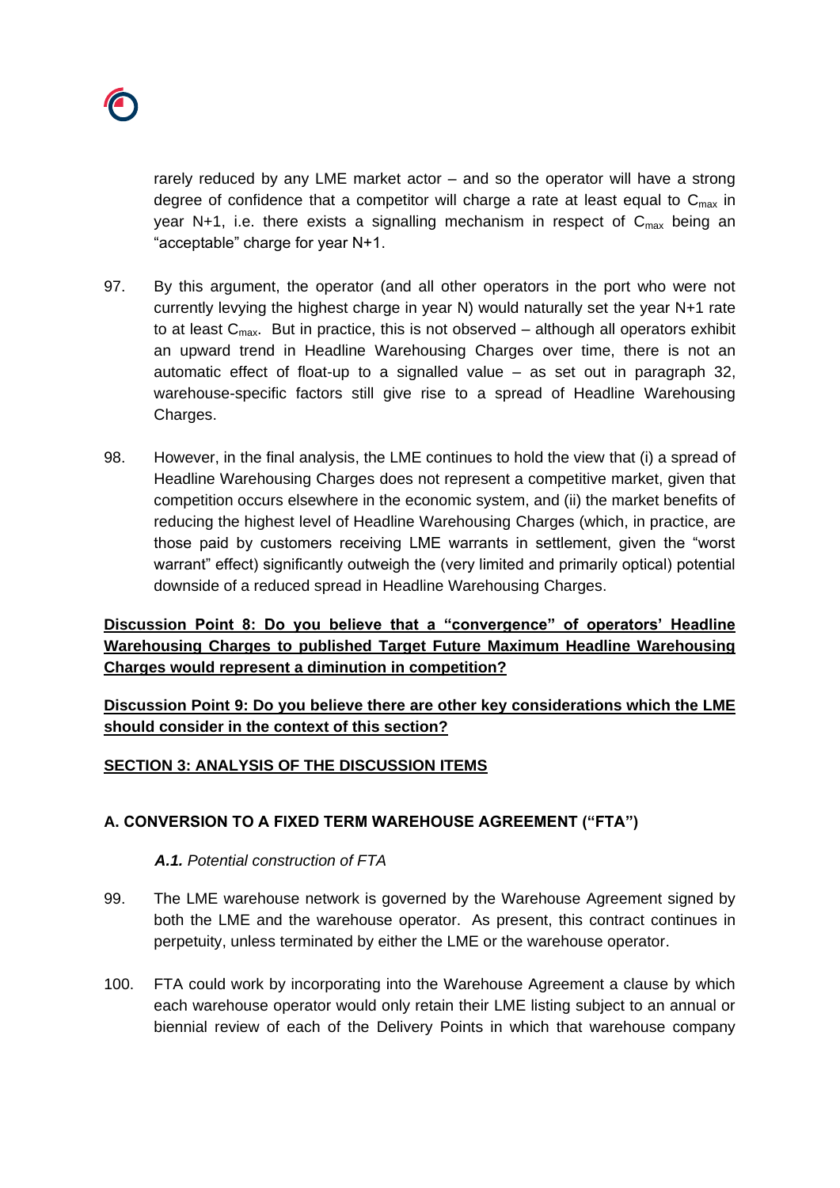rarely reduced by any LME market actor – and so the operator will have a strong degree of confidence that a competitor will charge a rate at least equal to $C_{max}$ in year N+1, i.e. there exists a signalling mechanism in respect of $C_{max}$ being an "acceptable" charge for year N+1.

97. By this argument, the operator (and all other operators in the port who were not currently levying the highest charge in year N) would naturally set the year N+1 rate to at least $C_{max}$. But in practice, this is not observed – although all operators exhibit an upward trend in Headline Warehousing Charges over time, there is not an automatic effect of float-up to a signalled value – as set out in paragraph 32, warehouse-specific factors still give rise to a spread of Headline Warehousing Charges.

98. However, in the final analysis, the LME continues to hold the view that (i) a spread of Headline Warehousing Charges does not represent a competitive market, given that competition occurs elsewhere in the economic system, and (ii) the market benefits of reducing the highest level of Headline Warehousing Charges (which, in practice, are those paid by customers receiving LME warrants in settlement, given the "worst warrant" effect) significantly outweigh the (very limited and primarily optical) potential downside of a reduced spread in Headline Warehousing Charges.

**Discussion Point 8: Do you believe that a "convergence" of operators' Headline Warehousing Charges to published Target Future Maximum Headline Warehousing Charges would represent a diminution in competition?**

**Discussion Point 9: Do you believe there are other key considerations which the LME should consider in the context of this section?**

## SECTION 3: ANALYSIS OF THE DISCUSSION ITEMS

### A. CONVERSION TO A FIXED TERM WAREHOUSE AGREEMENT ("FTA")

#### *A.1. Potential construction of FTA*

99. The LME warehouse network is governed by the Warehouse Agreement signed by both the LME and the warehouse operator. As present, this contract continues in perpetuity, unless terminated by either the LME or the warehouse operator.

100. FTA could work by incorporating into the Warehouse Agreement a clause by which each warehouse operator would only retain their LME listing subject to an annual or biennial review of each of the Delivery Points in which that warehouse company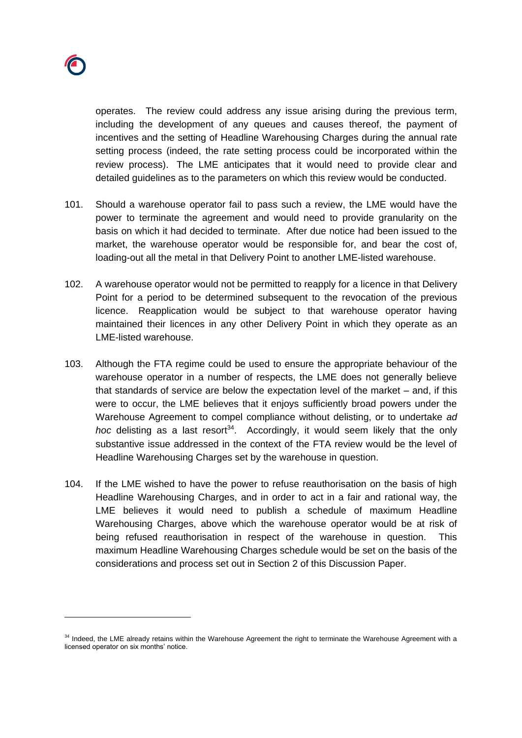operates. The review could address any issue arising during the previous term, including the development of any queues and causes thereof, the payment of incentives and the setting of Headline Warehousing Charges during the annual rate setting process (indeed, the rate setting process could be incorporated within the review process). The LME anticipates that it would need to provide clear and detailed guidelines as to the parameters on which this review would be conducted.

101. Should a warehouse operator fail to pass such a review, the LME would have the power to terminate the agreement and would need to provide granularity on the basis on which it had decided to terminate. After due notice had been issued to the market, the warehouse operator would be responsible for, and bear the cost of, loading-out all the metal in that Delivery Point to another LME-listed warehouse.

102. A warehouse operator would not be permitted to reapply for a licence in that Delivery Point for a period to be determined subsequent to the revocation of the previous licence. Reapplication would be subject to that warehouse operator having maintained their licences in any other Delivery Point in which they operate as an LME-listed warehouse.

103. Although the FTA regime could be used to ensure the appropriate behaviour of the warehouse operator in a number of respects, the LME does not generally believe that standards of service are below the expectation level of the market – and, if this were to occur, the LME believes that it enjoys sufficiently broad powers under the Warehouse Agreement to compel compliance without delisting, or to undertake *ad hoc* delisting as a last resort[34]. Accordingly, it would seem likely that the only substantive issue addressed in the context of the FTA review would be the level of Headline Warehousing Charges set by the warehouse in question.

104. If the LME wished to have the power to refuse reauthorisation on the basis of high Headline Warehousing Charges, and in order to act in a fair and rational way, the LME believes it would need to publish a schedule of maximum Headline Warehousing Charges, above which the warehouse operator would be at risk of being refused reauthorisation in respect of the warehouse in question. This maximum Headline Warehousing Charges schedule would be set on the basis of the considerations and process set out in Section 2 of this Discussion Paper.

---

[34] Indeed, the LME already retains within the Warehouse Agreement the right to terminate the Warehouse Agreement with a licensed operator on six months' notice.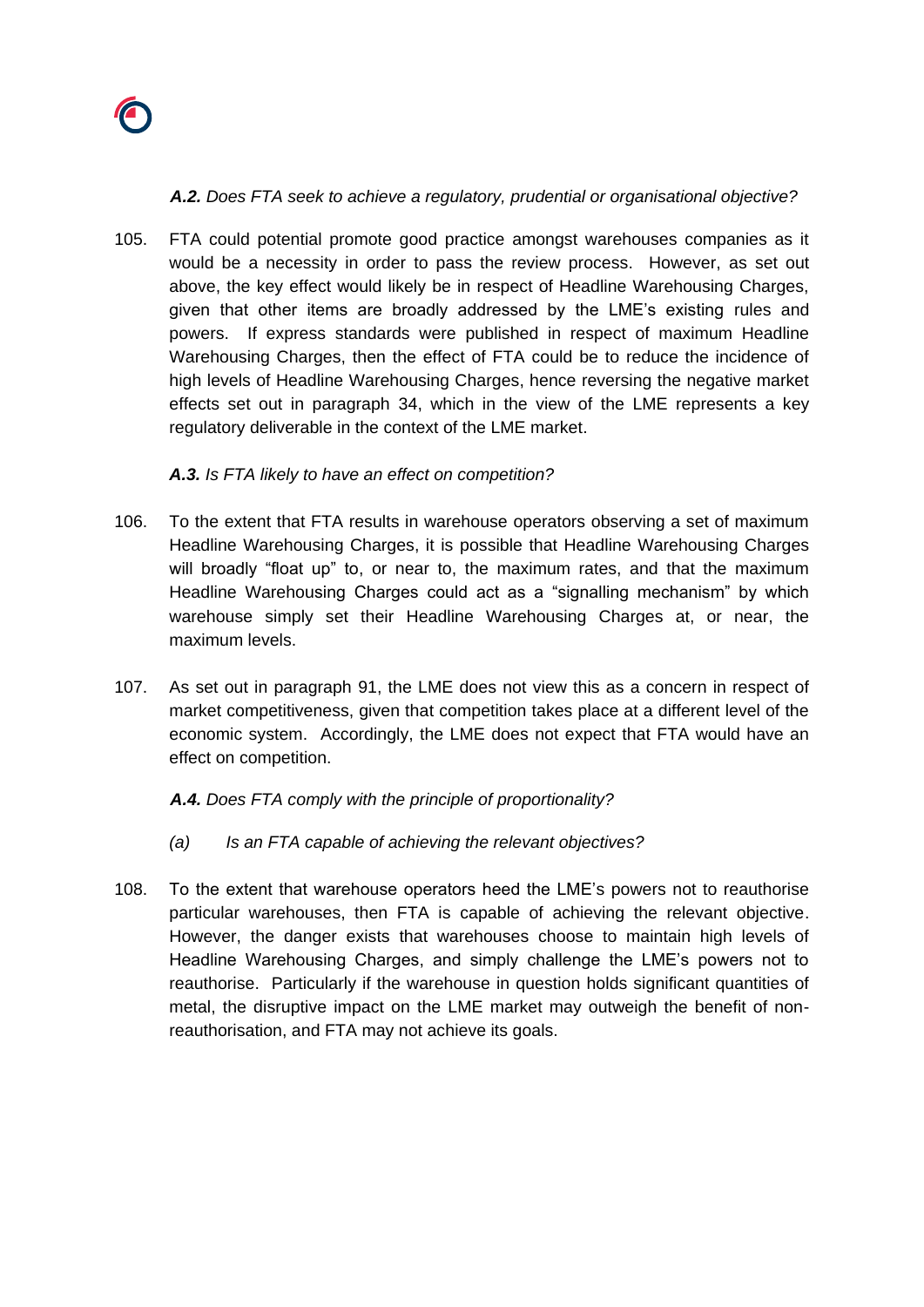***A.2.*** *Does FTA seek to achieve a regulatory, prudential or organisational objective?*

105. FTA could potential promote good practice amongst warehouses companies as it would be a necessity in order to pass the review process. However, as set out above, the key effect would likely be in respect of Headline Warehousing Charges, given that other items are broadly addressed by the LME's existing rules and powers. If express standards were published in respect of maximum Headline Warehousing Charges, then the effect of FTA could be to reduce the incidence of high levels of Headline Warehousing Charges, hence reversing the negative market effects set out in paragraph 34, which in the view of the LME represents a key regulatory deliverable in the context of the LME market.

***A.3.*** *Is FTA likely to have an effect on competition?*

106. To the extent that FTA results in warehouse operators observing a set of maximum Headline Warehousing Charges, it is possible that Headline Warehousing Charges will broadly "float up" to, or near to, the maximum rates, and that the maximum Headline Warehousing Charges could act as a "signalling mechanism" by which warehouse simply set their Headline Warehousing Charges at, or near, the maximum levels.

107. As set out in paragraph 91, the LME does not view this as a concern in respect of market competitiveness, given that competition takes place at a different level of the economic system. Accordingly, the LME does not expect that FTA would have an effect on competition.

***A.4.*** *Does FTA comply with the principle of proportionality?*

*(a) Is an FTA capable of achieving the relevant objectives?*

108. To the extent that warehouse operators heed the LME's powers not to reauthorise particular warehouses, then FTA is capable of achieving the relevant objective. However, the danger exists that warehouses choose to maintain high levels of Headline Warehousing Charges, and simply challenge the LME's powers not to reauthorise. Particularly if the warehouse in question holds significant quantities of metal, the disruptive impact on the LME market may outweigh the benefit of non-reauthorisation, and FTA may not achieve its goals.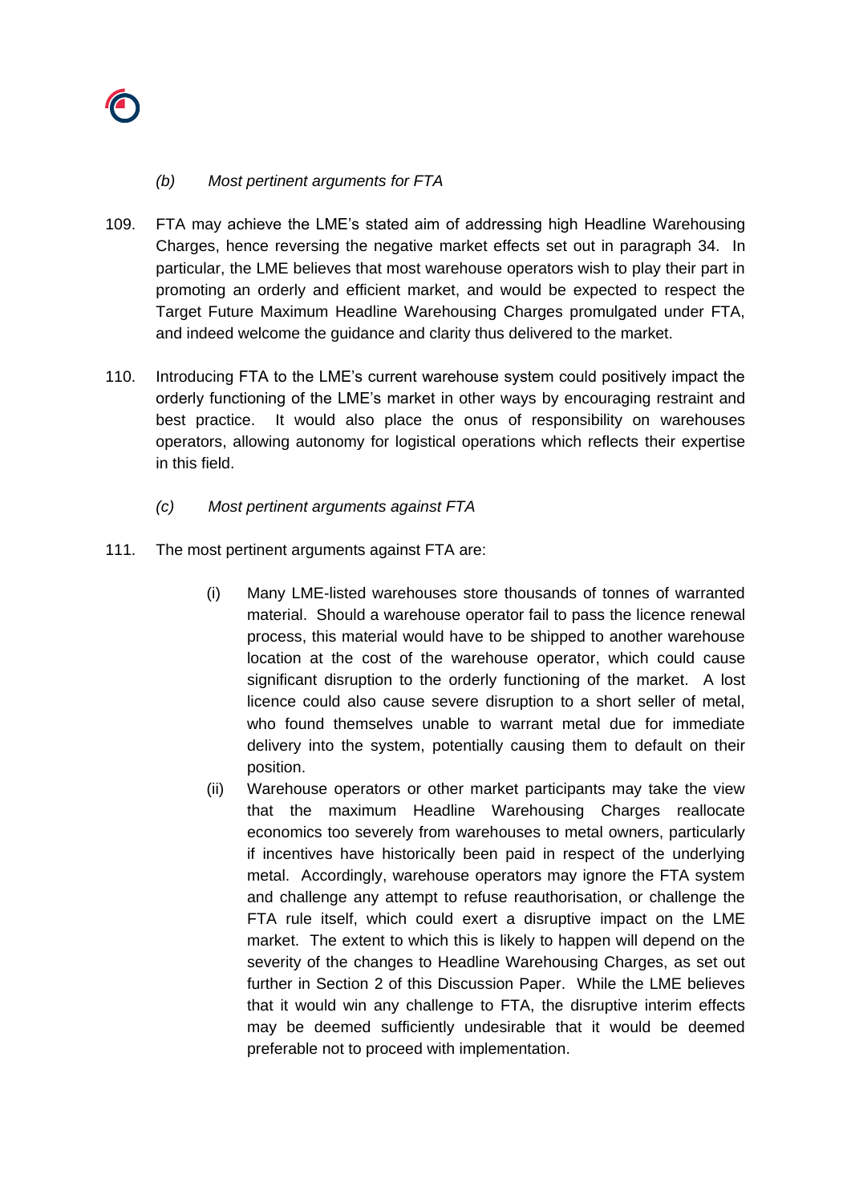*(b) Most pertinent arguments for FTA*

109. FTA may achieve the LME's stated aim of addressing high Headline Warehousing Charges, hence reversing the negative market effects set out in paragraph 34. In particular, the LME believes that most warehouse operators wish to play their part in promoting an orderly and efficient market, and would be expected to respect the Target Future Maximum Headline Warehousing Charges promulgated under FTA, and indeed welcome the guidance and clarity thus delivered to the market.

110. Introducing FTA to the LME's current warehouse system could positively impact the orderly functioning of the LME's market in other ways by encouraging restraint and best practice. It would also place the onus of responsibility on warehouses operators, allowing autonomy for logistical operations which reflects their expertise in this field.

*(c) Most pertinent arguments against FTA*

111. The most pertinent arguments against FTA are:

   (i) Many LME-listed warehouses store thousands of tonnes of warranted material. Should a warehouse operator fail to pass the licence renewal process, this material would have to be shipped to another warehouse location at the cost of the warehouse operator, which could cause significant disruption to the orderly functioning of the market. A lost licence could also cause severe disruption to a short seller of metal, who found themselves unable to warrant metal due for immediate delivery into the system, potentially causing them to default on their position.

   (ii) Warehouse operators or other market participants may take the view that the maximum Headline Warehousing Charges reallocate economics too severely from warehouses to metal owners, particularly if incentives have historically been paid in respect of the underlying metal. Accordingly, warehouse operators may ignore the FTA system and challenge any attempt to refuse reauthorisation, or challenge the FTA rule itself, which could exert a disruptive impact on the LME market. The extent to which this is likely to happen will depend on the severity of the changes to Headline Warehousing Charges, as set out further in Section 2 of this Discussion Paper. While the LME believes that it would win any challenge to FTA, the disruptive interim effects may be deemed sufficiently undesirable that it would be deemed preferable not to proceed with implementation.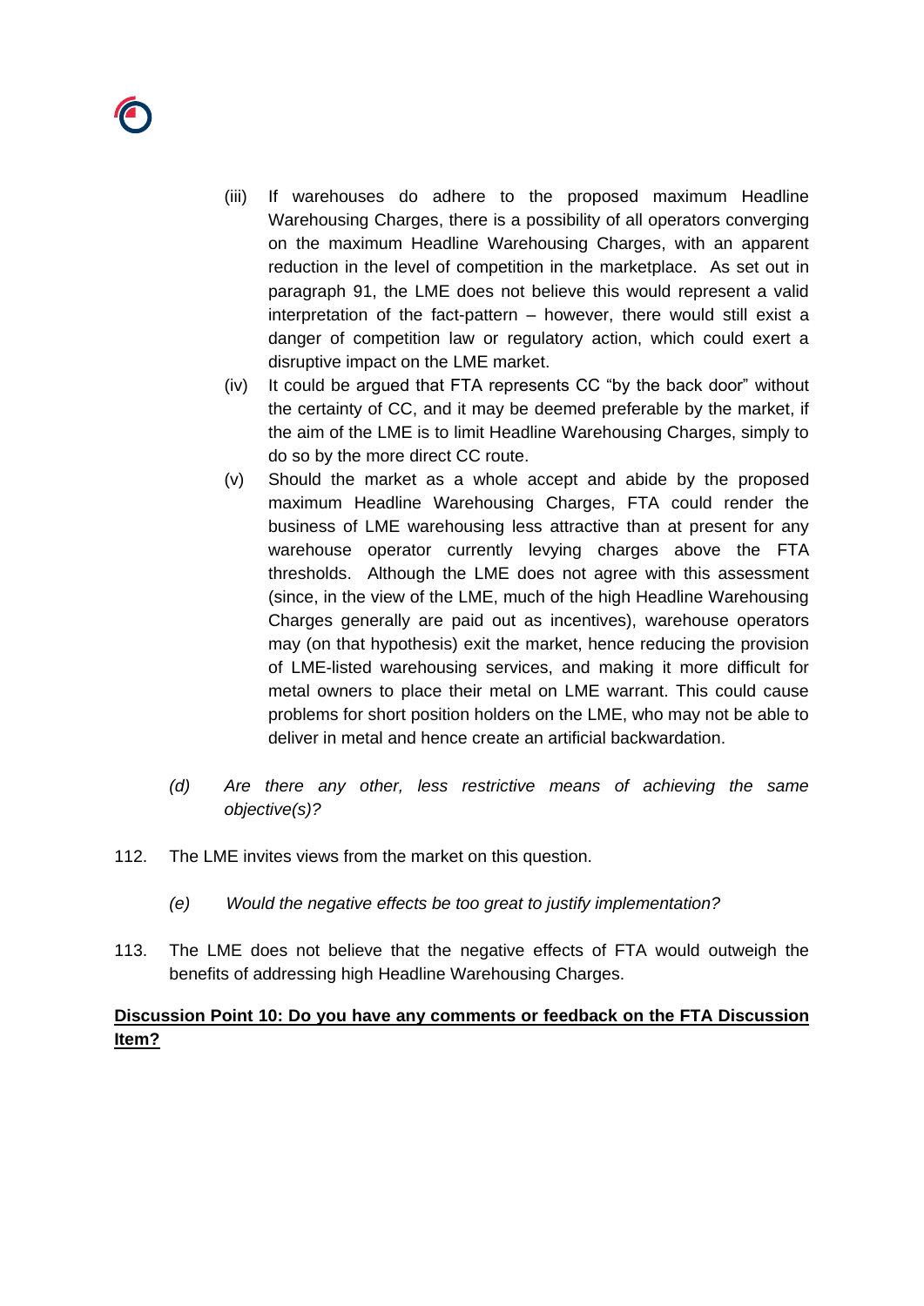(iii) If warehouses do adhere to the proposed maximum Headline Warehousing Charges, there is a possibility of all operators converging on the maximum Headline Warehousing Charges, with an apparent reduction in the level of competition in the marketplace. As set out in paragraph 91, the LME does not believe this would represent a valid interpretation of the fact-pattern – however, there would still exist a danger of competition law or regulatory action, which could exert a disruptive impact on the LME market.

(iv) It could be argued that FTA represents CC "by the back door" without the certainty of CC, and it may be deemed preferable by the market, if the aim of the LME is to limit Headline Warehousing Charges, simply to do so by the more direct CC route.

(v) Should the market as a whole accept and abide by the proposed maximum Headline Warehousing Charges, FTA could render the business of LME warehousing less attractive than at present for any warehouse operator currently levying charges above the FTA thresholds. Although the LME does not agree with this assessment (since, in the view of the LME, much of the high Headline Warehousing Charges generally are paid out as incentives), warehouse operators may (on that hypothesis) exit the market, hence reducing the provision of LME-listed warehousing services, and making it more difficult for metal owners to place their metal on LME warrant. This could cause problems for short position holders on the LME, who may not be able to deliver in metal and hence create an artificial backwardation.

*(d) Are there any other, less restrictive means of achieving the same objective(s)?*

112. The LME invites views from the market on this question.

*(e) Would the negative effects be too great to justify implementation?*

113. The LME does not believe that the negative effects of FTA would outweigh the benefits of addressing high Headline Warehousing Charges.

**Discussion Point 10: Do you have any comments or feedback on the FTA Discussion Item?**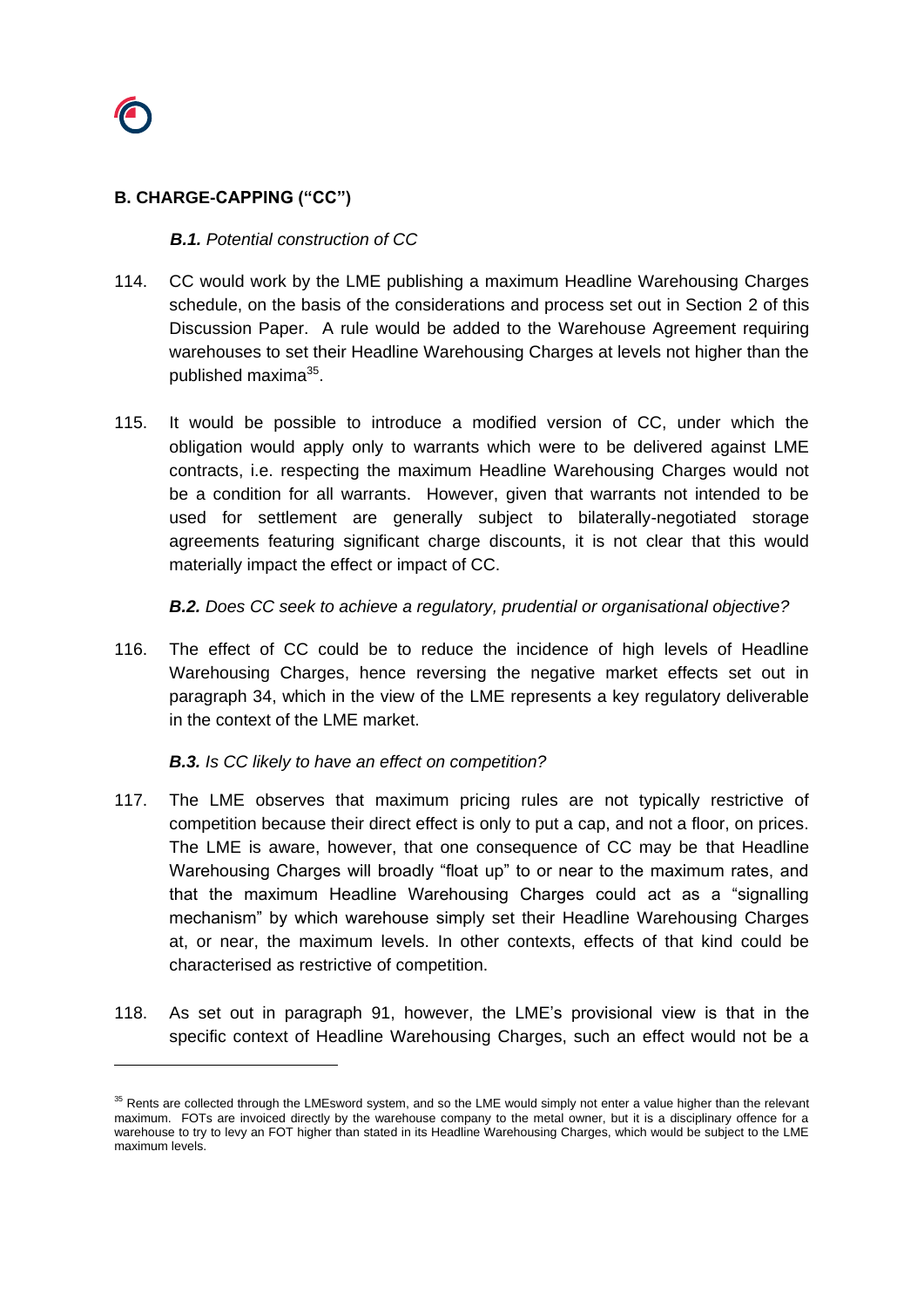## B. CHARGE-CAPPING ("CC")

### *B.1. Potential construction of CC*

114. CC would work by the LME publishing a maximum Headline Warehousing Charges schedule, on the basis of the considerations and process set out in Section 2 of this Discussion Paper. A rule would be added to the Warehouse Agreement requiring warehouses to set their Headline Warehousing Charges at levels not higher than the published maxima[35].

115. It would be possible to introduce a modified version of CC, under which the obligation would apply only to warrants which were to be delivered against LME contracts, i.e. respecting the maximum Headline Warehousing Charges would not be a condition for all warrants. However, given that warrants not intended to be used for settlement are generally subject to bilaterally-negotiated storage agreements featuring significant charge discounts, it is not clear that this would materially impact the effect or impact of CC.

### *B.2. Does CC seek to achieve a regulatory, prudential or organisational objective?*

116. The effect of CC could be to reduce the incidence of high levels of Headline Warehousing Charges, hence reversing the negative market effects set out in paragraph 34, which in the view of the LME represents a key regulatory deliverable in the context of the LME market.

### *B.3. Is CC likely to have an effect on competition?*

117. The LME observes that maximum pricing rules are not typically restrictive of competition because their direct effect is only to put a cap, and not a floor, on prices. The LME is aware, however, that one consequence of CC may be that Headline Warehousing Charges will broadly "float up" to or near to the maximum rates, and that the maximum Headline Warehousing Charges could act as a "signalling mechanism" by which warehouse simply set their Headline Warehousing Charges at, or near, the maximum levels. In other contexts, effects of that kind could be characterised as restrictive of competition.

118. As set out in paragraph 91, however, the LME's provisional view is that in the specific context of Headline Warehousing Charges, such an effect would not be a

---

[35] Rents are collected through the LMEsword system, and so the LME would simply not enter a value higher than the relevant maximum. FOTs are invoiced directly by the warehouse company to the metal owner, but it is a disciplinary offence for a warehouse to try to levy an FOT higher than stated in its Headline Warehousing Charges, which would be subject to the LME maximum levels.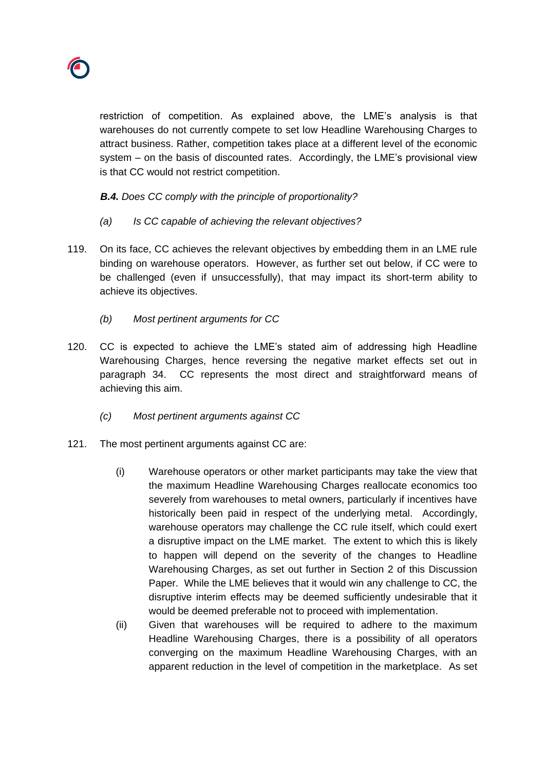restriction of competition. As explained above, the LME's analysis is that warehouses do not currently compete to set low Headline Warehousing Charges to attract business. Rather, competition takes place at a different level of the economic system – on the basis of discounted rates. Accordingly, the LME's provisional view is that CC would not restrict competition.

***B.4.*** *Does CC comply with the principle of proportionality?*

*(a) Is CC capable of achieving the relevant objectives?*

119. On its face, CC achieves the relevant objectives by embedding them in an LME rule binding on warehouse operators. However, as further set out below, if CC were to be challenged (even if unsuccessfully), that may impact its short-term ability to achieve its objectives.

*(b) Most pertinent arguments for CC*

120. CC is expected to achieve the LME's stated aim of addressing high Headline Warehousing Charges, hence reversing the negative market effects set out in paragraph 34. CC represents the most direct and straightforward means of achieving this aim.

*(c) Most pertinent arguments against CC*

121. The most pertinent arguments against CC are:

   (i) Warehouse operators or other market participants may take the view that the maximum Headline Warehousing Charges reallocate economics too severely from warehouses to metal owners, particularly if incentives have historically been paid in respect of the underlying metal. Accordingly, warehouse operators may challenge the CC rule itself, which could exert a disruptive impact on the LME market. The extent to which this is likely to happen will depend on the severity of the changes to Headline Warehousing Charges, as set out further in Section 2 of this Discussion Paper. While the LME believes that it would win any challenge to CC, the disruptive interim effects may be deemed sufficiently undesirable that it would be deemed preferable not to proceed with implementation.

   (ii) Given that warehouses will be required to adhere to the maximum Headline Warehousing Charges, there is a possibility of all operators converging on the maximum Headline Warehousing Charges, with an apparent reduction in the level of competition in the marketplace. As set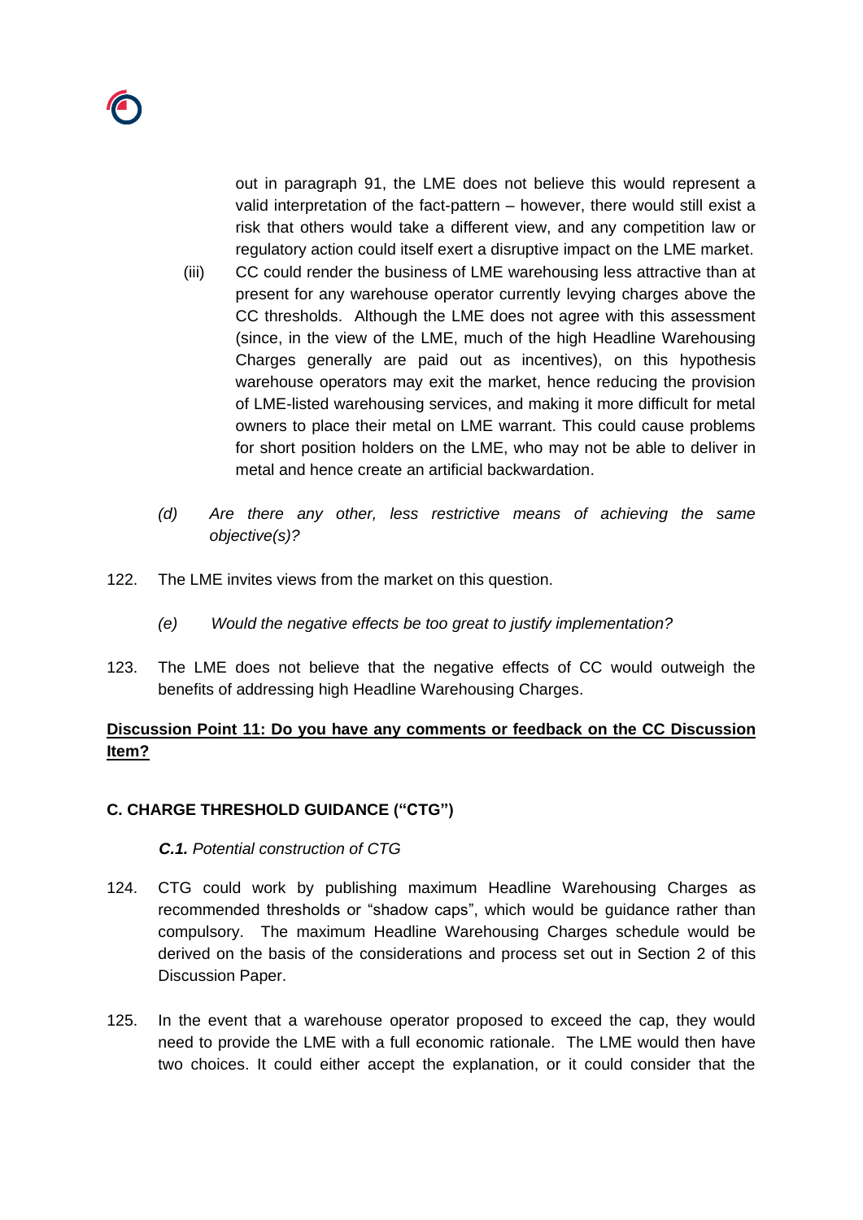out in paragraph 91, the LME does not believe this would represent a valid interpretation of the fact-pattern – however, there would still exist a risk that others would take a different view, and any competition law or regulatory action could itself exert a disruptive impact on the LME market.

(iii) CC could render the business of LME warehousing less attractive than at present for any warehouse operator currently levying charges above the CC thresholds. Although the LME does not agree with this assessment (since, in the view of the LME, much of the high Headline Warehousing Charges generally are paid out as incentives), on this hypothesis warehouse operators may exit the market, hence reducing the provision of LME-listed warehousing services, and making it more difficult for metal owners to place their metal on LME warrant. This could cause problems for short position holders on the LME, who may not be able to deliver in metal and hence create an artificial backwardation.

*(d) Are there any other, less restrictive means of achieving the same objective(s)?*

122. The LME invites views from the market on this question.

*(e) Would the negative effects be too great to justify implementation?*

123. The LME does not believe that the negative effects of CC would outweigh the benefits of addressing high Headline Warehousing Charges.

**<u>Discussion Point 11: Do you have any comments or feedback on the CC Discussion Item?</u>**

## C. CHARGE THRESHOLD GUIDANCE ("CTG")

### ***C.1.*** *Potential construction of CTG*

124. CTG could work by publishing maximum Headline Warehousing Charges as recommended thresholds or "shadow caps", which would be guidance rather than compulsory. The maximum Headline Warehousing Charges schedule would be derived on the basis of the considerations and process set out in Section 2 of this Discussion Paper.

125. In the event that a warehouse operator proposed to exceed the cap, they would need to provide the LME with a full economic rationale. The LME would then have two choices. It could either accept the explanation, or it could consider that the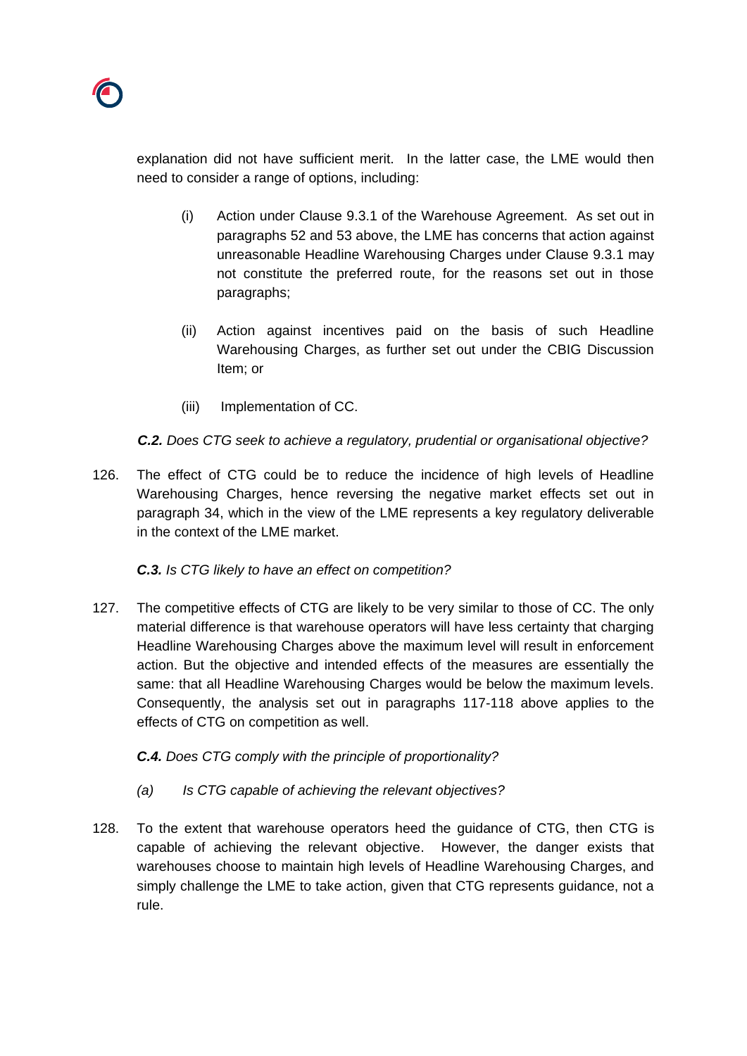explanation did not have sufficient merit. In the latter case, the LME would then need to consider a range of options, including:

(i) Action under Clause 9.3.1 of the Warehouse Agreement. As set out in paragraphs 52 and 53 above, the LME has concerns that action against unreasonable Headline Warehousing Charges under Clause 9.3.1 may not constitute the preferred route, for the reasons set out in those paragraphs;

(ii) Action against incentives paid on the basis of such Headline Warehousing Charges, as further set out under the CBIG Discussion Item; or

(iii) Implementation of CC.

***C.2.*** *Does CTG seek to achieve a regulatory, prudential or organisational objective?*

126. The effect of CTG could be to reduce the incidence of high levels of Headline Warehousing Charges, hence reversing the negative market effects set out in paragraph 34, which in the view of the LME represents a key regulatory deliverable in the context of the LME market.

***C.3.*** *Is CTG likely to have an effect on competition?*

127. The competitive effects of CTG are likely to be very similar to those of CC. The only material difference is that warehouse operators will have less certainty that charging Headline Warehousing Charges above the maximum level will result in enforcement action. But the objective and intended effects of the measures are essentially the same: that all Headline Warehousing Charges would be below the maximum levels. Consequently, the analysis set out in paragraphs 117-118 above applies to the effects of CTG on competition as well.

***C.4.*** *Does CTG comply with the principle of proportionality?*

*(a) Is CTG capable of achieving the relevant objectives?*

128. To the extent that warehouse operators heed the guidance of CTG, then CTG is capable of achieving the relevant objective. However, the danger exists that warehouses choose to maintain high levels of Headline Warehousing Charges, and simply challenge the LME to take action, given that CTG represents guidance, not a rule.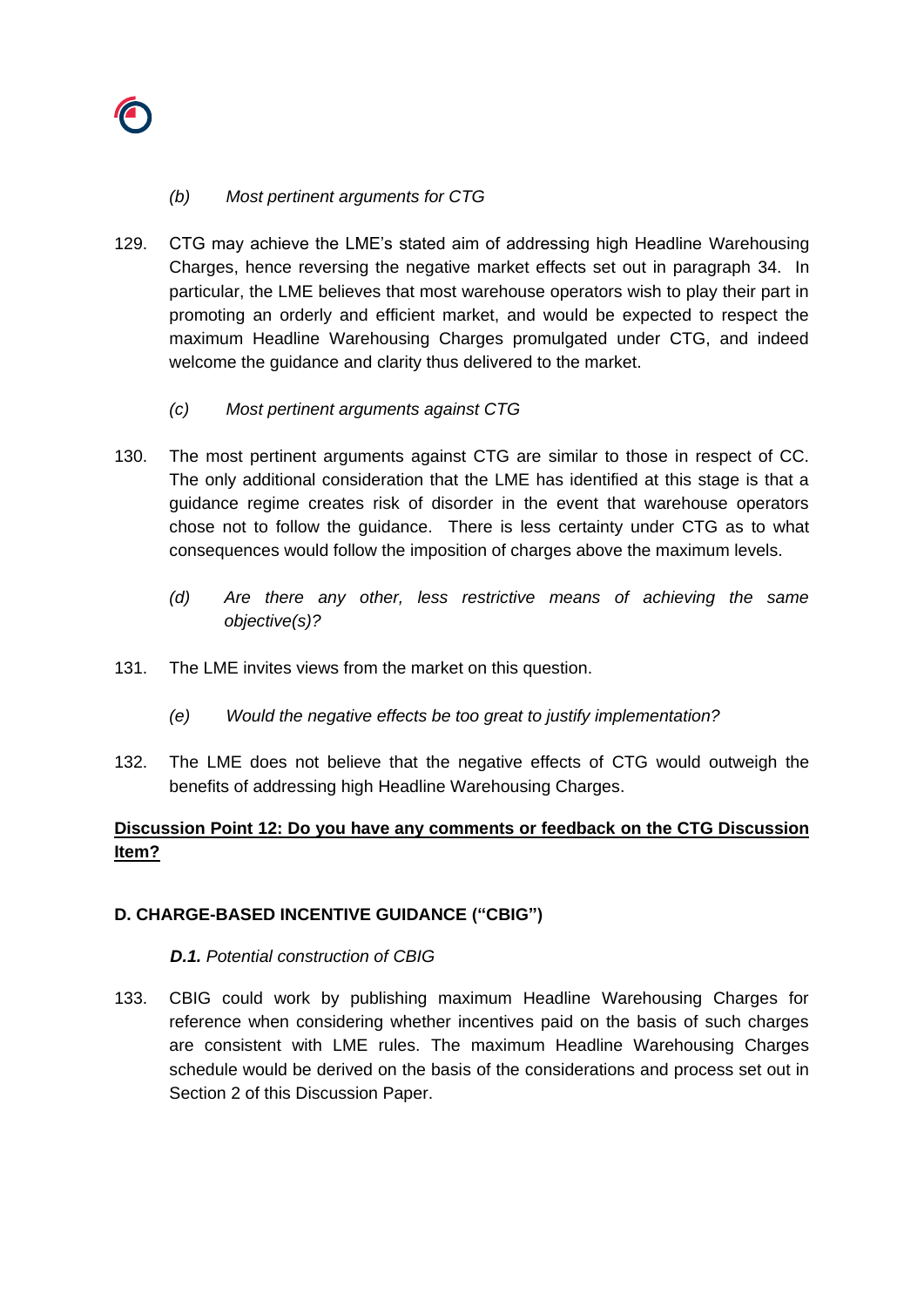*(b) Most pertinent arguments for CTG*

129. CTG may achieve the LME's stated aim of addressing high Headline Warehousing Charges, hence reversing the negative market effects set out in paragraph 34. In particular, the LME believes that most warehouse operators wish to play their part in promoting an orderly and efficient market, and would be expected to respect the maximum Headline Warehousing Charges promulgated under CTG, and indeed welcome the guidance and clarity thus delivered to the market.

*(c) Most pertinent arguments against CTG*

130. The most pertinent arguments against CTG are similar to those in respect of CC. The only additional consideration that the LME has identified at this stage is that a guidance regime creates risk of disorder in the event that warehouse operators chose not to follow the guidance. There is less certainty under CTG as to what consequences would follow the imposition of charges above the maximum levels.

*(d) Are there any other, less restrictive means of achieving the same objective(s)?*

131. The LME invites views from the market on this question.

*(e) Would the negative effects be too great to justify implementation?*

132. The LME does not believe that the negative effects of CTG would outweigh the benefits of addressing high Headline Warehousing Charges.

**Discussion Point 12: Do you have any comments or feedback on the CTG Discussion Item?**

### D. CHARGE-BASED INCENTIVE GUIDANCE ("CBIG")

***D.1.*** *Potential construction of CBIG*

133. CBIG could work by publishing maximum Headline Warehousing Charges for reference when considering whether incentives paid on the basis of such charges are consistent with LME rules. The maximum Headline Warehousing Charges schedule would be derived on the basis of the considerations and process set out in Section 2 of this Discussion Paper.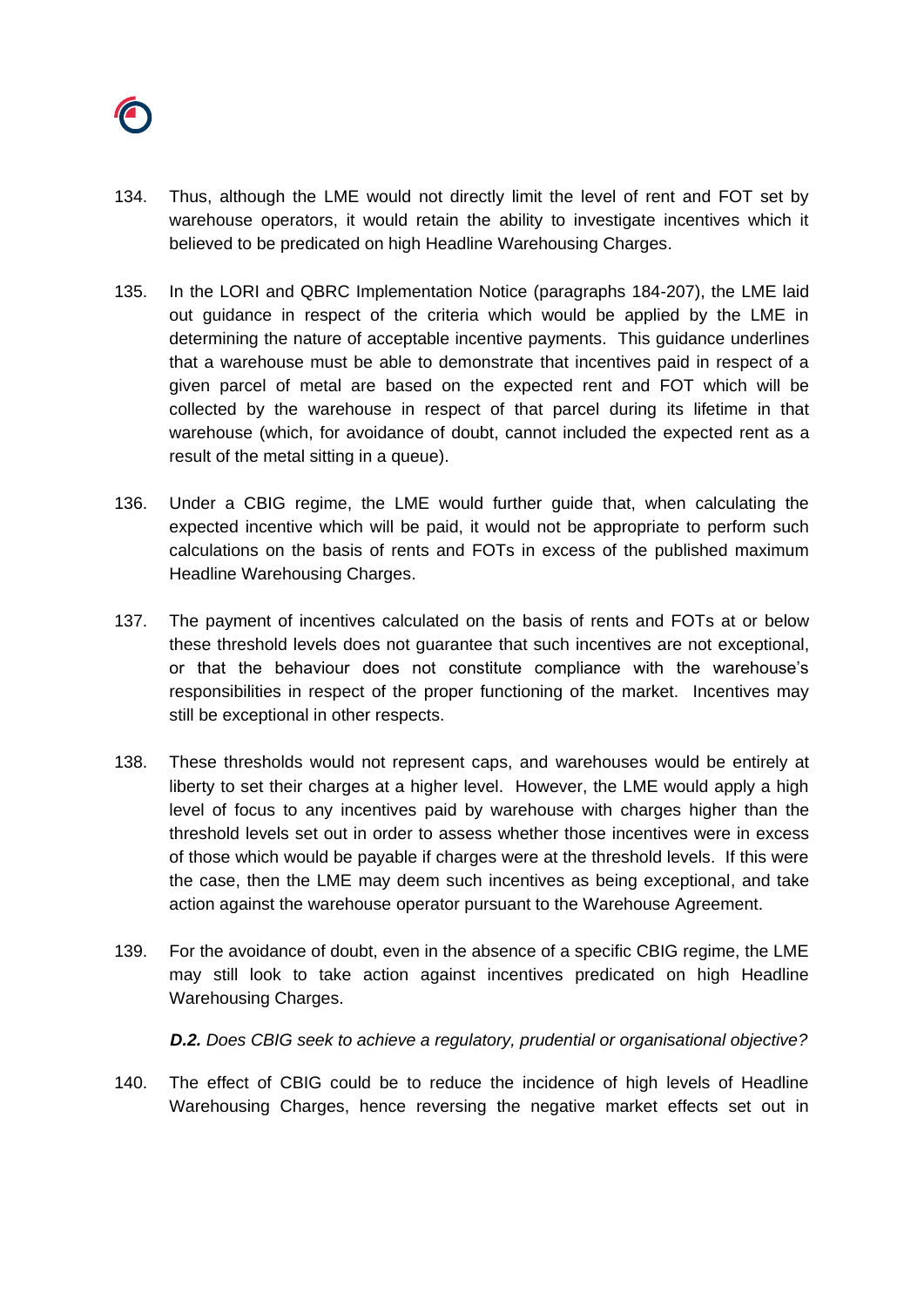134. Thus, although the LME would not directly limit the level of rent and FOT set by warehouse operators, it would retain the ability to investigate incentives which it believed to be predicated on high Headline Warehousing Charges.

135. In the LORI and QBRC Implementation Notice (paragraphs 184-207), the LME laid out guidance in respect of the criteria which would be applied by the LME in determining the nature of acceptable incentive payments. This guidance underlines that a warehouse must be able to demonstrate that incentives paid in respect of a given parcel of metal are based on the expected rent and FOT which will be collected by the warehouse in respect of that parcel during its lifetime in that warehouse (which, for avoidance of doubt, cannot included the expected rent as a result of the metal sitting in a queue).

136. Under a CBIG regime, the LME would further guide that, when calculating the expected incentive which will be paid, it would not be appropriate to perform such calculations on the basis of rents and FOTs in excess of the published maximum Headline Warehousing Charges.

137. The payment of incentives calculated on the basis of rents and FOTs at or below these threshold levels does not guarantee that such incentives are not exceptional, or that the behaviour does not constitute compliance with the warehouse's responsibilities in respect of the proper functioning of the market. Incentives may still be exceptional in other respects.

138. These thresholds would not represent caps, and warehouses would be entirely at liberty to set their charges at a higher level. However, the LME would apply a high level of focus to any incentives paid by warehouse with charges higher than the threshold levels set out in order to assess whether those incentives were in excess of those which would be payable if charges were at the threshold levels. If this were the case, then the LME may deem such incentives as being exceptional, and take action against the warehouse operator pursuant to the Warehouse Agreement.

139. For the avoidance of doubt, even in the absence of a specific CBIG regime, the LME may still look to take action against incentives predicated on high Headline Warehousing Charges.

***D.2.*** *Does CBIG seek to achieve a regulatory, prudential or organisational objective?*

140. The effect of CBIG could be to reduce the incidence of high levels of Headline Warehousing Charges, hence reversing the negative market effects set out in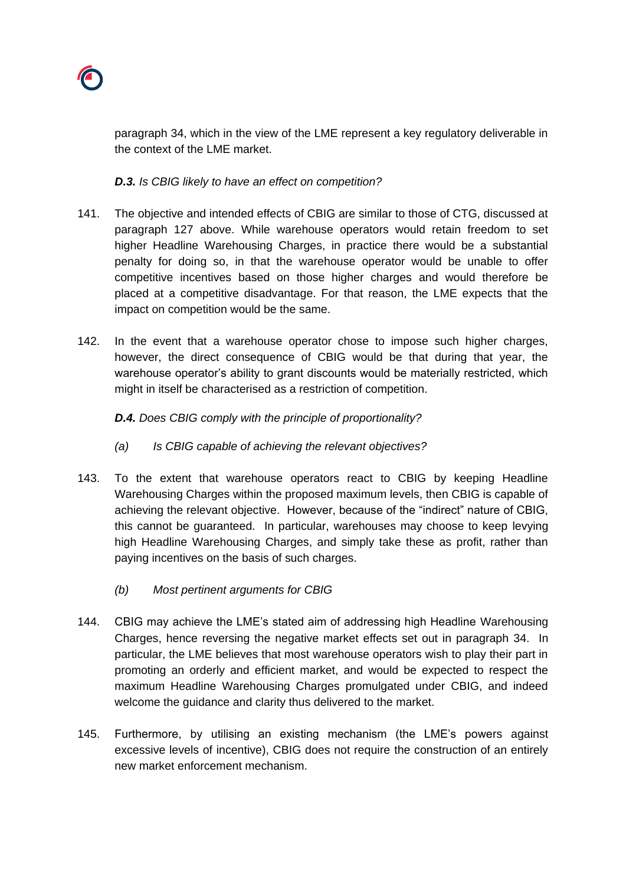paragraph 34, which in the view of the LME represent a key regulatory deliverable in the context of the LME market.

***D.3.*** *Is CBIG likely to have an effect on competition?*

141. The objective and intended effects of CBIG are similar to those of CTG, discussed at paragraph 127 above. While warehouse operators would retain freedom to set higher Headline Warehousing Charges, in practice there would be a substantial penalty for doing so, in that the warehouse operator would be unable to offer competitive incentives based on those higher charges and would therefore be placed at a competitive disadvantage. For that reason, the LME expects that the impact on competition would be the same.

142. In the event that a warehouse operator chose to impose such higher charges, however, the direct consequence of CBIG would be that during that year, the warehouse operator's ability to grant discounts would be materially restricted, which might in itself be characterised as a restriction of competition.

***D.4.*** *Does CBIG comply with the principle of proportionality?*

*(a) Is CBIG capable of achieving the relevant objectives?*

143. To the extent that warehouse operators react to CBIG by keeping Headline Warehousing Charges within the proposed maximum levels, then CBIG is capable of achieving the relevant objective. However, because of the "indirect" nature of CBIG, this cannot be guaranteed. In particular, warehouses may choose to keep levying high Headline Warehousing Charges, and simply take these as profit, rather than paying incentives on the basis of such charges.

*(b) Most pertinent arguments for CBIG*

144. CBIG may achieve the LME's stated aim of addressing high Headline Warehousing Charges, hence reversing the negative market effects set out in paragraph 34. In particular, the LME believes that most warehouse operators wish to play their part in promoting an orderly and efficient market, and would be expected to respect the maximum Headline Warehousing Charges promulgated under CBIG, and indeed welcome the guidance and clarity thus delivered to the market.

145. Furthermore, by utilising an existing mechanism (the LME's powers against excessive levels of incentive), CBIG does not require the construction of an entirely new market enforcement mechanism.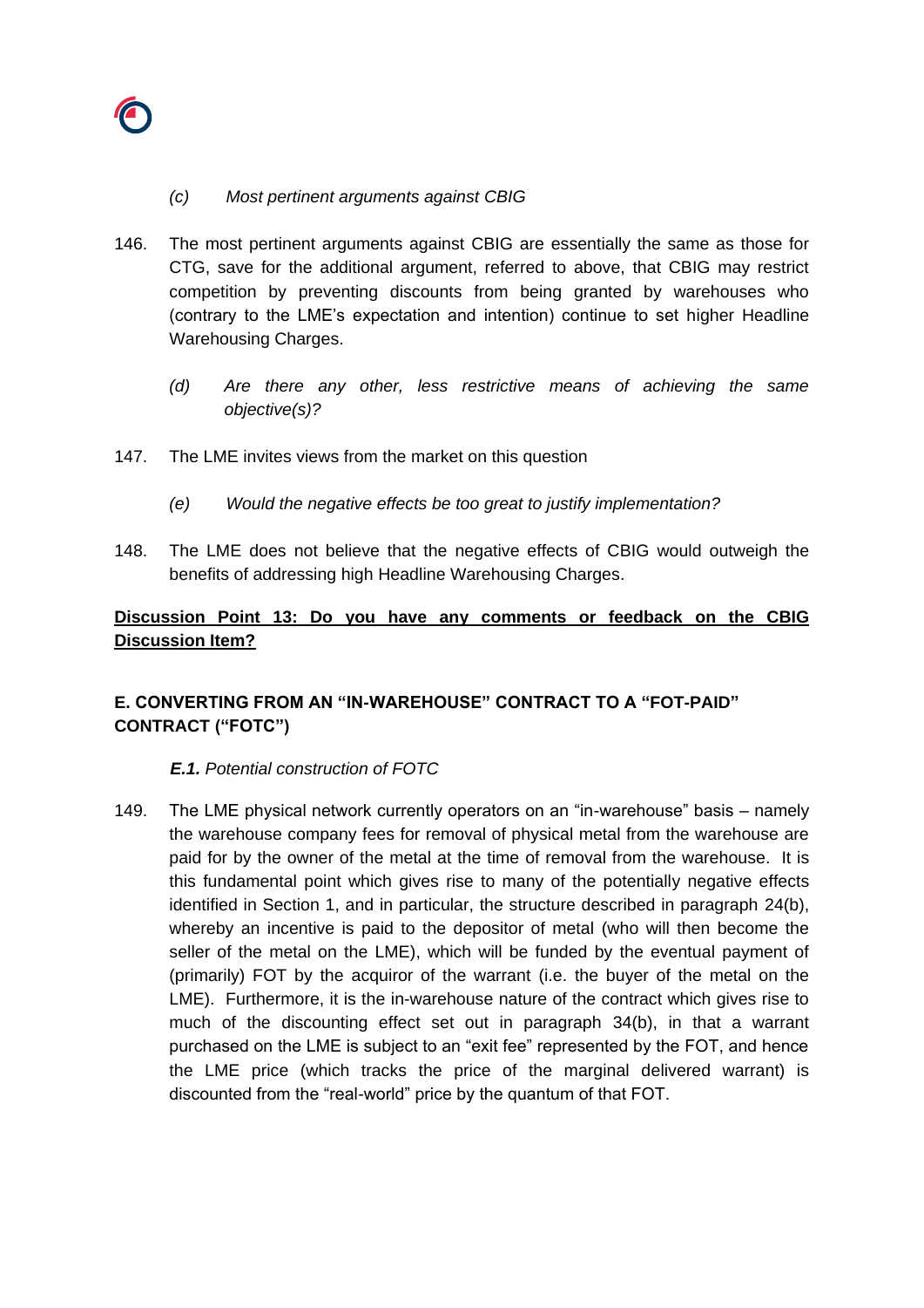*(c) Most pertinent arguments against CBIG*

146. The most pertinent arguments against CBIG are essentially the same as those for CTG, save for the additional argument, referred to above, that CBIG may restrict competition by preventing discounts from being granted by warehouses who (contrary to the LME's expectation and intention) continue to set higher Headline Warehousing Charges.

*(d) Are there any other, less restrictive means of achieving the same objective(s)?*

147. The LME invites views from the market on this question

*(e) Would the negative effects be too great to justify implementation?*

148. The LME does not believe that the negative effects of CBIG would outweigh the benefits of addressing high Headline Warehousing Charges.

**<u>Discussion Point 13: Do you have any comments or feedback on the CBIG Discussion Item?</u>**

## E. CONVERTING FROM AN "IN-WAREHOUSE" CONTRACT TO A "FOT-PAID" CONTRACT ("FOTC")

### ***E.1.*** *Potential construction of FOTC*

149. The LME physical network currently operators on an "in-warehouse" basis – namely the warehouse company fees for removal of physical metal from the warehouse are paid for by the owner of the metal at the time of removal from the warehouse. It is this fundamental point which gives rise to many of the potentially negative effects identified in Section 1, and in particular, the structure described in paragraph 24(b), whereby an incentive is paid to the depositor of metal (who will then become the seller of the metal on the LME), which will be funded by the eventual payment of (primarily) FOT by the acquiror of the warrant (i.e. the buyer of the metal on the LME). Furthermore, it is the in-warehouse nature of the contract which gives rise to much of the discounting effect set out in paragraph 34(b), in that a warrant purchased on the LME is subject to an "exit fee" represented by the FOT, and hence the LME price (which tracks the price of the marginal delivered warrant) is discounted from the "real-world" price by the quantum of that FOT.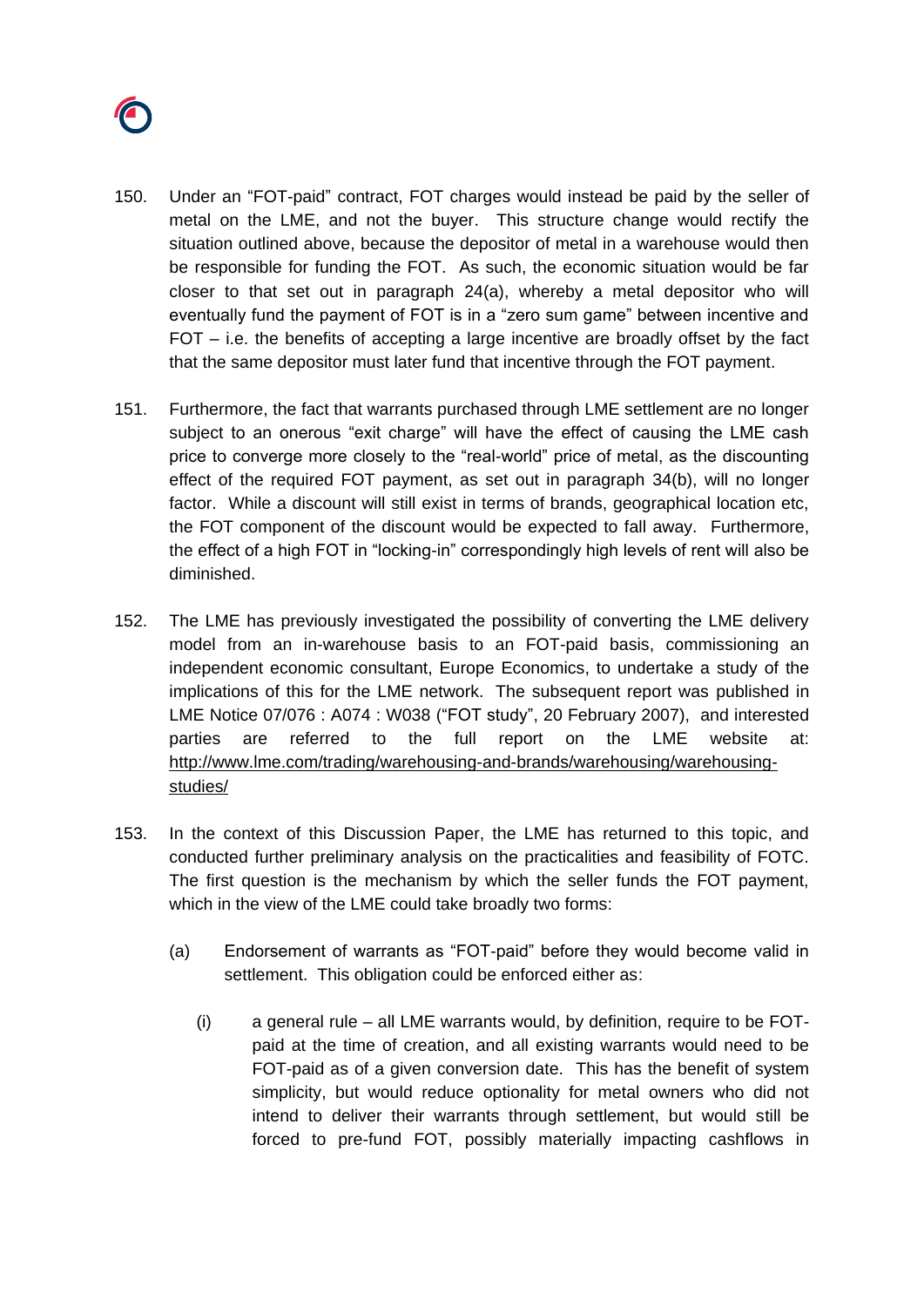150. Under an "FOT-paid" contract, FOT charges would instead be paid by the seller of metal on the LME, and not the buyer. This structure change would rectify the situation outlined above, because the depositor of metal in a warehouse would then be responsible for funding the FOT. As such, the economic situation would be far closer to that set out in paragraph 24(a), whereby a metal depositor who will eventually fund the payment of FOT is in a "zero sum game" between incentive and FOT – i.e. the benefits of accepting a large incentive are broadly offset by the fact that the same depositor must later fund that incentive through the FOT payment.

151. Furthermore, the fact that warrants purchased through LME settlement are no longer subject to an onerous "exit charge" will have the effect of causing the LME cash price to converge more closely to the "real-world" price of metal, as the discounting effect of the required FOT payment, as set out in paragraph 34(b), will no longer factor. While a discount will still exist in terms of brands, geographical location etc, the FOT component of the discount would be expected to fall away. Furthermore, the effect of a high FOT in "locking-in" correspondingly high levels of rent will also be diminished.

152. The LME has previously investigated the possibility of converting the LME delivery model from an in-warehouse basis to an FOT-paid basis, commissioning an independent economic consultant, Europe Economics, to undertake a study of the implications of this for the LME network. The subsequent report was published in LME Notice 07/076 : A074 : W038 ("FOT study", 20 February 2007), and interested parties are referred to the full report on the LME website at: [http://www.lme.com/trading/warehousing-and-brands/warehousing/warehousing-studies/](http://www.lme.com/trading/warehousing-and-brands/warehousing/warehousing-studies/)

153. In the context of this Discussion Paper, the LME has returned to this topic, and conducted further preliminary analysis on the practicalities and feasibility of FOTC. The first question is the mechanism by which the seller funds the FOT payment, which in the view of the LME could take broadly two forms:

    (a) Endorsement of warrants as "FOT-paid" before they would become valid in settlement. This obligation could be enforced either as:

        (i) a general rule – all LME warrants would, by definition, require to be FOT-paid at the time of creation, and all existing warrants would need to be FOT-paid as of a given conversion date. This has the benefit of system simplicity, but would reduce optionality for metal owners who did not intend to deliver their warrants through settlement, but would still be forced to pre-fund FOT, possibly materially impacting cashflows in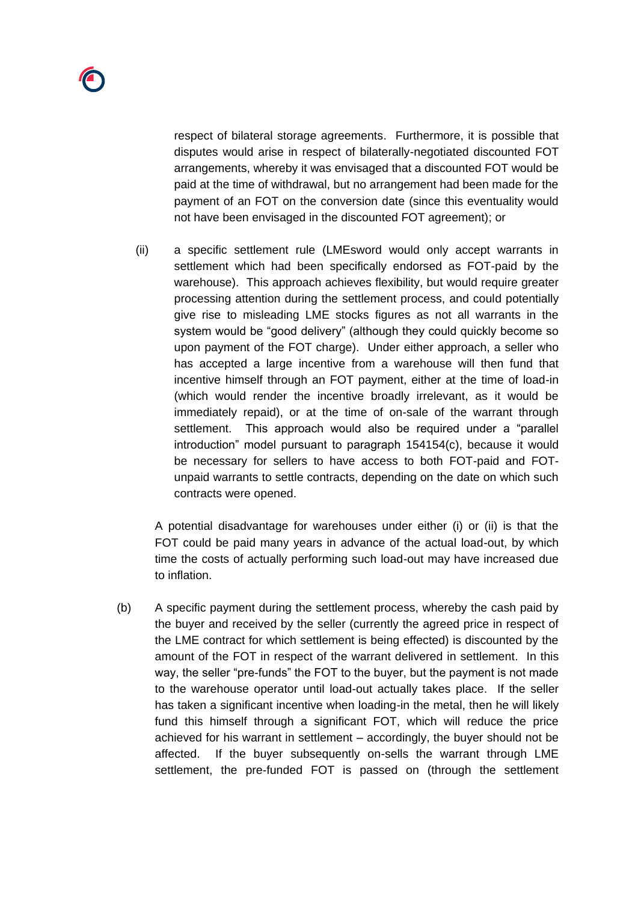respect of bilateral storage agreements. Furthermore, it is possible that disputes would arise in respect of bilaterally-negotiated discounted FOT arrangements, whereby it was envisaged that a discounted FOT would be paid at the time of withdrawal, but no arrangement had been made for the payment of an FOT on the conversion date (since this eventuality would not have been envisaged in the discounted FOT agreement); or

(ii) a specific settlement rule (LMEsword would only accept warrants in settlement which had been specifically endorsed as FOT-paid by the warehouse). This approach achieves flexibility, but would require greater processing attention during the settlement process, and could potentially give rise to misleading LME stocks figures as not all warrants in the system would be "good delivery" (although they could quickly become so upon payment of the FOT charge). Under either approach, a seller who has accepted a large incentive from a warehouse will then fund that incentive himself through an FOT payment, either at the time of load-in (which would render the incentive broadly irrelevant, as it would be immediately repaid), or at the time of on-sale of the warrant through settlement. This approach would also be required under a "parallel introduction" model pursuant to paragraph 154154(c), because it would be necessary for sellers to have access to both FOT-paid and FOT-unpaid warrants to settle contracts, depending on the date on which such contracts were opened.

A potential disadvantage for warehouses under either (i) or (ii) is that the FOT could be paid many years in advance of the actual load-out, by which time the costs of actually performing such load-out may have increased due to inflation.

(b) A specific payment during the settlement process, whereby the cash paid by the buyer and received by the seller (currently the agreed price in respect of the LME contract for which settlement is being effected) is discounted by the amount of the FOT in respect of the warrant delivered in settlement. In this way, the seller "pre-funds" the FOT to the buyer, but the payment is not made to the warehouse operator until load-out actually takes place. If the seller has taken a significant incentive when loading-in the metal, then he will likely fund this himself through a significant FOT, which will reduce the price achieved for his warrant in settlement – accordingly, the buyer should not be affected. If the buyer subsequently on-sells the warrant through LME settlement, the pre-funded FOT is passed on (through the settlement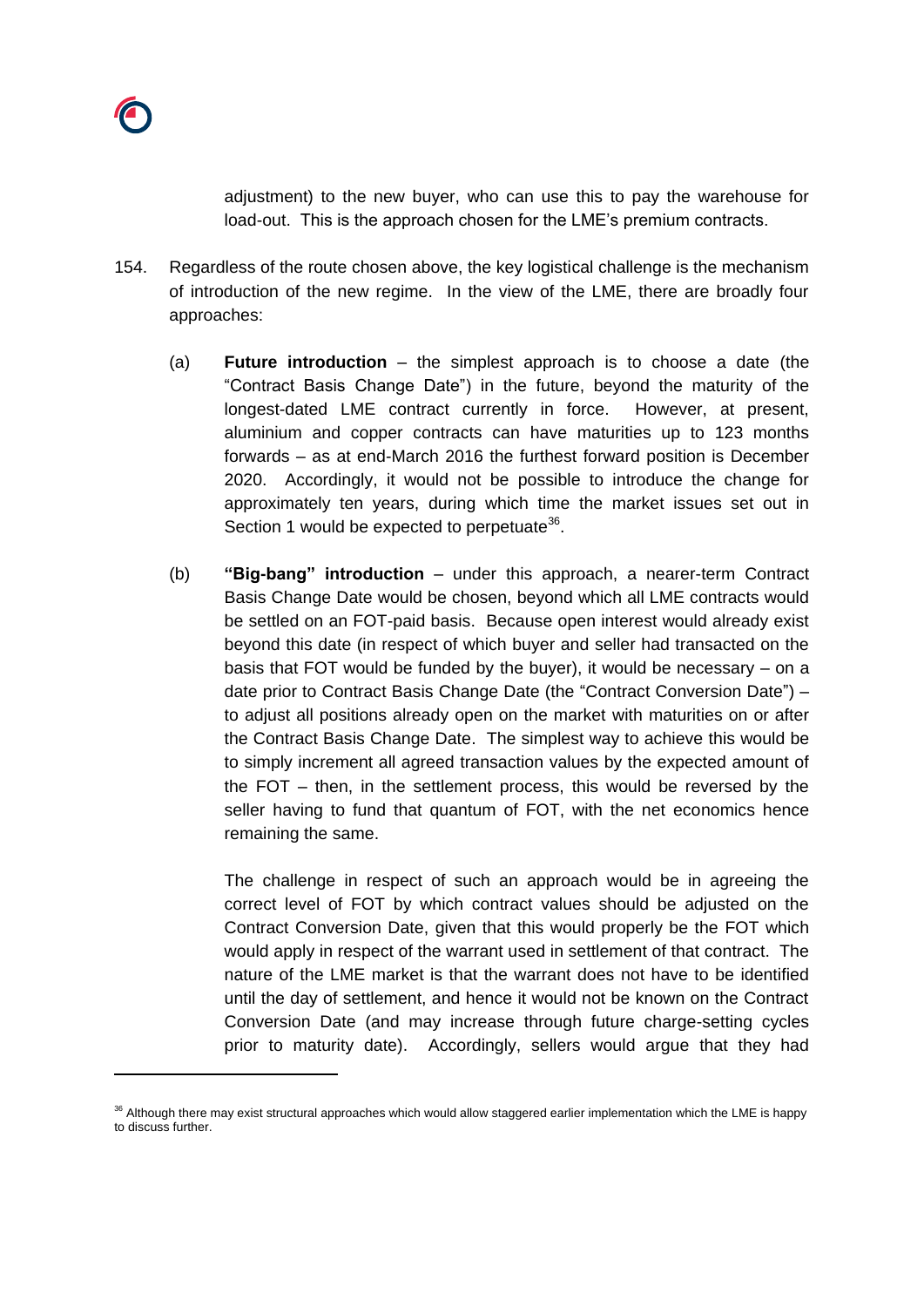adjustment) to the new buyer, who can use this to pay the warehouse for load-out. This is the approach chosen for the LME's premium contracts.

154. Regardless of the route chosen above, the key logistical challenge is the mechanism of introduction of the new regime. In the view of the LME, there are broadly four approaches:

   (a) **Future introduction** – the simplest approach is to choose a date (the "Contract Basis Change Date") in the future, beyond the maturity of the longest-dated LME contract currently in force. However, at present, aluminium and copper contracts can have maturities up to 123 months forwards – as at end-March 2016 the furthest forward position is December 2020. Accordingly, it would not be possible to introduce the change for approximately ten years, during which time the market issues set out in Section 1 would be expected to perpetuate[36].

   (b) **"Big-bang" introduction** – under this approach, a nearer-term Contract Basis Change Date would be chosen, beyond which all LME contracts would be settled on an FOT-paid basis. Because open interest would already exist beyond this date (in respect of which buyer and seller had transacted on the basis that FOT would be funded by the buyer), it would be necessary – on a date prior to Contract Basis Change Date (the "Contract Conversion Date") – to adjust all positions already open on the market with maturities on or after the Contract Basis Change Date. The simplest way to achieve this would be to simply increment all agreed transaction values by the expected amount of the FOT – then, in the settlement process, this would be reversed by the seller having to fund that quantum of FOT, with the net economics hence remaining the same.

   The challenge in respect of such an approach would be in agreeing the correct level of FOT by which contract values should be adjusted on the Contract Conversion Date, given that this would properly be the FOT which would apply in respect of the warrant used in settlement of that contract. The nature of the LME market is that the warrant does not have to be identified until the day of settlement, and hence it would not be known on the Contract Conversion Date (and may increase through future charge-setting cycles prior to maturity date). Accordingly, sellers would argue that they had

[36] Although there may exist structural approaches which would allow staggered earlier implementation which the LME is happy to discuss further.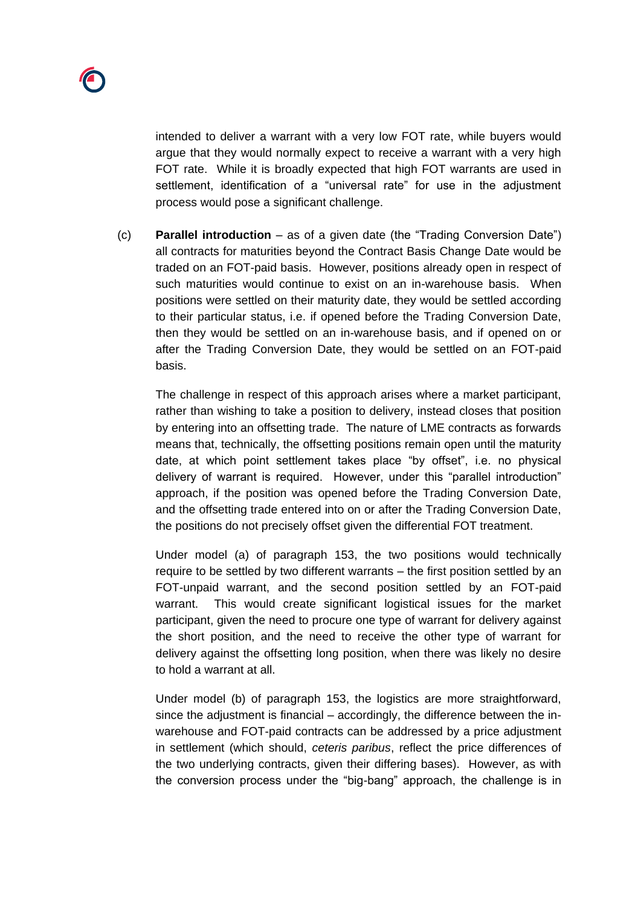intended to deliver a warrant with a very low FOT rate, while buyers would argue that they would normally expect to receive a warrant with a very high FOT rate. While it is broadly expected that high FOT warrants are used in settlement, identification of a "universal rate" for use in the adjustment process would pose a significant challenge.

(c) **Parallel introduction** – as of a given date (the "Trading Conversion Date") all contracts for maturities beyond the Contract Basis Change Date would be traded on an FOT-paid basis. However, positions already open in respect of such maturities would continue to exist on an in-warehouse basis. When positions were settled on their maturity date, they would be settled according to their particular status, i.e. if opened before the Trading Conversion Date, then they would be settled on an in-warehouse basis, and if opened on or after the Trading Conversion Date, they would be settled on an FOT-paid basis.

The challenge in respect of this approach arises where a market participant, rather than wishing to take a position to delivery, instead closes that position by entering into an offsetting trade. The nature of LME contracts as forwards means that, technically, the offsetting positions remain open until the maturity date, at which point settlement takes place "by offset", i.e. no physical delivery of warrant is required. However, under this "parallel introduction" approach, if the position was opened before the Trading Conversion Date, and the offsetting trade entered into on or after the Trading Conversion Date, the positions do not precisely offset given the differential FOT treatment.

Under model (a) of paragraph 153, the two positions would technically require to be settled by two different warrants – the first position settled by an FOT-unpaid warrant, and the second position settled by an FOT-paid warrant. This would create significant logistical issues for the market participant, given the need to procure one type of warrant for delivery against the short position, and the need to receive the other type of warrant for delivery against the offsetting long position, when there was likely no desire to hold a warrant at all.

Under model (b) of paragraph 153, the logistics are more straightforward, since the adjustment is financial – accordingly, the difference between the in-warehouse and FOT-paid contracts can be addressed by a price adjustment in settlement (which should, *ceteris paribus*, reflect the price differences of the two underlying contracts, given their differing bases). However, as with the conversion process under the "big-bang" approach, the challenge is in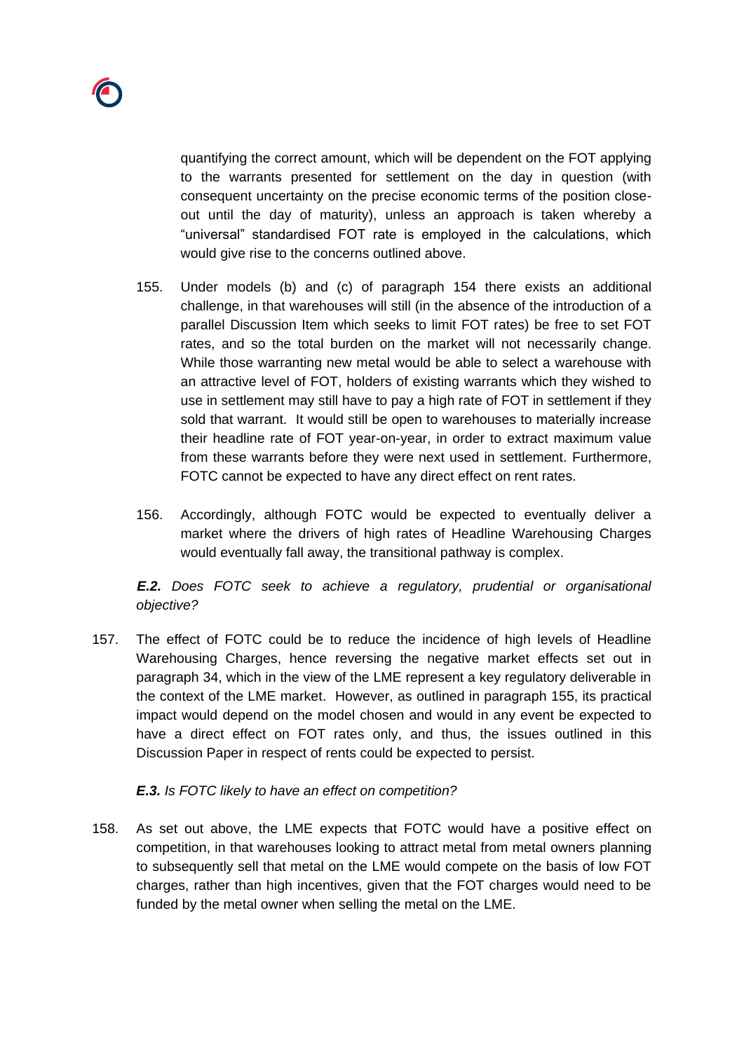quantifying the correct amount, which will be dependent on the FOT applying to the warrants presented for settlement on the day in question (with consequent uncertainty on the precise economic terms of the position close-out until the day of maturity), unless an approach is taken whereby a "universal" standardised FOT rate is employed in the calculations, which would give rise to the concerns outlined above.

155. Under models (b) and (c) of paragraph 154 there exists an additional challenge, in that warehouses will still (in the absence of the introduction of a parallel Discussion Item which seeks to limit FOT rates) be free to set FOT rates, and so the total burden on the market will not necessarily change. While those warranting new metal would be able to select a warehouse with an attractive level of FOT, holders of existing warrants which they wished to use in settlement may still have to pay a high rate of FOT in settlement if they sold that warrant. It would still be open to warehouses to materially increase their headline rate of FOT year-on-year, in order to extract maximum value from these warrants before they were next used in settlement. Furthermore, FOTC cannot be expected to have any direct effect on rent rates.

156. Accordingly, although FOTC would be expected to eventually deliver a market where the drivers of high rates of Headline Warehousing Charges would eventually fall away, the transitional pathway is complex.

***E.2.*** *Does FOTC seek to achieve a regulatory, prudential or organisational objective?*

157. The effect of FOTC could be to reduce the incidence of high levels of Headline Warehousing Charges, hence reversing the negative market effects set out in paragraph 34, which in the view of the LME represent a key regulatory deliverable in the context of the LME market. However, as outlined in paragraph 155, its practical impact would depend on the model chosen and would in any event be expected to have a direct effect on FOT rates only, and thus, the issues outlined in this Discussion Paper in respect of rents could be expected to persist.

***E.3.*** *Is FOTC likely to have an effect on competition?*

158. As set out above, the LME expects that FOTC would have a positive effect on competition, in that warehouses looking to attract metal from metal owners planning to subsequently sell that metal on the LME would compete on the basis of low FOT charges, rather than high incentives, given that the FOT charges would need to be funded by the metal owner when selling the metal on the LME.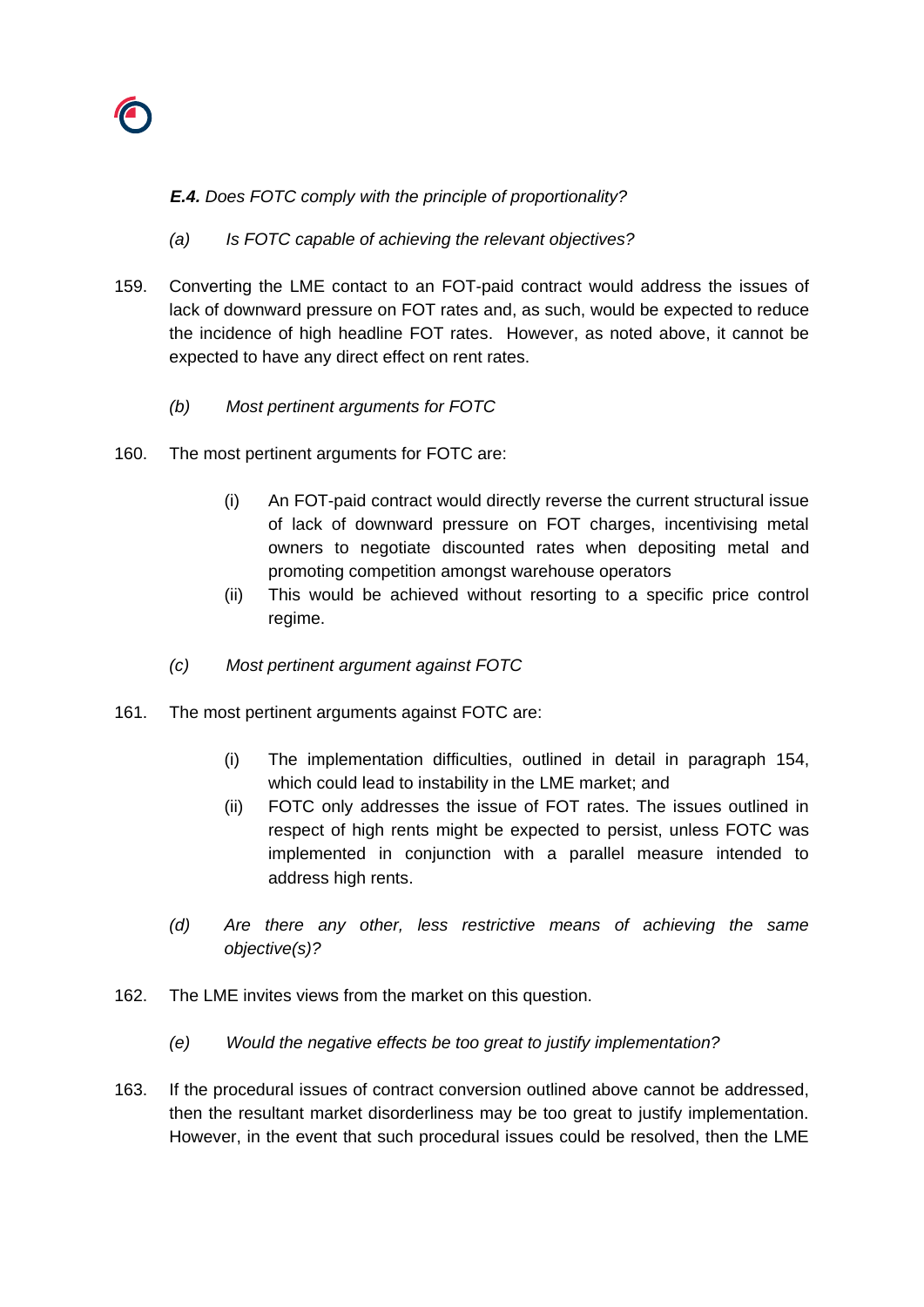***E.4.*** *Does FOTC comply with the principle of proportionality?*

*(a) Is FOTC capable of achieving the relevant objectives?*

159. Converting the LME contact to an FOT-paid contract would address the issues of lack of downward pressure on FOT rates and, as such, would be expected to reduce the incidence of high headline FOT rates. However, as noted above, it cannot be expected to have any direct effect on rent rates.

*(b) Most pertinent arguments for FOTC*

160. The most pertinent arguments for FOTC are:

   (i) An FOT-paid contract would directly reverse the current structural issue of lack of downward pressure on FOT charges, incentivising metal owners to negotiate discounted rates when depositing metal and promoting competition amongst warehouse operators

   (ii) This would be achieved without resorting to a specific price control regime.

*(c) Most pertinent argument against FOTC*

161. The most pertinent arguments against FOTC are:

   (i) The implementation difficulties, outlined in detail in paragraph 154, which could lead to instability in the LME market; and

   (ii) FOTC only addresses the issue of FOT rates. The issues outlined in respect of high rents might be expected to persist, unless FOTC was implemented in conjunction with a parallel measure intended to address high rents.

*(d) Are there any other, less restrictive means of achieving the same objective(s)?*

162. The LME invites views from the market on this question.

*(e) Would the negative effects be too great to justify implementation?*

163. If the procedural issues of contract conversion outlined above cannot be addressed, then the resultant market disorderliness may be too great to justify implementation. However, in the event that such procedural issues could be resolved, then the LME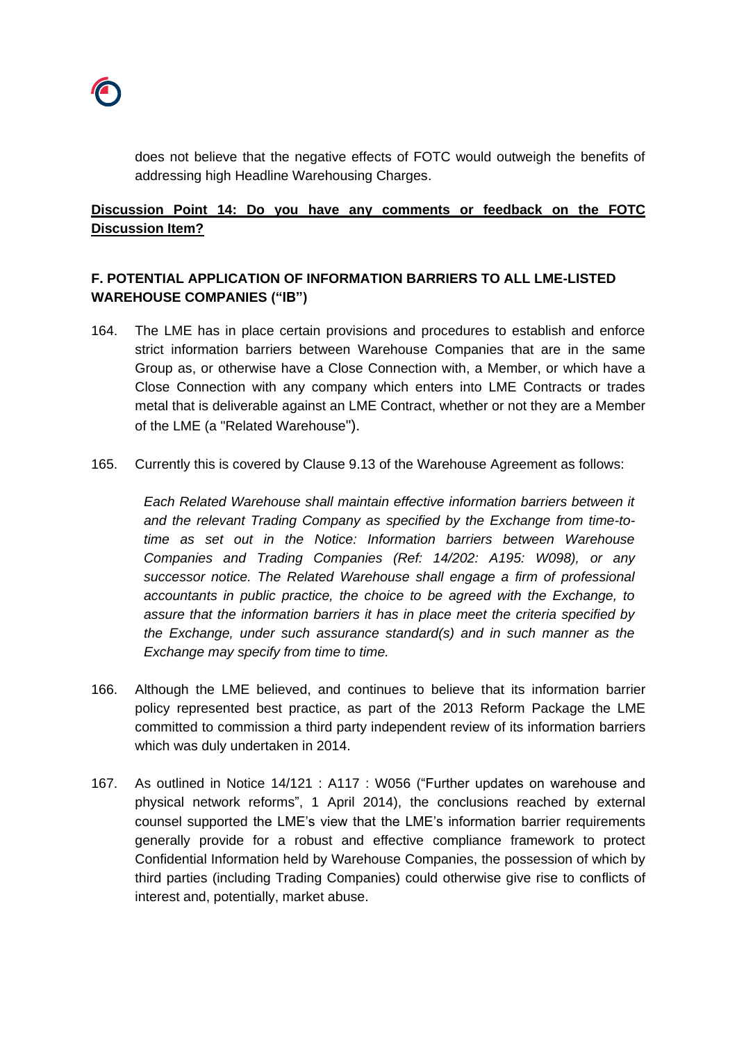does not believe that the negative effects of FOTC would outweigh the benefits of addressing high Headline Warehousing Charges.

**Discussion Point 14: Do you have any comments or feedback on the FOTC Discussion Item?**

## F. POTENTIAL APPLICATION OF INFORMATION BARRIERS TO ALL LME-LISTED WAREHOUSE COMPANIES ("IB")

164. The LME has in place certain provisions and procedures to establish and enforce strict information barriers between Warehouse Companies that are in the same Group as, or otherwise have a Close Connection with, a Member, or which have a Close Connection with any company which enters into LME Contracts or trades metal that is deliverable against an LME Contract, whether or not they are a Member of the LME (a "Related Warehouse").

165. Currently this is covered by Clause 9.13 of the Warehouse Agreement as follows:

    *Each Related Warehouse shall maintain effective information barriers between it and the relevant Trading Company as specified by the Exchange from time-to-time as set out in the Notice: Information barriers between Warehouse Companies and Trading Companies (Ref: 14/202: A195: W098), or any successor notice. The Related Warehouse shall engage a firm of professional accountants in public practice, the choice to be agreed with the Exchange, to assure that the information barriers it has in place meet the criteria specified by the Exchange, under such assurance standard(s) and in such manner as the Exchange may specify from time to time.*

166. Although the LME believed, and continues to believe that its information barrier policy represented best practice, as part of the 2013 Reform Package the LME committed to commission a third party independent review of its information barriers which was duly undertaken in 2014.

167. As outlined in Notice 14/121 : A117 : W056 ("Further updates on warehouse and physical network reforms", 1 April 2014), the conclusions reached by external counsel supported the LME's view that the LME's information barrier requirements generally provide for a robust and effective compliance framework to protect Confidential Information held by Warehouse Companies, the possession of which by third parties (including Trading Companies) could otherwise give rise to conflicts of interest and, potentially, market abuse.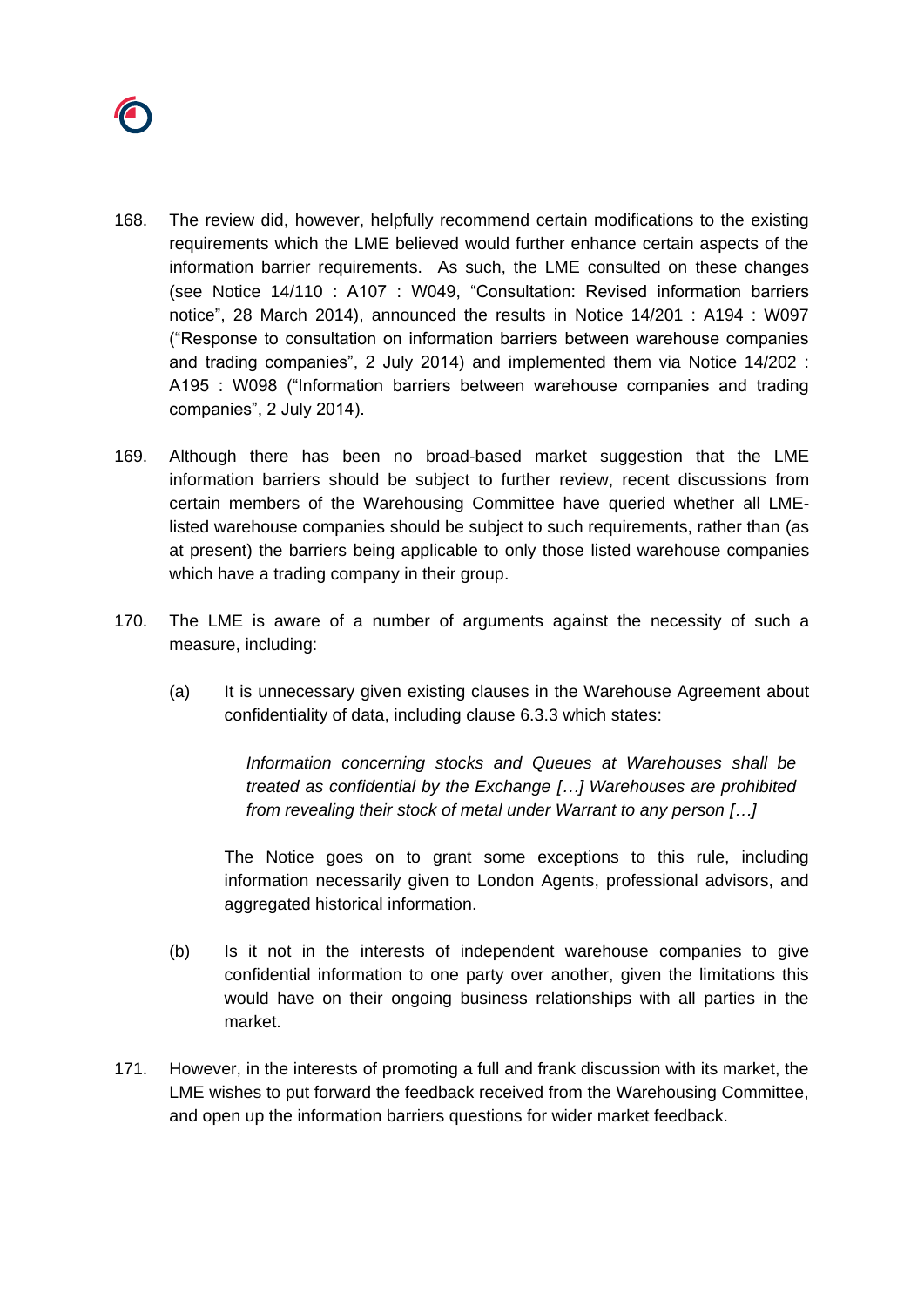168. The review did, however, helpfully recommend certain modifications to the existing requirements which the LME believed would further enhance certain aspects of the information barrier requirements. As such, the LME consulted on these changes (see Notice 14/110 : A107 : W049, "Consultation: Revised information barriers notice", 28 March 2014), announced the results in Notice 14/201 : A194 : W097 ("Response to consultation on information barriers between warehouse companies and trading companies", 2 July 2014) and implemented them via Notice 14/202 : A195 : W098 ("Information barriers between warehouse companies and trading companies", 2 July 2014).

169. Although there has been no broad-based market suggestion that the LME information barriers should be subject to further review, recent discussions from certain members of the Warehousing Committee have queried whether all LME-listed warehouse companies should be subject to such requirements, rather than (as at present) the barriers being applicable to only those listed warehouse companies which have a trading company in their group.

170. The LME is aware of a number of arguments against the necessity of such a measure, including:

    (a) It is unnecessary given existing clauses in the Warehouse Agreement about confidentiality of data, including clause 6.3.3 which states:

    > *Information concerning stocks and Queues at Warehouses shall be treated as confidential by the Exchange […] Warehouses are prohibited from revealing their stock of metal under Warrant to any person […]*

    The Notice goes on to grant some exceptions to this rule, including information necessarily given to London Agents, professional advisors, and aggregated historical information.

    (b) Is it not in the interests of independent warehouse companies to give confidential information to one party over another, given the limitations this would have on their ongoing business relationships with all parties in the market.

171. However, in the interests of promoting a full and frank discussion with its market, the LME wishes to put forward the feedback received from the Warehousing Committee, and open up the information barriers questions for wider market feedback.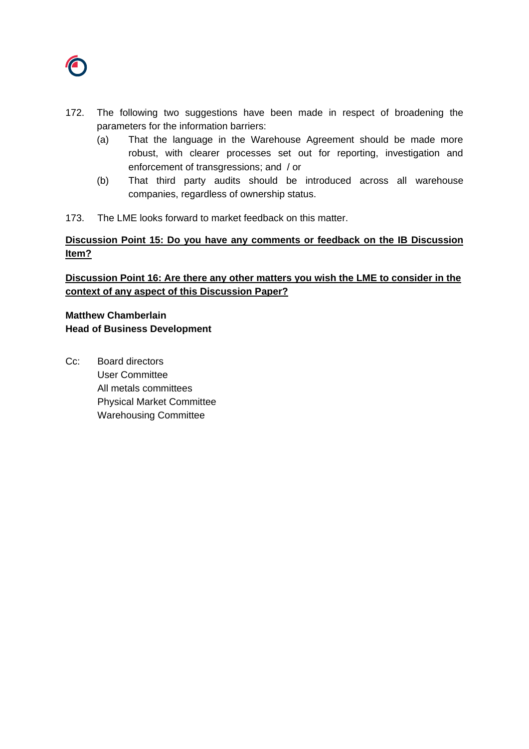172. The following two suggestions have been made in respect of broadening the parameters for the information barriers:

    (a) That the language in the Warehouse Agreement should be made more robust, with clearer processes set out for reporting, investigation and enforcement of transgressions; and / or

    (b) That third party audits should be introduced across all warehouse companies, regardless of ownership status.

173. The LME looks forward to market feedback on this matter.

**Discussion Point 15: Do you have any comments or feedback on the IB Discussion Item?**

**Discussion Point 16: Are there any other matters you wish the LME to consider in the context of any aspect of this Discussion Paper?**

**Matthew Chamberlain**
**Head of Business Development**

Cc: Board directors
User Committee
All metals committees
Physical Market Committee
Warehousing Committee